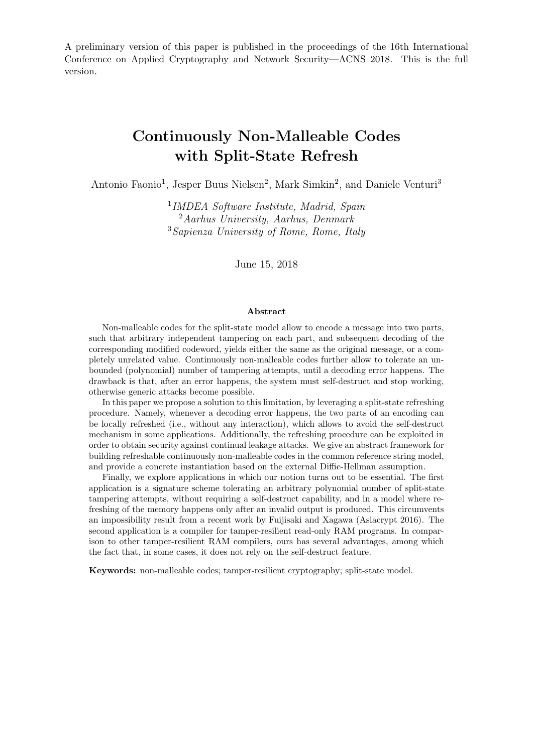A preliminary version of this paper is published in the proceedings of the 16th International Conference on Applied Cryptography and Network Security—ACNS 2018. This is the full version.

# Continuously Non-Malleable Codes with Split-State Refresh

Antonio Faonio[1], Jesper Buus Nielsen[2], Mark Simkin[2], and Daniele Venturi[3]

[1] *IMDEA Software Institute, Madrid, Spain*
[2] *Aarhus University, Aarhus, Denmark*
[3] *Sapienza University of Rome, Rome, Italy*

June 15, 2018

### Abstract

Non-malleable codes for the split-state model allow to encode a message into two parts, such that arbitrary independent tampering on each part, and subsequent decoding of the corresponding modified codeword, yields either the same as the original message, or a completely unrelated value. Continuously non-malleable codes further allow to tolerate an unbounded (polynomial) number of tampering attempts, until a decoding error happens. The drawback is that, after an error happens, the system must self-destruct and stop working, otherwise generic attacks become possible.

In this paper we propose a solution to this limitation, by leveraging a split-state refreshing procedure. Namely, whenever a decoding error happens, the two parts of an encoding can be locally refreshed (i.e., without any interaction), which allows to avoid the self-destruct mechanism in some applications. Additionally, the refreshing procedure can be exploited in order to obtain security against continual leakage attacks. We give an abstract framework for building refreshable continuously non-malleable codes in the common reference string model, and provide a concrete instantiation based on the external Diffie-Hellman assumption.

Finally, we explore applications in which our notion turns out to be essential. The first application is a signature scheme tolerating an arbitrary polynomial number of split-state tampering attempts, without requiring a self-destruct capability, and in a model where refreshing of the memory happens only after an invalid output is produced. This circumvents an impossibility result from a recent work by Fuijisaki and Xagawa (Asiacrypt 2016). The second application is a compiler for tamper-resilient read-only RAM programs. In comparison to other tamper-resilient RAM compilers, ours has several advantages, among which the fact that, in some cases, it does not rely on the self-destruct feature.

**Keywords:** non-malleable codes; tamper-resilient cryptography; split-state model.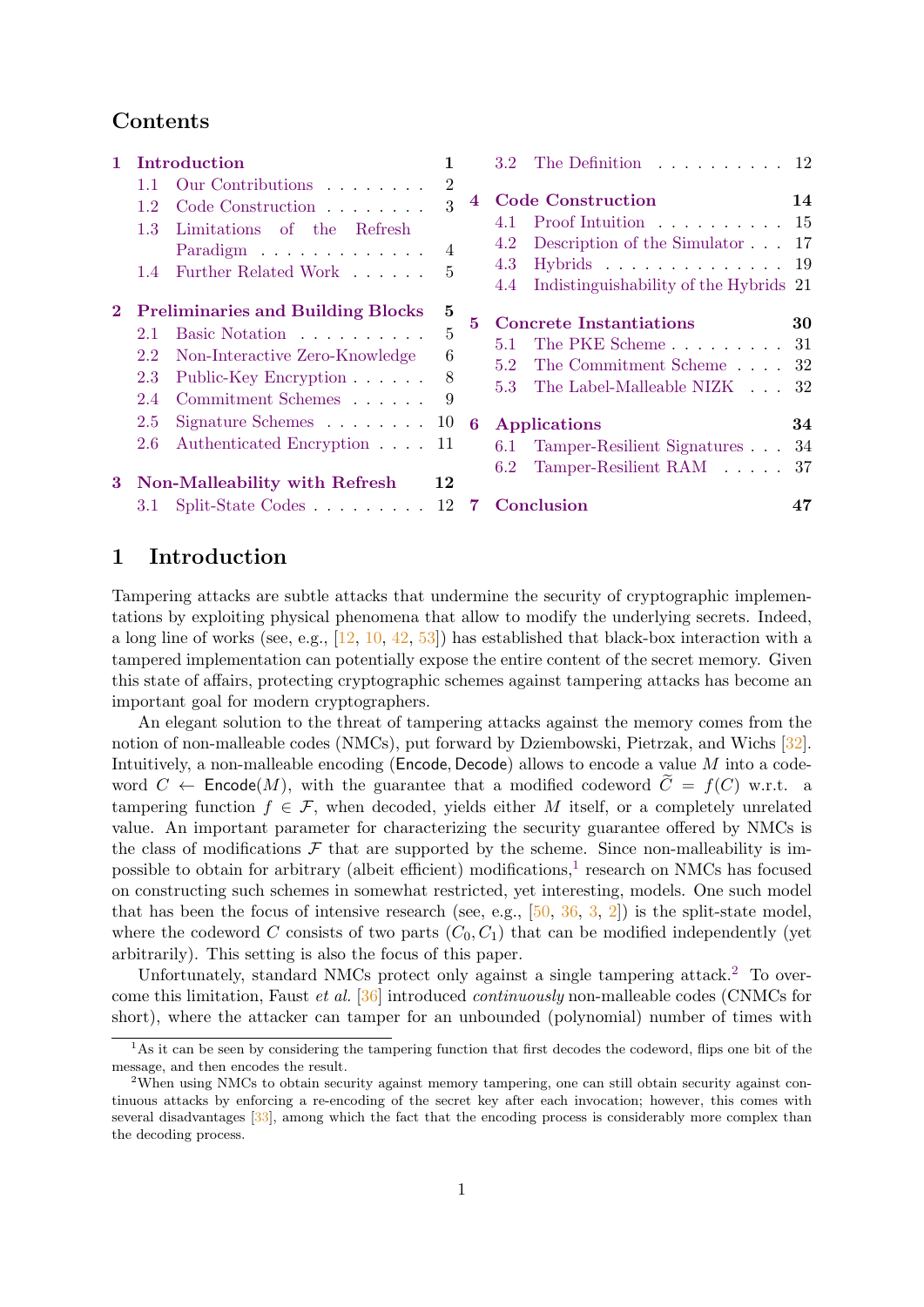## Contents

- **1 Introduction** — 1
  - 1.1 Our Contributions — 2
  - 1.2 Code Construction — 3
  - 1.3 Limitations of the Refresh Paradigm — 4
  - 1.4 Further Related Work — 5
- **2 Preliminaries and Building Blocks** — 5
  - 2.1 Basic Notation — 5
  - 2.2 Non-Interactive Zero-Knowledge — 6
  - 2.3 Public-Key Encryption — 8
  - 2.4 Commitment Schemes — 9
  - 2.5 Signature Schemes — 10
  - 2.6 Authenticated Encryption — 11
- **3 Non-Malleability with Refresh** — 12
  - 3.1 Split-State Codes — 12
  - 3.2 The Definition — 12
- **4 Code Construction** — 14
  - 4.1 Proof Intuition — 15
  - 4.2 Description of the Simulator — 17
  - 4.3 Hybrids — 19
  - 4.4 Indistinguishability of the Hybrids — 21
- **5 Concrete Instantiations** — 30
  - 5.1 The PKE Scheme — 31
  - 5.2 The Commitment Scheme — 32
  - 5.3 The Label-Malleable NIZK — 32
- **6 Applications** — 34
  - 6.1 Tamper-Resilient Signatures — 34
  - 6.2 Tamper-Resilient RAM — 37
- **7 Conclusion** — 47

# 1 Introduction

Tampering attacks are subtle attacks that undermine the security of cryptographic implementations by exploiting physical phenomena that allow to modify the underlying secrets. Indeed, a long line of works (see, e.g., [12, 10, 42, 53]) has established that black-box interaction with a tampered implementation can potentially expose the entire content of the secret memory. Given this state of affairs, protecting cryptographic schemes against tampering attacks has become an important goal for modern cryptographers.

An elegant solution to the threat of tampering attacks against the memory comes from the notion of non-malleable codes (NMCs), put forward by Dziembowski, Pietrzak, and Wichs [32]. Intuitively, a non-malleable encoding (Encode, Decode) allows to encode a value $M$ into a codeword $C \leftarrow \mathsf{Encode}(M)$, with the guarantee that a modified codeword $\widetilde{C} = f(C)$ w.r.t. a tampering function $f \in \mathcal{F}$, when decoded, yields either $M$ itself, or a completely unrelated value. An important parameter for characterizing the security guarantee offered by NMCs is the class of modifications $\mathcal{F}$ that are supported by the scheme. Since non-malleability is impossible to obtain for arbitrary (albeit efficient) modifications,[1] research on NMCs has focused on constructing such schemes in somewhat restricted, yet interesting, models. One such model that has been the focus of intensive research (see, e.g., [50, 36, 3, 2]) is the split-state model, where the codeword $C$ consists of two parts $(C_0, C_1)$ that can be modified independently (yet arbitrarily). This setting is also the focus of this paper.

Unfortunately, standard NMCs protect only against a single tampering attack.[2] To overcome this limitation, Faust *et al.* [36] introduced *continuously* non-malleable codes (CNMCs for short), where the attacker can tamper for an unbounded (polynomial) number of times with

[1] As it can be seen by considering the tampering function that first decodes the codeword, flips one bit of the message, and then encodes the result.

[2] When using NMCs to obtain security against memory tampering, one can still obtain security against continuous attacks by enforcing a re-encoding of the secret key after each invocation; however, this comes with several disadvantages [33], among which the fact that the encoding process is considerably more complex than the decoding process.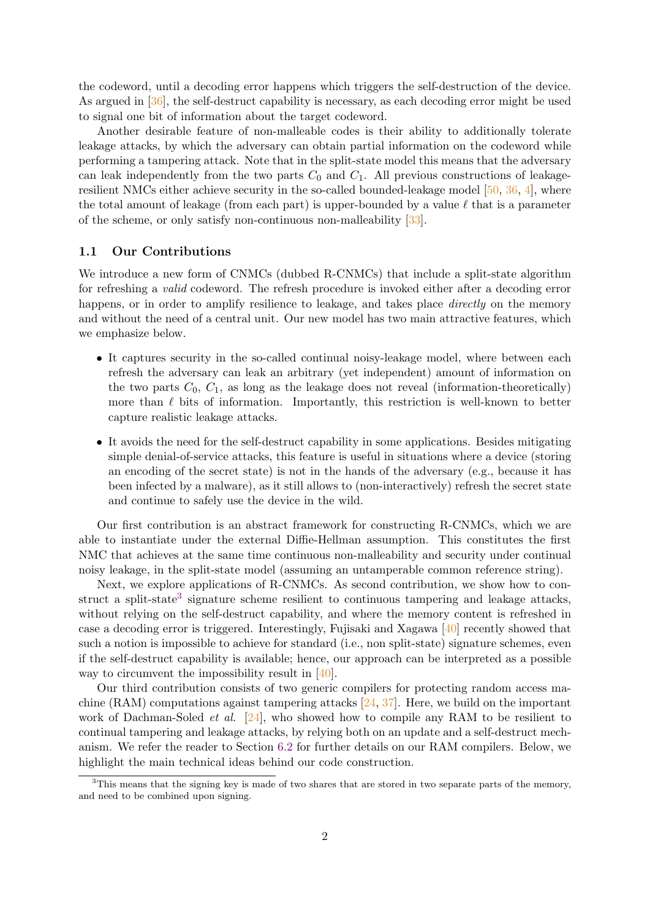the codeword, until a decoding error happens which triggers the self-destruction of the device. As argued in [36], the self-destruct capability is necessary, as each decoding error might be used to signal one bit of information about the target codeword.

Another desirable feature of non-malleable codes is their ability to additionally tolerate leakage attacks, by which the adversary can obtain partial information on the codeword while performing a tampering attack. Note that in the split-state model this means that the adversary can leak independently from the two parts $C_0$ and $C_1$. All previous constructions of leakage-resilient NMCs either achieve security in the so-called bounded-leakage model [50, 36, 4], where the total amount of leakage (from each part) is upper-bounded by a value $\ell$ that is a parameter of the scheme, or only satisfy non-continuous non-malleability [33].

### 1.1 Our Contributions

We introduce a new form of CNMCs (dubbed R-CNMCs) that include a split-state algorithm for refreshing a *valid* codeword. The refresh procedure is invoked either after a decoding error happens, or in order to amplify resilience to leakage, and takes place *directly* on the memory and without the need of a central unit. Our new model has two main attractive features, which we emphasize below.

- It captures security in the so-called continual noisy-leakage model, where between each refresh the adversary can leak an arbitrary (yet independent) amount of information on the two parts $C_0$, $C_1$, as long as the leakage does not reveal (information-theoretically) more than $\ell$ bits of information. Importantly, this restriction is well-known to better capture realistic leakage attacks.
- It avoids the need for the self-destruct capability in some applications. Besides mitigating simple denial-of-service attacks, this feature is useful in situations where a device (storing an encoding of the secret state) is not in the hands of the adversary (e.g., because it has been infected by a malware), as it still allows to (non-interactively) refresh the secret state and continue to safely use the device in the wild.

Our first contribution is an abstract framework for constructing R-CNMCs, which we are able to instantiate under the external Diffie-Hellman assumption. This constitutes the first NMC that achieves at the same time continuous non-malleability and security under continual noisy leakage, in the split-state model (assuming an untamperable common reference string).

Next, we explore applications of R-CNMCs. As second contribution, we show how to construct a split-state[3] signature scheme resilient to continuous tampering and leakage attacks, without relying on the self-destruct capability, and where the memory content is refreshed in case a decoding error is triggered. Interestingly, Fujisaki and Xagawa [40] recently showed that such a notion is impossible to achieve for standard (i.e., non split-state) signature schemes, even if the self-destruct capability is available; hence, our approach can be interpreted as a possible way to circumvent the impossibility result in [40].

Our third contribution consists of two generic compilers for protecting random access machine (RAM) computations against tampering attacks [24, 37]. Here, we build on the important work of Dachman-Soled *et al.* [24], who showed how to compile any RAM to be resilient to continual tampering and leakage attacks, by relying both on an update and a self-destruct mechanism. We refer the reader to Section 6.2 for further details on our RAM compilers. Below, we highlight the main technical ideas behind our code construction.

[3] This means that the signing key is made of two shares that are stored in two separate parts of the memory, and need to be combined upon signing.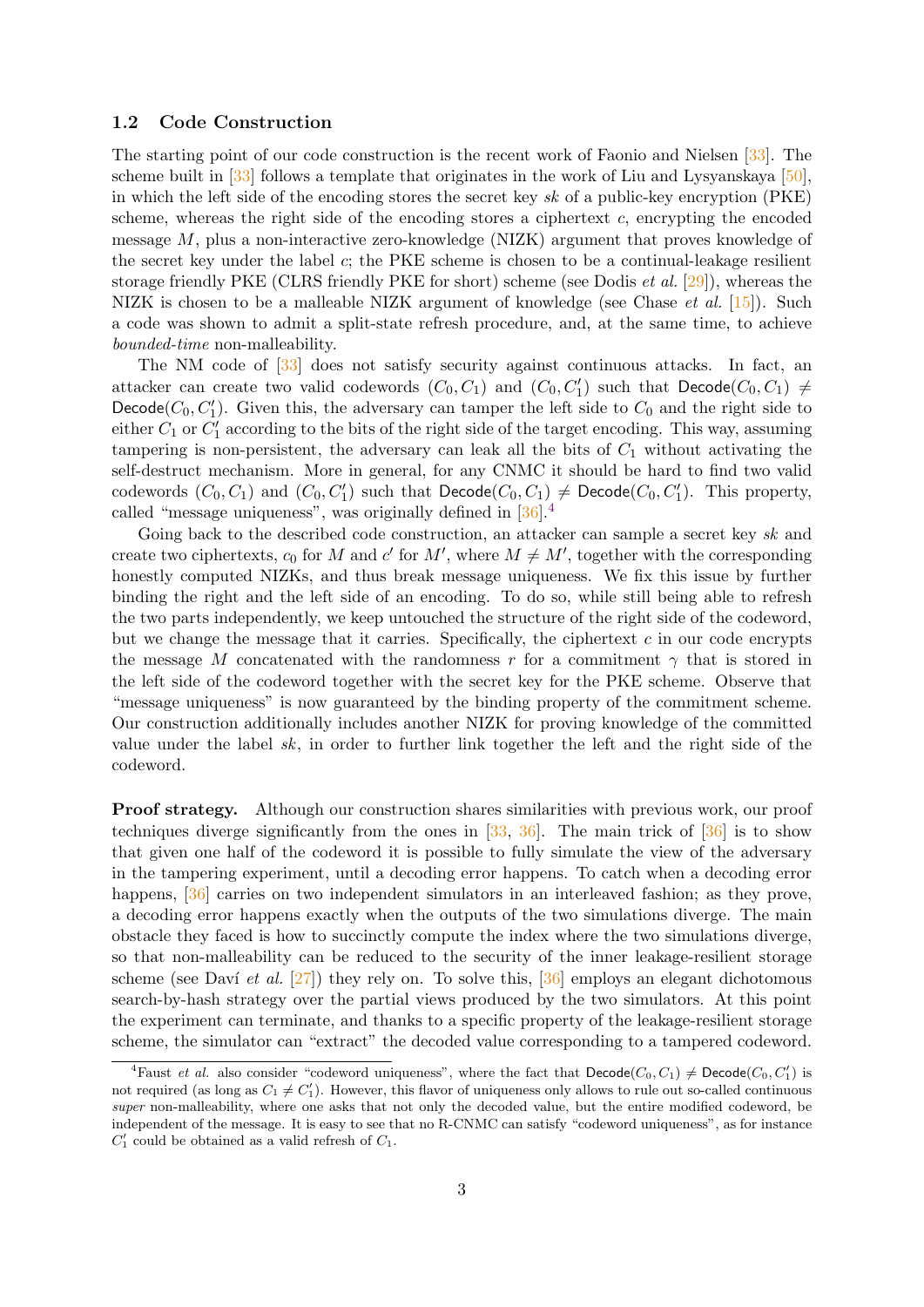### 1.2 Code Construction

The starting point of our code construction is the recent work of Faonio and Nielsen [33]. The scheme built in [33] follows a template that originates in the work of Liu and Lysyanskaya [50], in which the left side of the encoding stores the secret key $sk$ of a public-key encryption (PKE) scheme, whereas the right side of the encoding stores a ciphertext $c$, encrypting the encoded message $M$, plus a non-interactive zero-knowledge (NIZK) argument that proves knowledge of the secret key under the label $c$; the PKE scheme is chosen to be a continual-leakage resilient storage friendly PKE (CLRS friendly PKE for short) scheme (see Dodis *et al.* [29]), whereas the NIZK is chosen to be a malleable NIZK argument of knowledge (see Chase *et al.* [15]). Such a code was shown to admit a split-state refresh procedure, and, at the same time, to achieve *bounded-time* non-malleability.

The NM code of [33] does not satisfy security against continuous attacks. In fact, an attacker can create two valid codewords $(C_0, C_1)$ and $(C_0, C_1')$ such that $\mathsf{Decode}(C_0, C_1) \neq \mathsf{Decode}(C_0, C_1')$. Given this, the adversary can tamper the left side to $C_0$ and the right side to either $C_1$ or $C_1'$ according to the bits of the right side of the target encoding. This way, assuming tampering is non-persistent, the adversary can leak all the bits of $C_1$ without activating the self-destruct mechanism. More in general, for any CNMC it should be hard to find two valid codewords $(C_0, C_1)$ and $(C_0, C_1')$ such that $\mathsf{Decode}(C_0, C_1) \neq \mathsf{Decode}(C_0, C_1')$. This property, called "message uniqueness", was originally defined in [36].[4]

Going back to the described code construction, an attacker can sample a secret key $sk$ and create two ciphertexts, $c_0$ for $M$ and $c'$ for $M'$, where $M \neq M'$, together with the corresponding honestly computed NIZKs, and thus break message uniqueness. We fix this issue by further binding the right and the left side of an encoding. To do so, while still being able to refresh the two parts independently, we keep untouched the structure of the right side of the codeword, but we change the message that it carries. Specifically, the ciphertext $c$ in our code encrypts the message $M$ concatenated with the randomness $r$ for a commitment $\gamma$ that is stored in the left side of the codeword together with the secret key for the PKE scheme. Observe that "message uniqueness" is now guaranteed by the binding property of the commitment scheme. Our construction additionally includes another NIZK for proving knowledge of the committed value under the label $sk$, in order to further link together the left and the right side of the codeword.

**Proof strategy.** Although our construction shares similarities with previous work, our proof techniques diverge significantly from the ones in [33, 36]. The main trick of [36] is to show that given one half of the codeword it is possible to fully simulate the view of the adversary in the tampering experiment, until a decoding error happens. To catch when a decoding error happens, [36] carries on two independent simulators in an interleaved fashion; as they prove, a decoding error happens exactly when the outputs of the two simulations diverge. The main obstacle they faced is how to succinctly compute the index where the two simulations diverge, so that non-malleability can be reduced to the security of the inner leakage-resilient storage scheme (see Daví *et al.* [27]) they rely on. To solve this, [36] employs an elegant dichotomous search-by-hash strategy over the partial views produced by the two simulators. At this point the experiment can terminate, and thanks to a specific property of the leakage-resilient storage scheme, the simulator can "extract" the decoded value corresponding to a tampered codeword.

[4] Faust *et al.* also consider "codeword uniqueness", where the fact that $\mathsf{Decode}(C_0, C_1) \neq \mathsf{Decode}(C_0, C_1')$ is not required (as long as $C_1 \neq C_1'$). However, this flavor of uniqueness only allows to rule out so-called continuous *super* non-malleability, where one asks that not only the decoded value, but the entire modified codeword, be independent of the message. It is easy to see that no R-CNMC can satisfy "codeword uniqueness", as for instance $C_1'$ could be obtained as a valid refresh of $C_1$.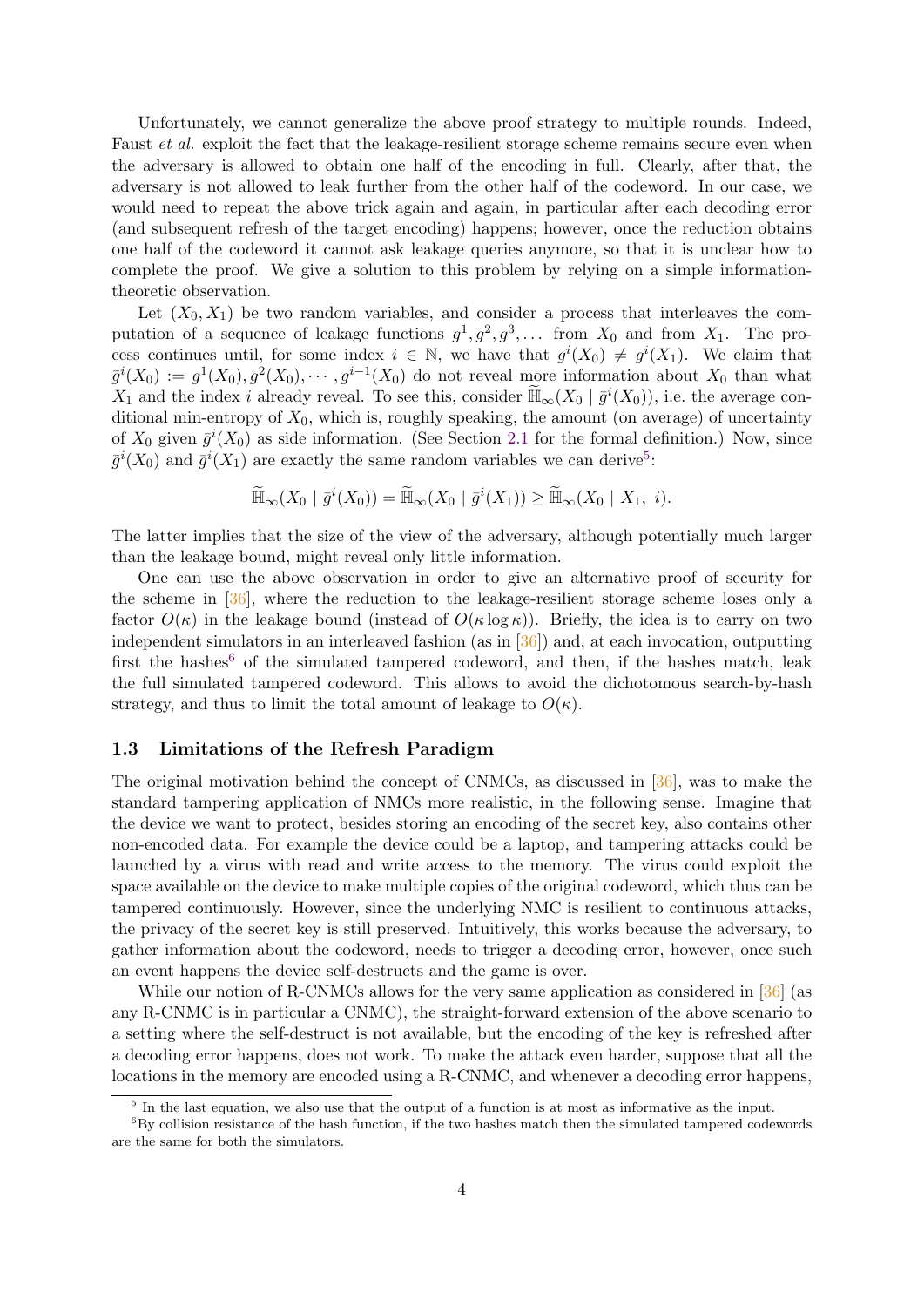Unfortunately, we cannot generalize the above proof strategy to multiple rounds. Indeed, Faust *et al.* exploit the fact that the leakage-resilient storage scheme remains secure even when the adversary is allowed to obtain one half of the encoding in full. Clearly, after that, the adversary is not allowed to leak further from the other half of the codeword. In our case, we would need to repeat the above trick again and again, in particular after each decoding error (and subsequent refresh of the target encoding) happens; however, once the reduction obtains one half of the codeword it cannot ask leakage queries anymore, so that it is unclear how to complete the proof. We give a solution to this problem by relying on a simple information-theoretic observation.

Let $(X_0, X_1)$ be two random variables, and consider a process that interleaves the computation of a sequence of leakage functions $g^1, g^2, g^3, \ldots$ from $X_0$ and from $X_1$. The process continues until, for some index $i \in \mathbb{N}$, we have that $g^i(X_0) \neq g^i(X_1)$. We claim that $\bar{g}^i(X_0) := g^1(X_0), g^2(X_0), \cdots, g^{i-1}(X_0)$ do not reveal more information about $X_0$ than what $X_1$ and the index $i$ already reveal. To see this, consider $\widetilde{\mathbb{H}}_\infty(X_0 \mid \bar{g}^i(X_0))$, i.e. the average conditional min-entropy of $X_0$, which is, roughly speaking, the amount (on average) of uncertainty of $X_0$ given $\bar{g}^i(X_0)$ as side information. (See Section 2.1 for the formal definition.) Now, since $\bar{g}^i(X_0)$ and $\bar{g}^i(X_1)$ are exactly the same random variables we can derive[5]:

$$\widetilde{\mathbb{H}}_\infty(X_0 \mid \bar{g}^i(X_0)) = \widetilde{\mathbb{H}}_\infty(X_0 \mid \bar{g}^i(X_1)) \geq \widetilde{\mathbb{H}}_\infty(X_0 \mid X_1,\ i).$$

The latter implies that the size of the view of the adversary, although potentially much larger than the leakage bound, might reveal only little information.

One can use the above observation in order to give an alternative proof of security for the scheme in [36], where the reduction to the leakage-resilient storage scheme loses only a factor $O(\kappa)$ in the leakage bound (instead of $O(\kappa \log \kappa)$). Briefly, the idea is to carry on two independent simulators in an interleaved fashion (as in [36]) and, at each invocation, outputting first the hashes[6] of the simulated tampered codeword, and then, if the hashes match, leak the full simulated tampered codeword. This allows to avoid the dichotomous search-by-hash strategy, and thus to limit the total amount of leakage to $O(\kappa)$.

### 1.3 Limitations of the Refresh Paradigm

The original motivation behind the concept of CNMCs, as discussed in [36], was to make the standard tampering application of NMCs more realistic, in the following sense. Imagine that the device we want to protect, besides storing an encoding of the secret key, also contains other non-encoded data. For example the device could be a laptop, and tampering attacks could be launched by a virus with read and write access to the memory. The virus could exploit the space available on the device to make multiple copies of the original codeword, which thus can be tampered continuously. However, since the underlying NMC is resilient to continuous attacks, the privacy of the secret key is still preserved. Intuitively, this works because the adversary, to gather information about the codeword, needs to trigger a decoding error, however, once such an event happens the device self-destructs and the game is over.

While our notion of R-CNMCs allows for the very same application as considered in [36] (as any R-CNMC is in particular a CNMC), the straight-forward extension of the above scenario to a setting where the self-destruct is not available, but the encoding of the key is refreshed after a decoding error happens, does not work. To make the attack even harder, suppose that all the locations in the memory are encoded using a R-CNMC, and whenever a decoding error happens,

[5] In the last equation, we also use that the output of a function is at most as informative as the input.

[6] By collision resistance of the hash function, if the two hashes match then the simulated tampered codewords are the same for both the simulators.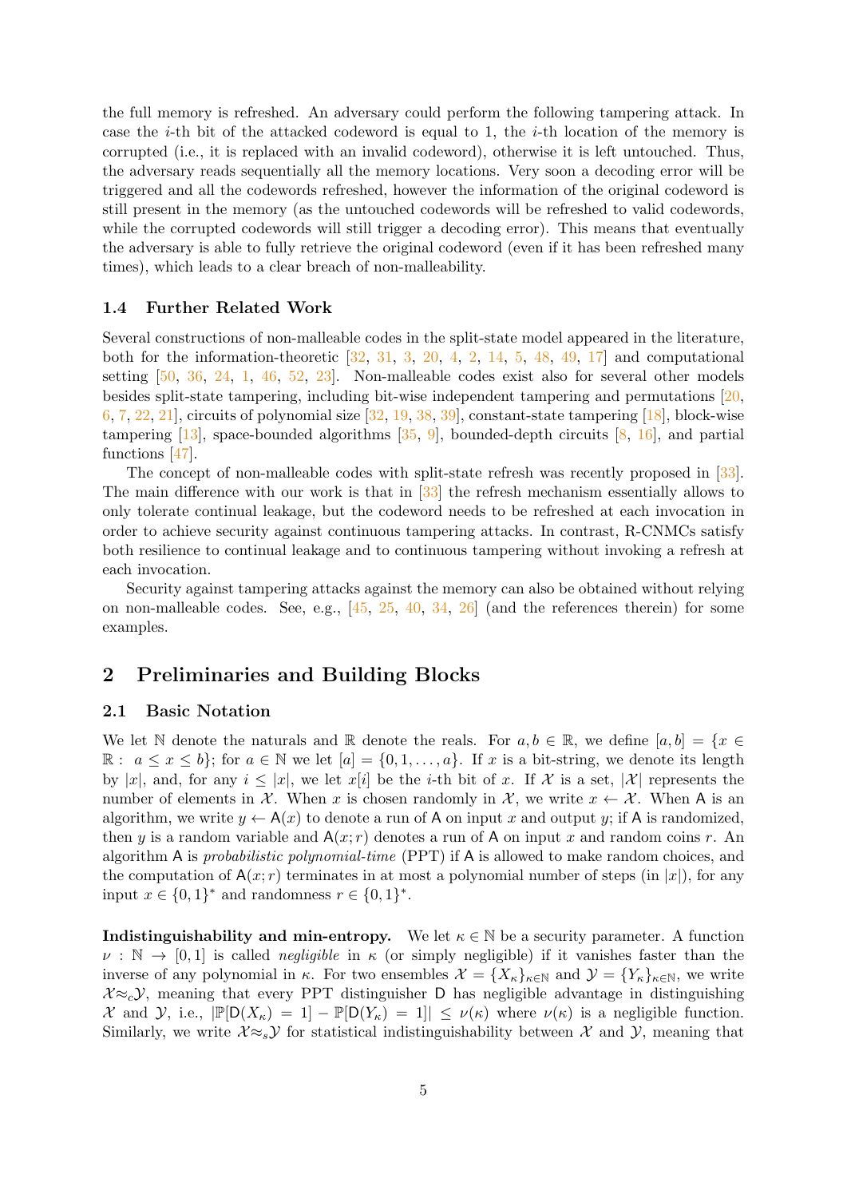the full memory is refreshed. An adversary could perform the following tampering attack. In case the $i$-th bit of the attacked codeword is equal to 1, the $i$-th location of the memory is corrupted (i.e., it is replaced with an invalid codeword), otherwise it is left untouched. Thus, the adversary reads sequentially all the memory locations. Very soon a decoding error will be triggered and all the codewords refreshed, however the information of the original codeword is still present in the memory (as the untouched codewords will be refreshed to valid codewords, while the corrupted codewords will still trigger a decoding error). This means that eventually the adversary is able to fully retrieve the original codeword (even if it has been refreshed many times), which leads to a clear breach of non-malleability.

### 1.4 Further Related Work

Several constructions of non-malleable codes in the split-state model appeared in the literature, both for the information-theoretic [32, 31, 3, 20, 4, 2, 14, 5, 48, 49, 17] and computational setting [50, 36, 24, 1, 46, 52, 23]. Non-malleable codes exist also for several other models besides split-state tampering, including bit-wise independent tampering and permutations [20, 6, 7, 22, 21], circuits of polynomial size [32, 19, 38, 39], constant-state tampering [18], block-wise tampering [13], space-bounded algorithms [35, 9], bounded-depth circuits [8, 16], and partial functions [47].

The concept of non-malleable codes with split-state refresh was recently proposed in [33]. The main difference with our work is that in [33] the refresh mechanism essentially allows to only tolerate continual leakage, but the codeword needs to be refreshed at each invocation in order to achieve security against continuous tampering attacks. In contrast, R-CNMCs satisfy both resilience to continual leakage and to continuous tampering without invoking a refresh at each invocation.

Security against tampering attacks against the memory can also be obtained without relying on non-malleable codes. See, e.g., [45, 25, 40, 34, 26] (and the references therein) for some examples.

## 2 Preliminaries and Building Blocks

### 2.1 Basic Notation

We let $\mathbb{N}$ denote the naturals and $\mathbb{R}$ denote the reals. For $a, b \in \mathbb{R}$, we define $[a, b] = \{x \in \mathbb{R} : a \leq x \leq b\}$; for $a \in \mathbb{N}$ we let $[a] = \{0, 1, \ldots, a\}$. If $x$ is a bit-string, we denote its length by $|x|$, and, for any $i \leq |x|$, we let $x[i]$ be the $i$-th bit of $x$. If $\mathcal{X}$ is a set, $|\mathcal{X}|$ represents the number of elements in $\mathcal{X}$. When $x$ is chosen randomly in $\mathcal{X}$, we write $x \leftarrow \mathcal{X}$. When $\mathsf{A}$ is an algorithm, we write $y \leftarrow \mathsf{A}(x)$ to denote a run of $\mathsf{A}$ on input $x$ and output $y$; if $\mathsf{A}$ is randomized, then $y$ is a random variable and $\mathsf{A}(x; r)$ denotes a run of $\mathsf{A}$ on input $x$ and random coins $r$. An algorithm $\mathsf{A}$ is *probabilistic polynomial-time* (PPT) if $\mathsf{A}$ is allowed to make random choices, and the computation of $\mathsf{A}(x; r)$ terminates in at most a polynomial number of steps (in $|x|$), for any input $x \in \{0, 1\}^*$ and randomness $r \in \{0, 1\}^*$.

**Indistinguishability and min-entropy.** We let $\kappa \in \mathbb{N}$ be a security parameter. A function $\nu : \mathbb{N} \to [0, 1]$ is called *negligible* in $\kappa$ (or simply negligible) if it vanishes faster than the inverse of any polynomial in $\kappa$. For two ensembles $\mathcal{X} = \{X_\kappa\}_{\kappa \in \mathbb{N}}$ and $\mathcal{Y} = \{Y_\kappa\}_{\kappa \in \mathbb{N}}$, we write $\mathcal{X} \approx_c \mathcal{Y}$, meaning that every PPT distinguisher $\mathsf{D}$ has negligible advantage in distinguishing $\mathcal{X}$ and $\mathcal{Y}$, i.e., $|\mathbb{P}[\mathsf{D}(X_\kappa) = 1] - \mathbb{P}[\mathsf{D}(Y_\kappa) = 1]| \leq \nu(\kappa)$ where $\nu(\kappa)$ is a negligible function. Similarly, we write $\mathcal{X} \approx_s \mathcal{Y}$ for statistical indistinguishability between $\mathcal{X}$ and $\mathcal{Y}$, meaning that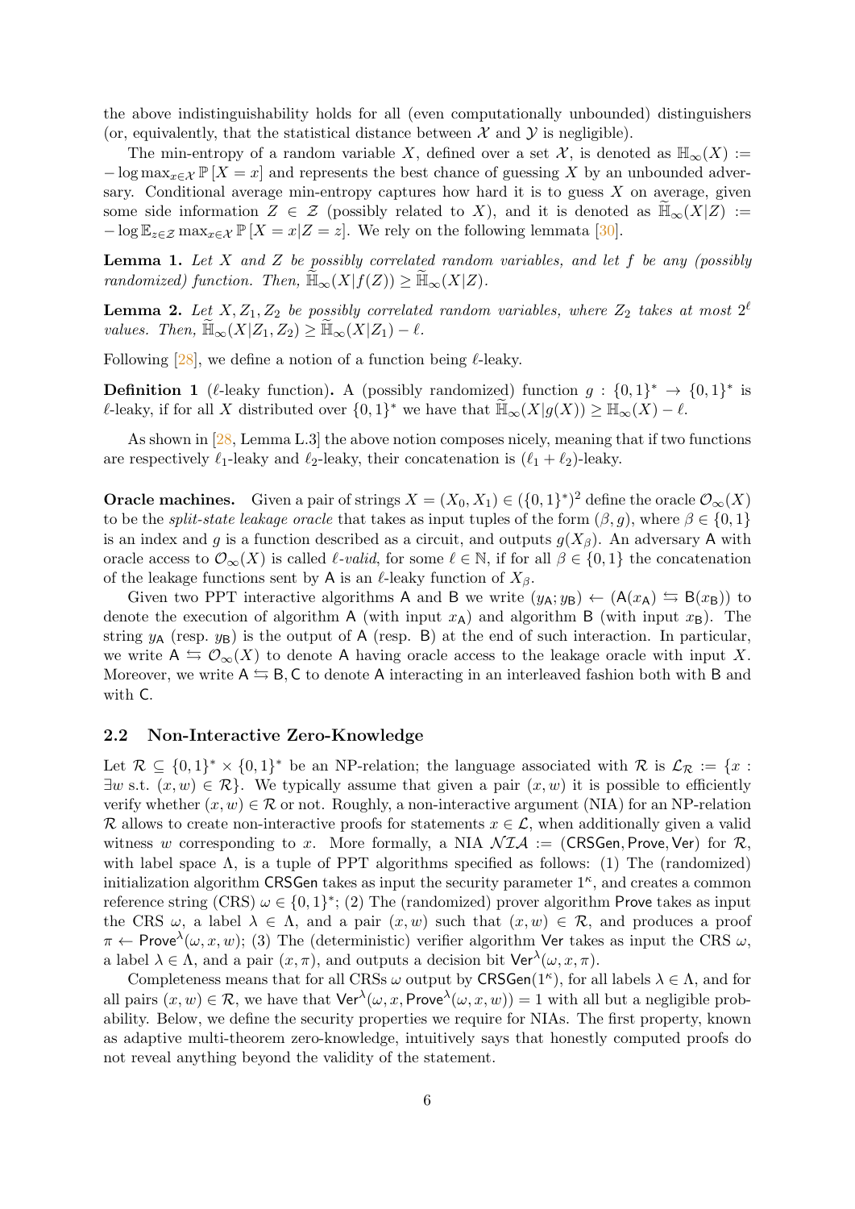the above indistinguishability holds for all (even computationally unbounded) distinguishers (or, equivalently, that the statistical distance between $\mathcal{X}$ and $\mathcal{Y}$ is negligible).

The min-entropy of a random variable $X$, defined over a set $\mathcal{X}$, is denoted as $\mathbb{H}_\infty(X) := -\log \max_{x\in\mathcal{X}} \mathbb{P}[X = x]$ and represents the best chance of guessing $X$ by an unbounded adversary. Conditional average min-entropy captures how hard it is to guess $X$ on average, given some side information $Z \in \mathcal{Z}$ (possibly related to $X$), and it is denoted as $\widetilde{\mathbb{H}}_\infty(X|Z) := -\log \mathbb{E}_{z\in\mathcal{Z}} \max_{x\in\mathcal{X}} \mathbb{P}[X = x|Z = z]$. We rely on the following lemmata [30].

**Lemma 1.** *Let $X$ and $Z$ be possibly correlated random variables, and let $f$ be any (possibly randomized) function. Then, $\widetilde{\mathbb{H}}_\infty(X|f(Z)) \geq \widetilde{\mathbb{H}}_\infty(X|Z)$.*

**Lemma 2.** *Let $X, Z_1, Z_2$ be possibly correlated random variables, where $Z_2$ takes at most $2^\ell$ values. Then, $\widetilde{\mathbb{H}}_\infty(X|Z_1, Z_2) \geq \widetilde{\mathbb{H}}_\infty(X|Z_1) - \ell$.*

Following [28], we define a notion of a function being $\ell$-leaky.

**Definition 1** ($\ell$-leaky function)**.** A (possibly randomized) function $g : \{0,1\}^* \to \{0,1\}^*$ is $\ell$-leaky, if for all $X$ distributed over $\{0,1\}^*$ we have that $\widetilde{\mathbb{H}}_\infty(X|g(X)) \geq \mathbb{H}_\infty(X) - \ell$.

As shown in [28, Lemma L.3] the above notion composes nicely, meaning that if two functions are respectively $\ell_1$-leaky and $\ell_2$-leaky, their concatenation is $(\ell_1 + \ell_2)$-leaky.

**Oracle machines.** Given a pair of strings $X = (X_0, X_1) \in (\{0,1\}^*)^2$ define the oracle $\mathcal{O}_\infty(X)$ to be the *split-state leakage oracle* that takes as input tuples of the form $(\beta, g)$, where $\beta \in \{0,1\}$ is an index and $g$ is a function described as a circuit, and outputs $g(X_\beta)$. An adversary $\mathsf{A}$ with oracle access to $\mathcal{O}_\infty(X)$ is called *$\ell$-valid*, for some $\ell \in \mathbb{N}$, if for all $\beta \in \{0,1\}$ the concatenation of the leakage functions sent by $\mathsf{A}$ is an $\ell$-leaky function of $X_\beta$.

Given two PPT interactive algorithms $\mathsf{A}$ and $\mathsf{B}$ we write $(y_\mathsf{A}; y_\mathsf{B}) \leftarrow (\mathsf{A}(x_\mathsf{A}) \leftrightarrows \mathsf{B}(x_\mathsf{B}))$ to denote the execution of algorithm $\mathsf{A}$ (with input $x_\mathsf{A}$) and algorithm $\mathsf{B}$ (with input $x_\mathsf{B}$). The string $y_\mathsf{A}$ (resp. $y_\mathsf{B}$) is the output of $\mathsf{A}$ (resp. $\mathsf{B}$) at the end of such interaction. In particular, we write $\mathsf{A} \leftrightarrows \mathcal{O}_\infty(X)$ to denote $\mathsf{A}$ having oracle access to the leakage oracle with input $X$. Moreover, we write $\mathsf{A} \leftrightarrows \mathsf{B}, \mathsf{C}$ to denote $\mathsf{A}$ interacting in an interleaved fashion both with $\mathsf{B}$ and with $\mathsf{C}$.

### 2.2 Non-Interactive Zero-Knowledge

Let $\mathcal{R} \subseteq \{0,1\}^* \times \{0,1\}^*$ be an NP-relation; the language associated with $\mathcal{R}$ is $\mathcal{L}_\mathcal{R} := \{x : \exists w \text{ s.t. } (x, w) \in \mathcal{R}\}$. We typically assume that given a pair $(x, w)$ it is possible to efficiently verify whether $(x, w) \in \mathcal{R}$ or not. Roughly, a non-interactive argument (NIA) for an NP-relation $\mathcal{R}$ allows to create non-interactive proofs for statements $x \in \mathcal{L}$, when additionally given a valid witness $w$ corresponding to $x$. More formally, a NIA $\mathcal{NIA} := (\mathsf{CRSGen}, \mathsf{Prove}, \mathsf{Ver})$ for $\mathcal{R}$, with label space $\Lambda$, is a tuple of PPT algorithms specified as follows: (1) The (randomized) initialization algorithm $\mathsf{CRSGen}$ takes as input the security parameter $1^\kappa$, and creates a common reference string (CRS) $\omega \in \{0,1\}^*$; (2) The (randomized) prover algorithm $\mathsf{Prove}$ takes as input the CRS $\omega$, a label $\lambda \in \Lambda$, and a pair $(x, w)$ such that $(x, w) \in \mathcal{R}$, and produces a proof $\pi \leftarrow \mathsf{Prove}^\lambda(\omega, x, w)$; (3) The (deterministic) verifier algorithm $\mathsf{Ver}$ takes as input the CRS $\omega$, a label $\lambda \in \Lambda$, and a pair $(x, \pi)$, and outputs a decision bit $\mathsf{Ver}^\lambda(\omega, x, \pi)$.

Completeness means that for all CRSs $\omega$ output by $\mathsf{CRSGen}(1^\kappa)$, for all labels $\lambda \in \Lambda$, and for all pairs $(x, w) \in \mathcal{R}$, we have that $\mathsf{Ver}^\lambda(\omega, x, \mathsf{Prove}^\lambda(\omega, x, w)) = 1$ with all but a negligible probability. Below, we define the security properties we require for NIAs. The first property, known as adaptive multi-theorem zero-knowledge, intuitively says that honestly computed proofs do not reveal anything beyond the validity of the statement.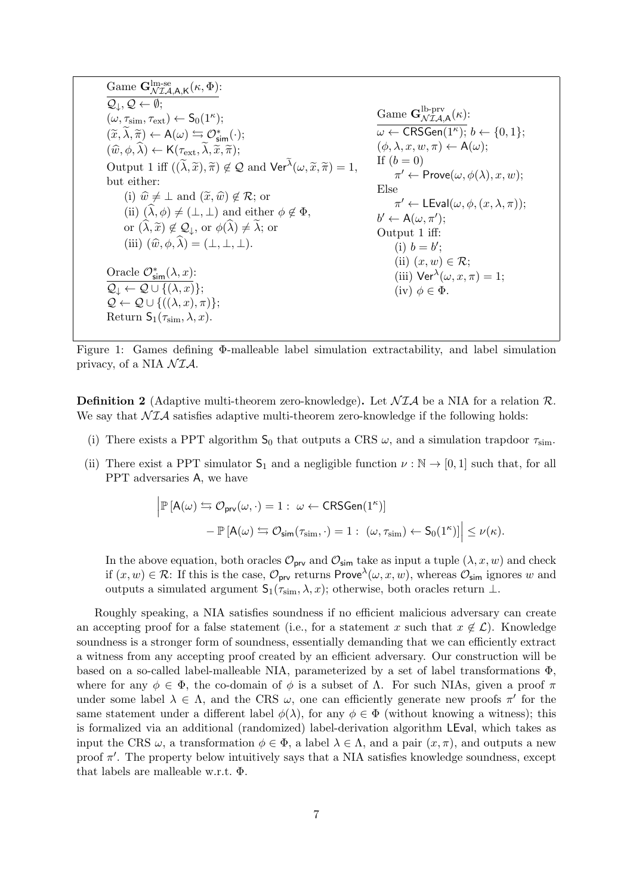Game $\mathbf{G}^{\text{lm-se}}_{\mathcal{NIA},\mathsf{A},\mathsf{K}}(\kappa, \Phi)$:

$\mathcal{Q}_{\downarrow}, \mathcal{Q} \leftarrow \emptyset$;
$(\omega, \tau_{\text{sim}}, \tau_{\text{ext}}) \leftarrow \mathsf{S}_0(1^\kappa)$;
$(\widetilde{x}, \widetilde{\lambda}, \widetilde{\pi}) \leftarrow \mathsf{A}(\omega) \leftrightarrows \mathcal{O}^*_{\mathsf{sim}}(\cdot)$;
$(\widehat{w}, \phi, \widehat{\lambda}) \leftarrow \mathsf{K}(\tau_{\text{ext}}, \widetilde{\lambda}, \widetilde{x}, \widetilde{\pi})$;
Output 1 iff $((\widetilde{\lambda}, \widetilde{x}), \widetilde{\pi}) \notin \mathcal{Q}$ and $\mathsf{Ver}^{\widetilde{\lambda}}(\omega, \widetilde{x}, \widetilde{\pi}) = 1$, but either:
  (i) $\widehat{w} \neq \perp$ and $(\widetilde{x}, \widehat{w}) \notin \mathcal{R}$; or
  (ii) $(\widehat{\lambda}, \phi) \neq (\perp, \perp)$ and either $\phi \notin \Phi$, or $(\widehat{\lambda}, \widetilde{x}) \notin \mathcal{Q}_{\downarrow}$, or $\phi(\widehat{\lambda}) \neq \widetilde{\lambda}$; or
  (iii) $(\widehat{w}, \phi, \widehat{\lambda}) = (\perp, \perp, \perp)$.

Oracle $\mathcal{O}^*_{\mathsf{sim}}(\lambda, x)$:
$\mathcal{Q}_{\downarrow} \leftarrow \mathcal{Q} \cup \{(\lambda, x)\}$;
$\mathcal{Q} \leftarrow \mathcal{Q} \cup \{((\lambda, x), \pi)\}$;
Return $\mathsf{S}_1(\tau_{\text{sim}}, \lambda, x)$.

Game $\mathbf{G}^{\text{lb-prv}}_{\mathcal{NIA},\mathsf{A}}(\kappa)$:

$\omega \leftarrow \mathsf{CRSGen}(1^\kappa)$; $b \leftarrow \{0, 1\}$;
$(\phi, \lambda, x, w, \pi) \leftarrow \mathsf{A}(\omega)$;
If $(b = 0)$
  $\pi' \leftarrow \mathsf{Prove}(\omega, \phi(\lambda), x, w)$;
Else
  $\pi' \leftarrow \mathsf{LEval}(\omega, \phi, (x, \lambda, \pi))$;
$b' \leftarrow \mathsf{A}(\omega, \pi')$;
Output 1 iff:
  (i) $b = b'$;
  (ii) $(x, w) \in \mathcal{R}$;
  (iii) $\mathsf{Ver}^{\lambda}(\omega, x, \pi) = 1$;
  (iv) $\phi \in \Phi$.

Figure 1: Games defining $\Phi$-malleable label simulation extractability, and label simulation privacy, of a NIA $\mathcal{NIA}$.

**Definition 2** (Adaptive multi-theorem zero-knowledge)**.** Let $\mathcal{NIA}$ be a NIA for a relation $\mathcal{R}$. We say that $\mathcal{NIA}$ satisfies adaptive multi-theorem zero-knowledge if the following holds:

(i) There exists a PPT algorithm $\mathsf{S}_0$ that outputs a CRS $\omega$, and a simulation trapdoor $\tau_{\text{sim}}$.

(ii) There exist a PPT simulator $\mathsf{S}_1$ and a negligible function $\nu : \mathbb{N} \to [0, 1]$ such that, for all PPT adversaries $\mathsf{A}$, we have

$$\Big|\mathbb{P}\left[\mathsf{A}(\omega) \leftrightarrows \mathcal{O}_{\mathsf{prv}}(\omega, \cdot) = 1 : \ \omega \leftarrow \mathsf{CRSGen}(1^\kappa)\right] - \mathbb{P}\left[\mathsf{A}(\omega) \leftrightarrows \mathcal{O}_{\mathsf{sim}}(\tau_{\text{sim}}, \cdot) = 1 : \ (\omega, \tau_{\text{sim}}) \leftarrow \mathsf{S}_0(1^\kappa)\right]\Big| \leq \nu(\kappa).$$

In the above equation, both oracles $\mathcal{O}_{\mathsf{prv}}$ and $\mathcal{O}_{\mathsf{sim}}$ take as input a tuple $(\lambda, x, w)$ and check if $(x, w) \in \mathcal{R}$: If this is the case, $\mathcal{O}_{\mathsf{prv}}$ returns $\mathsf{Prove}^{\lambda}(\omega, x, w)$, whereas $\mathcal{O}_{\mathsf{sim}}$ ignores $w$ and outputs a simulated argument $\mathsf{S}_1(\tau_{\text{sim}}, \lambda, x)$; otherwise, both oracles return $\perp$.

Roughly speaking, a NIA satisfies soundness if no efficient malicious adversary can create an accepting proof for a false statement (i.e., for a statement $x$ such that $x \notin \mathcal{L}$). Knowledge soundness is a stronger form of soundness, essentially demanding that we can efficiently extract a witness from any accepting proof created by an efficient adversary. Our construction will be based on a so-called label-malleable NIA, parameterized by a set of label transformations $\Phi$, where for any $\phi \in \Phi$, the co-domain of $\phi$ is a subset of $\Lambda$. For such NIAs, given a proof $\pi$ under some label $\lambda \in \Lambda$, and the CRS $\omega$, one can efficiently generate new proofs $\pi'$ for the same statement under a different label $\phi(\lambda)$, for any $\phi \in \Phi$ (without knowing a witness); this is formalized via an additional (randomized) label-derivation algorithm $\mathsf{LEval}$, which takes as input the CRS $\omega$, a transformation $\phi \in \Phi$, a label $\lambda \in \Lambda$, and a pair $(x, \pi)$, and outputs a new proof $\pi'$. The property below intuitively says that a NIA satisfies knowledge soundness, except that labels are malleable w.r.t. $\Phi$.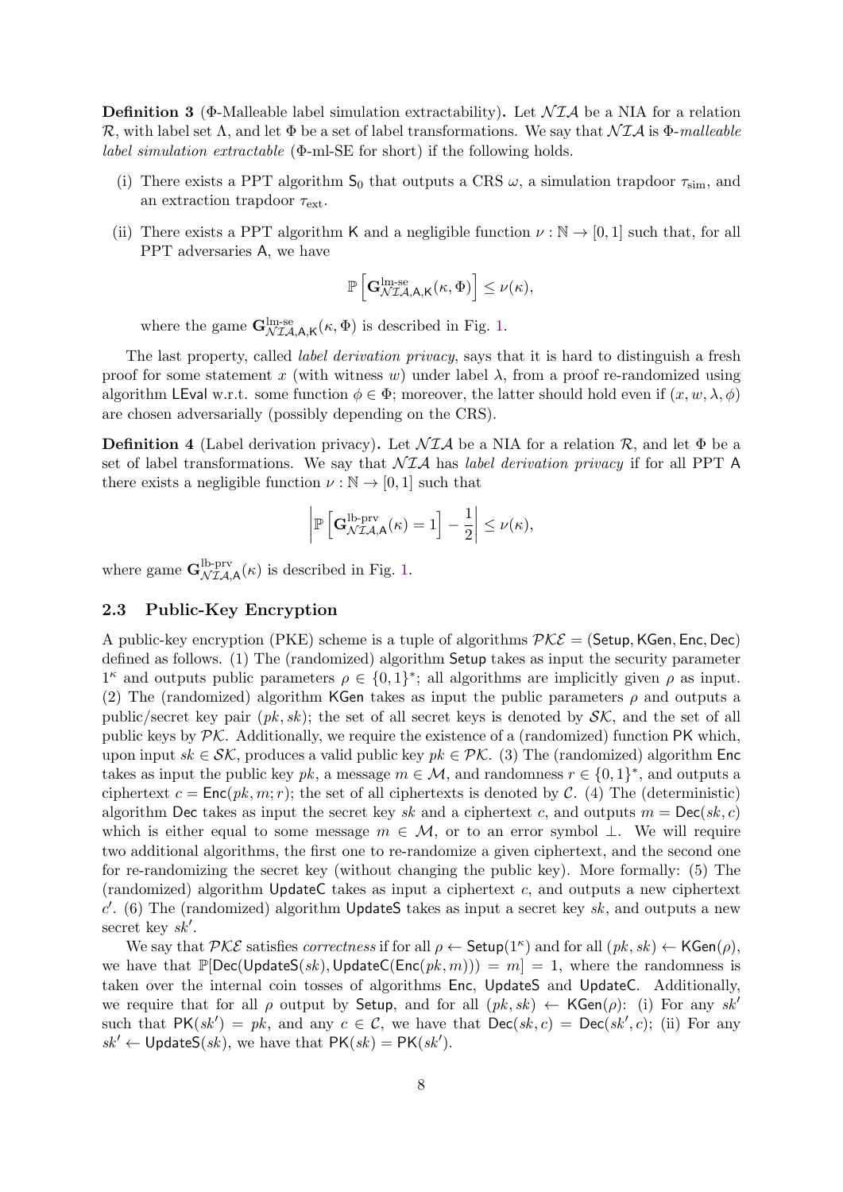**Definition 3** (Φ-Malleable label simulation extractability)**.** Let $\mathcal{NIA}$ be a NIA for a relation $\mathcal{R}$, with label set $\Lambda$, and let $\Phi$ be a set of label transformations. We say that $\mathcal{NIA}$ is *Φ-malleable label simulation extractable* (Φ-ml-SE for short) if the following holds.

(i) There exists a PPT algorithm $\mathsf{S}_0$ that outputs a CRS $\omega$, a simulation trapdoor $\tau_{\text{sim}}$, and an extraction trapdoor $\tau_{\text{ext}}$.

(ii) There exists a PPT algorithm $\mathsf{K}$ and a negligible function $\nu : \mathbb{N} \to [0,1]$ such that, for all PPT adversaries $\mathsf{A}$, we have

$$\mathbb{P}\left[\mathbf{G}^{\text{lm-se}}_{\mathcal{NIA},\mathsf{A},\mathsf{K}}(\kappa, \Phi)\right] \leq \nu(\kappa),$$

where the game $\mathbf{G}^{\text{lm-se}}_{\mathcal{NIA},\mathsf{A},\mathsf{K}}(\kappa, \Phi)$ is described in Fig. 1.

The last property, called *label derivation privacy*, says that it is hard to distinguish a fresh proof for some statement $x$ (with witness $w$) under label $\lambda$, from a proof re-randomized using algorithm $\mathsf{LEval}$ w.r.t. some function $\phi \in \Phi$; moreover, the latter should hold even if $(x, w, \lambda, \phi)$ are chosen adversarially (possibly depending on the CRS).

**Definition 4** (Label derivation privacy)**.** Let $\mathcal{NIA}$ be a NIA for a relation $\mathcal{R}$, and let $\Phi$ be a set of label transformations. We say that $\mathcal{NIA}$ has *label derivation privacy* if for all PPT $\mathsf{A}$ there exists a negligible function $\nu : \mathbb{N} \to [0,1]$ such that

$$\left|\mathbb{P}\left[\mathbf{G}^{\text{lb-prv}}_{\mathcal{NIA},\mathsf{A}}(\kappa) = 1\right] - \frac{1}{2}\right| \leq \nu(\kappa),$$

where game $\mathbf{G}^{\text{lb-prv}}_{\mathcal{NIA},\mathsf{A}}(\kappa)$ is described in Fig. 1.

### 2.3 Public-Key Encryption

A public-key encryption (PKE) scheme is a tuple of algorithms $\mathcal{PKE} = (\mathsf{Setup}, \mathsf{KGen}, \mathsf{Enc}, \mathsf{Dec})$ defined as follows. (1) The (randomized) algorithm $\mathsf{Setup}$ takes as input the security parameter $1^\kappa$ and outputs public parameters $\rho \in \{0,1\}^*$; all algorithms are implicitly given $\rho$ as input. (2) The (randomized) algorithm $\mathsf{KGen}$ takes as input the public parameters $\rho$ and outputs a public/secret key pair $(pk, sk)$; the set of all secret keys is denoted by $\mathcal{SK}$, and the set of all public keys by $\mathcal{PK}$. Additionally, we require the existence of a (randomized) function $\mathsf{PK}$ which, upon input $sk \in \mathcal{SK}$, produces a valid public key $pk \in \mathcal{PK}$. (3) The (randomized) algorithm $\mathsf{Enc}$ takes as input the public key $pk$, a message $m \in \mathcal{M}$, and randomness $r \in \{0,1\}^*$, and outputs a ciphertext $c = \mathsf{Enc}(pk, m; r)$; the set of all ciphertexts is denoted by $\mathcal{C}$. (4) The (deterministic) algorithm $\mathsf{Dec}$ takes as input the secret key $sk$ and a ciphertext $c$, and outputs $m = \mathsf{Dec}(sk, c)$ which is either equal to some message $m \in \mathcal{M}$, or to an error symbol $\perp$. We will require two additional algorithms, the first one to re-randomize a given ciphertext, and the second one for re-randomizing the secret key (without changing the public key). More formally: (5) The (randomized) algorithm $\mathsf{UpdateC}$ takes as input a ciphertext $c$, and outputs a new ciphertext $c'$. (6) The (randomized) algorithm $\mathsf{UpdateS}$ takes as input a secret key $sk$, and outputs a new secret key $sk'$.

We say that $\mathcal{PKE}$ satisfies *correctness* if for all $\rho \leftarrow \mathsf{Setup}(1^\kappa)$ and for all $(pk, sk) \leftarrow \mathsf{KGen}(\rho)$, we have that $\mathbb{P}[\mathsf{Dec}(\mathsf{UpdateS}(sk), \mathsf{UpdateC}(\mathsf{Enc}(pk, m))) = m] = 1$, where the randomness is taken over the internal coin tosses of algorithms $\mathsf{Enc}$, $\mathsf{UpdateS}$ and $\mathsf{UpdateC}$. Additionally, we require that for all $\rho$ output by $\mathsf{Setup}$, and for all $(pk, sk) \leftarrow \mathsf{KGen}(\rho)$: (i) For any $sk'$ such that $\mathsf{PK}(sk') = pk$, and any $c \in \mathcal{C}$, we have that $\mathsf{Dec}(sk, c) = \mathsf{Dec}(sk', c)$; (ii) For any $sk' \leftarrow \mathsf{UpdateS}(sk)$, we have that $\mathsf{PK}(sk) = \mathsf{PK}(sk')$.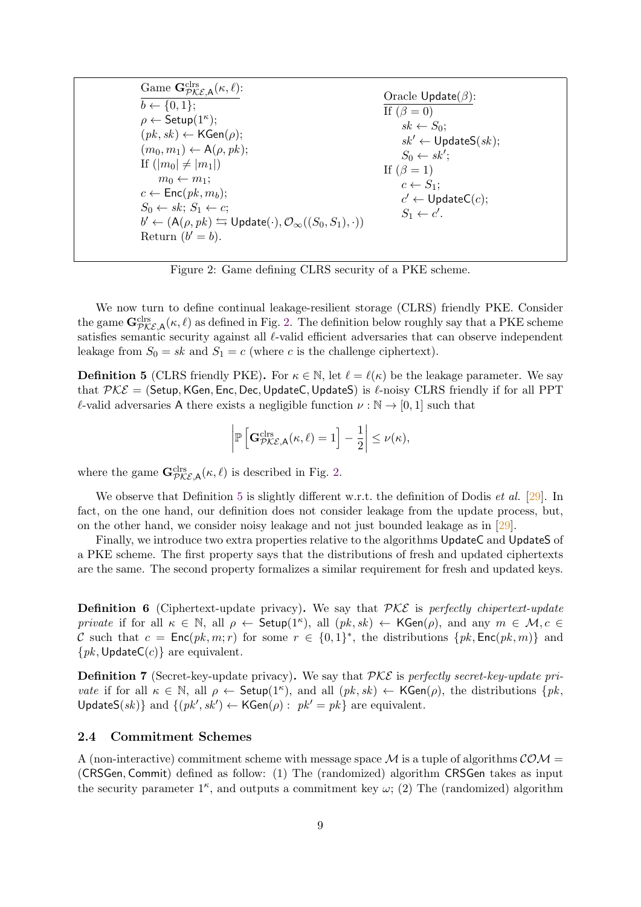Game $\mathbf{G}^{\mathrm{clrs}}_{\mathcal{PKE},\mathsf{A}}(\kappa,\ell)$:
$b \leftarrow \{0,1\}$;
$\rho \leftarrow \mathsf{Setup}(1^\kappa)$;
$(pk, sk) \leftarrow \mathsf{KGen}(\rho)$;
$(m_0, m_1) \leftarrow \mathsf{A}(\rho, pk)$;
If $(|m_0| \neq |m_1|)$
  $m_0 \leftarrow m_1$;
$c \leftarrow \mathsf{Enc}(pk, m_b)$;
$S_0 \leftarrow sk$; $S_1 \leftarrow c$;
$b' \leftarrow (\mathsf{A}(\rho, pk) \leftrightarrows \mathsf{Update}(\cdot), \mathcal{O}_\infty((S_0, S_1), \cdot))$
Return $(b' = b)$.

Oracle $\mathsf{Update}(\beta)$:
If $(\beta = 0)$
  $sk \leftarrow S_0$;
  $sk' \leftarrow \mathsf{UpdateS}(sk)$;
  $S_0 \leftarrow sk'$;
If $(\beta = 1)$
  $c \leftarrow S_1$;
  $c' \leftarrow \mathsf{UpdateC}(c)$;
  $S_1 \leftarrow c'$.

Figure 2: Game defining CLRS security of a PKE scheme.

We now turn to define continual leakage-resilient storage (CLRS) friendly PKE. Consider the game $\mathbf{G}^{\mathrm{clrs}}_{\mathcal{PKE},\mathsf{A}}(\kappa,\ell)$ as defined in Fig. 2. The definition below roughly say that a PKE scheme satisfies semantic security against all $\ell$-valid efficient adversaries that can observe independent leakage from $S_0 = sk$ and $S_1 = c$ (where $c$ is the challenge ciphertext).

**Definition 5** (CLRS friendly PKE)**.** For $\kappa \in \mathbb{N}$, let $\ell = \ell(\kappa)$ be the leakage parameter. We say that $\mathcal{PKE} = (\mathsf{Setup}, \mathsf{KGen}, \mathsf{Enc}, \mathsf{Dec}, \mathsf{UpdateC}, \mathsf{UpdateS})$ is $\ell$-noisy CLRS friendly if for all PPT $\ell$-valid adversaries $\mathsf{A}$ there exists a negligible function $\nu : \mathbb{N} \to [0,1]$ such that

$$\left| \mathbb{P}\left[ \mathbf{G}^{\mathrm{clrs}}_{\mathcal{PKE},\mathsf{A}}(\kappa,\ell) = 1 \right] - \frac{1}{2} \right| \leq \nu(\kappa),$$

where the game $\mathbf{G}^{\mathrm{clrs}}_{\mathcal{PKE},\mathsf{A}}(\kappa,\ell)$ is described in Fig. 2.

We observe that Definition 5 is slightly different w.r.t. the definition of Dodis *et al.* [29]. In fact, on the one hand, our definition does not consider leakage from the update process, but, on the other hand, we consider noisy leakage and not just bounded leakage as in [29].

Finally, we introduce two extra properties relative to the algorithms $\mathsf{UpdateC}$ and $\mathsf{UpdateS}$ of a PKE scheme. The first property says that the distributions of fresh and updated ciphertexts are the same. The second property formalizes a similar requirement for fresh and updated keys.

**Definition 6** (Ciphertext-update privacy)**.** We say that $\mathcal{PKE}$ is *perfectly chipertext-update private* if for all $\kappa \in \mathbb{N}$, all $\rho \leftarrow \mathsf{Setup}(1^\kappa)$, all $(pk, sk) \leftarrow \mathsf{KGen}(\rho)$, and any $m \in \mathcal{M}, c \in \mathcal{C}$ such that $c = \mathsf{Enc}(pk, m; r)$ for some $r \in \{0,1\}^*$, the distributions $\{pk, \mathsf{Enc}(pk, m)\}$ and $\{pk, \mathsf{UpdateC}(c)\}$ are equivalent.

**Definition 7** (Secret-key-update privacy)**.** We say that $\mathcal{PKE}$ is *perfectly secret-key-update private* if for all $\kappa \in \mathbb{N}$, all $\rho \leftarrow \mathsf{Setup}(1^\kappa)$, and all $(pk, sk) \leftarrow \mathsf{KGen}(\rho)$, the distributions $\{pk, \mathsf{UpdateS}(sk)\}$ and $\{(pk', sk') \leftarrow \mathsf{KGen}(\rho) : \; pk' = pk\}$ are equivalent.

### 2.4 Commitment Schemes

A (non-interactive) commitment scheme with message space $\mathcal{M}$ is a tuple of algorithms $\mathcal{COM} = (\mathsf{CRSGen}, \mathsf{Commit})$ defined as follow: (1) The (randomized) algorithm $\mathsf{CRSGen}$ takes as input the security parameter $1^\kappa$, and outputs a commitment key $\omega$; (2) The (randomized) algorithm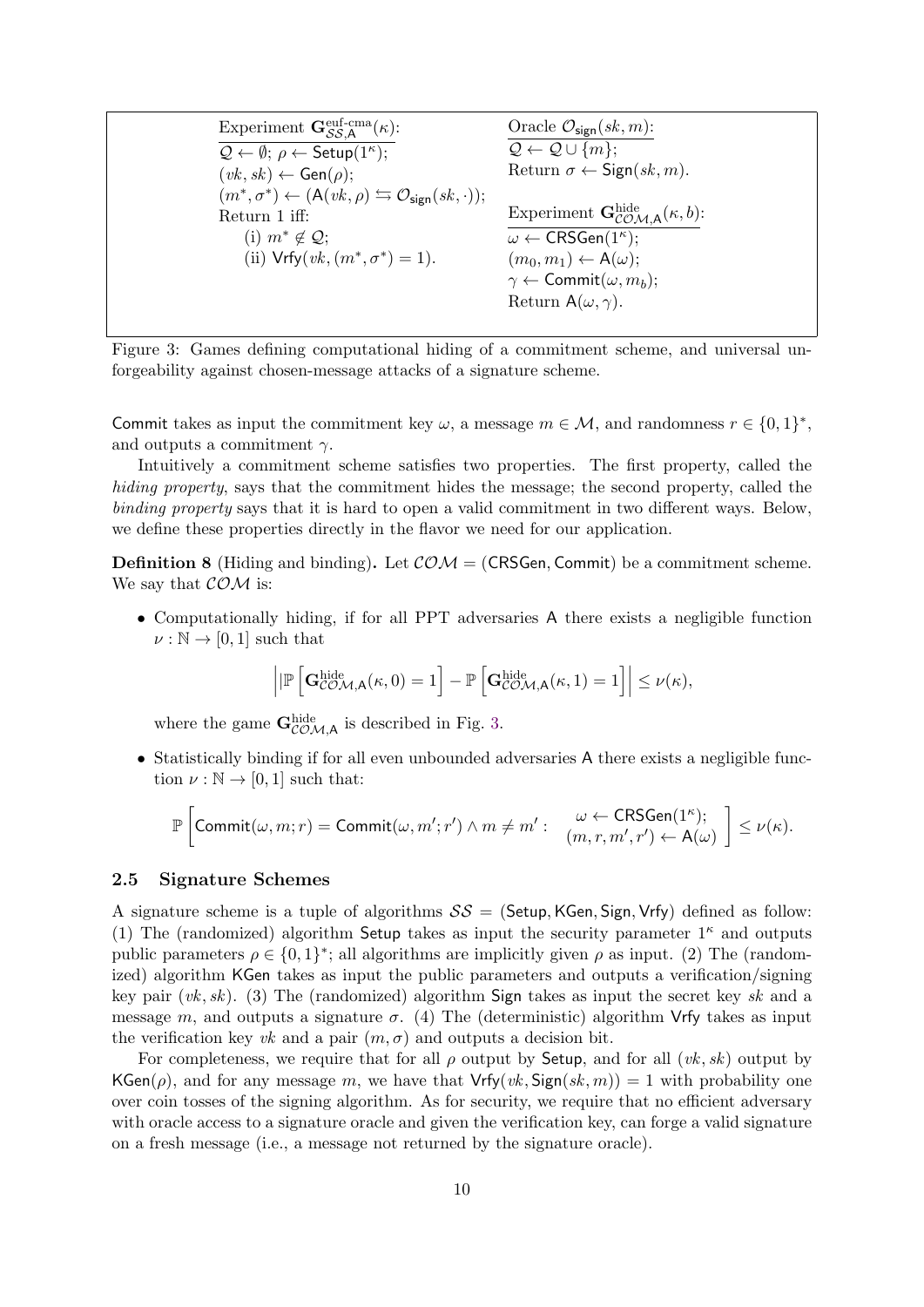Experiment $\mathbf{G}^{\text{euf-cma}}_{\mathcal{SS},\mathsf{A}}(\kappa)$:

$\mathcal{Q} \leftarrow \emptyset$; $\rho \leftarrow \mathsf{Setup}(1^\kappa)$;
$(vk, sk) \leftarrow \mathsf{Gen}(\rho)$;
$(m^*, \sigma^*) \leftarrow (\mathsf{A}(vk, \rho) \leftrightarrows \mathcal{O}_{\mathsf{sign}}(sk, \cdot))$;
Return 1 iff:
  (i) $m^* \notin \mathcal{Q}$;
  (ii) $\mathsf{Vrfy}(vk, (m^*, \sigma^*) = 1)$.

Oracle $\mathcal{O}_{\mathsf{sign}}(sk, m)$:

$\mathcal{Q} \leftarrow \mathcal{Q} \cup \{m\}$;
Return $\sigma \leftarrow \mathsf{Sign}(sk, m)$.

Experiment $\mathbf{G}^{\text{hide}}_{\mathcal{COM},\mathsf{A}}(\kappa, b)$:

$\omega \leftarrow \mathsf{CRSGen}(1^\kappa)$;
$(m_0, m_1) \leftarrow \mathsf{A}(\omega)$;
$\gamma \leftarrow \mathsf{Commit}(\omega, m_b)$;
Return $\mathsf{A}(\omega, \gamma)$.

Figure 3: Games defining computational hiding of a commitment scheme, and universal unforgeability against chosen-message attacks of a signature scheme.

Commit takes as input the commitment key $\omega$, a message $m \in \mathcal{M}$, and randomness $r \in \{0, 1\}^*$, and outputs a commitment $\gamma$.

Intuitively a commitment scheme satisfies two properties. The first property, called the *hiding property*, says that the commitment hides the message; the second property, called the *binding property* says that it is hard to open a valid commitment in two different ways. Below, we define these properties directly in the flavor we need for our application.

**Definition 8** (Hiding and binding). Let $\mathcal{COM} = (\mathsf{CRSGen}, \mathsf{Commit})$ be a commitment scheme. We say that $\mathcal{COM}$ is:

- Computationally hiding, if for all PPT adversaries A there exists a negligible function $\nu : \mathbb{N} \to [0, 1]$ such that

$$\left| \mathbb{P}\left[\mathbf{G}^{\text{hide}}_{\mathcal{COM},\mathsf{A}}(\kappa, 0) = 1\right] - \mathbb{P}\left[\mathbf{G}^{\text{hide}}_{\mathcal{COM},\mathsf{A}}(\kappa, 1) = 1\right] \right| \leq \nu(\kappa),$$

  where the game $\mathbf{G}^{\text{hide}}_{\mathcal{COM},\mathsf{A}}$ is described in Fig. 3.

- Statistically binding if for all even unbounded adversaries A there exists a negligible function $\nu : \mathbb{N} \to [0, 1]$ such that:

$$\mathbb{P}\left[\mathsf{Commit}(\omega, m; r) = \mathsf{Commit}(\omega, m'; r') \wedge m \neq m' : \begin{array}{c} \omega \leftarrow \mathsf{CRSGen}(1^\kappa); \\ (m, r, m', r') \leftarrow \mathsf{A}(\omega) \end{array}\right] \leq \nu(\kappa).$$

### 2.5 Signature Schemes

A signature scheme is a tuple of algorithms $\mathcal{SS} = (\mathsf{Setup}, \mathsf{KGen}, \mathsf{Sign}, \mathsf{Vrfy})$ defined as follow: (1) The (randomized) algorithm Setup takes as input the security parameter $1^\kappa$ and outputs public parameters $\rho \in \{0, 1\}^*$; all algorithms are implicitly given $\rho$ as input. (2) The (randomized) algorithm KGen takes as input the public parameters and outputs a verification/signing key pair $(vk, sk)$. (3) The (randomized) algorithm Sign takes as input the secret key $sk$ and a message $m$, and outputs a signature $\sigma$. (4) The (deterministic) algorithm Vrfy takes as input the verification key $vk$ and a pair $(m, \sigma)$ and outputs a decision bit.

For completeness, we require that for all $\rho$ output by Setup, and for all $(vk, sk)$ output by $\mathsf{KGen}(\rho)$, and for any message $m$, we have that $\mathsf{Vrfy}(vk, \mathsf{Sign}(sk, m)) = 1$ with probability one over coin tosses of the signing algorithm. As for security, we require that no efficient adversary with oracle access to a signature oracle and given the verification key, can forge a valid signature on a fresh message (i.e., a message not returned by the signature oracle).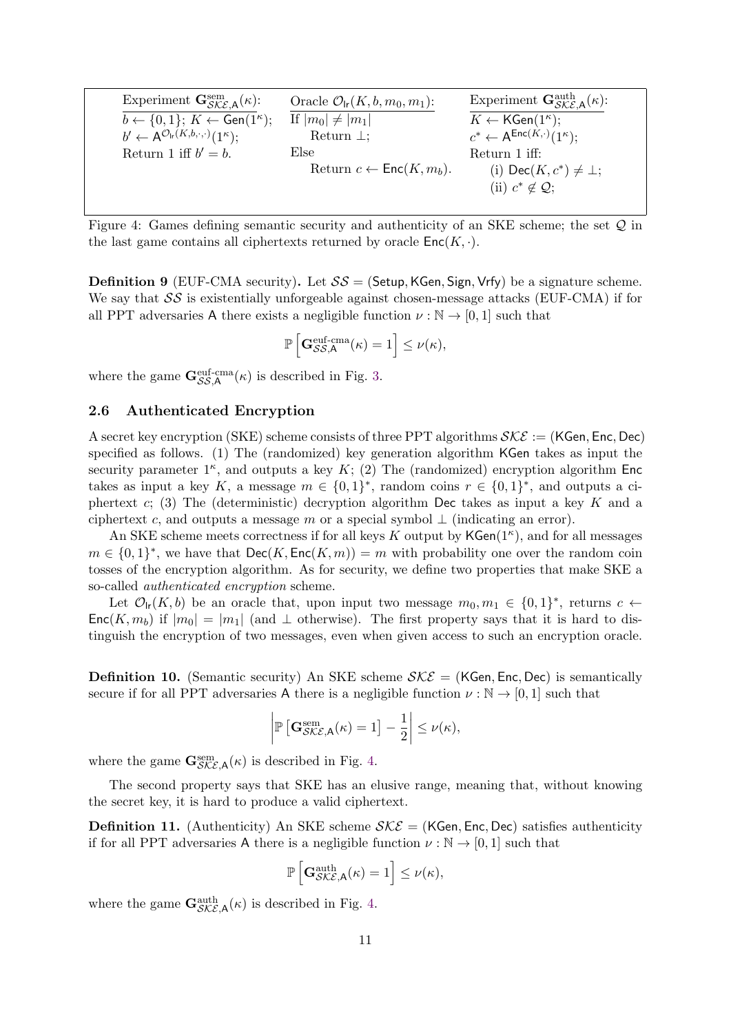| Experiment $\mathbf{G}^{\mathrm{sem}}_{\mathcal{SKE},\mathsf{A}}(\kappa)$: | Oracle $\mathcal{O}_{\mathsf{lr}}(K, b, m_0, m_1)$: | Experiment $\mathbf{G}^{\mathrm{auth}}_{\mathcal{SKE},\mathsf{A}}(\kappa)$: |
|---|---|---|
| $b \leftarrow \{0,1\}$; $K \leftarrow \mathsf{Gen}(1^\kappa)$; | If $\lvert m_0\rvert \neq \lvert m_1\rvert$ | $K \leftarrow \mathsf{KGen}(1^\kappa)$; |
| $b' \leftarrow \mathsf{A}^{\mathcal{O}_{\mathsf{lr}}(K,b,\cdot,\cdot)}(1^\kappa)$; | Return $\perp$; | $c^* \leftarrow \mathsf{A}^{\mathsf{Enc}(K,\cdot)}(1^\kappa)$; |
| Return 1 iff $b' = b$. | Else | Return 1 iff: |
| | Return $c \leftarrow \mathsf{Enc}(K, m_b)$. | (i) $\mathsf{Dec}(K, c^*) \neq \perp$; |
| | | (ii) $c^* \notin \mathcal{Q}$; |

Figure 4: Games defining semantic security and authenticity of an SKE scheme; the set $\mathcal{Q}$ in the last game contains all ciphertexts returned by oracle $\mathsf{Enc}(K, \cdot)$.

**Definition 9** (EUF-CMA security)**.** Let $\mathcal{SS} = (\mathsf{Setup}, \mathsf{KGen}, \mathsf{Sign}, \mathsf{Vrfy})$ be a signature scheme. We say that $\mathcal{SS}$ is existentially unforgeable against chosen-message attacks (EUF-CMA) if for all PPT adversaries $\mathsf{A}$ there exists a negligible function $\nu : \mathbb{N} \to [0,1]$ such that

$$\mathbb{P}\left[\mathbf{G}^{\mathrm{euf\text{-}cma}}_{\mathcal{SS},\mathsf{A}}(\kappa) = 1\right] \leq \nu(\kappa),$$

where the game $\mathbf{G}^{\mathrm{euf\text{-}cma}}_{\mathcal{SS},\mathsf{A}}(\kappa)$ is described in Fig. 3.

### 2.6 Authenticated Encryption

A secret key encryption (SKE) scheme consists of three PPT algorithms $\mathcal{SKE} := (\mathsf{KGen}, \mathsf{Enc}, \mathsf{Dec})$ specified as follows. (1) The (randomized) key generation algorithm $\mathsf{KGen}$ takes as input the security parameter $1^\kappa$, and outputs a key $K$; (2) The (randomized) encryption algorithm $\mathsf{Enc}$ takes as input a key $K$, a message $m \in \{0,1\}^*$, random coins $r \in \{0,1\}^*$, and outputs a ciphertext $c$; (3) The (deterministic) decryption algorithm $\mathsf{Dec}$ takes as input a key $K$ and a ciphertext $c$, and outputs a message $m$ or a special symbol $\perp$ (indicating an error).

An SKE scheme meets correctness if for all keys $K$ output by $\mathsf{KGen}(1^\kappa)$, and for all messages $m \in \{0,1\}^*$, we have that $\mathsf{Dec}(K, \mathsf{Enc}(K,m)) = m$ with probability one over the random coin tosses of the encryption algorithm. As for security, we define two properties that make SKE a so-called *authenticated encryption* scheme.

Let $\mathcal{O}_{\mathsf{lr}}(K, b)$ be an oracle that, upon input two message $m_0, m_1 \in \{0,1\}^*$, returns $c \leftarrow \mathsf{Enc}(K, m_b)$ if $|m_0| = |m_1|$ (and $\perp$ otherwise). The first property says that it is hard to distinguish the encryption of two messages, even when given access to such an encryption oracle.

**Definition 10.** (Semantic security) An SKE scheme $\mathcal{SKE} = (\mathsf{KGen}, \mathsf{Enc}, \mathsf{Dec})$ is semantically secure if for all PPT adversaries $\mathsf{A}$ there is a negligible function $\nu : \mathbb{N} \to [0,1]$ such that

$$\left|\mathbb{P}\left[\mathbf{G}^{\mathrm{sem}}_{\mathcal{SKE},\mathsf{A}}(\kappa) = 1\right] - \frac{1}{2}\right| \leq \nu(\kappa),$$

where the game $\mathbf{G}^{\mathrm{sem}}_{\mathcal{SKE},\mathsf{A}}(\kappa)$ is described in Fig. 4.

The second property says that SKE has an elusive range, meaning that, without knowing the secret key, it is hard to produce a valid ciphertext.

**Definition 11.** (Authenticity) An SKE scheme $\mathcal{SKE} = (\mathsf{KGen}, \mathsf{Enc}, \mathsf{Dec})$ satisfies authenticity if for all PPT adversaries $\mathsf{A}$ there is a negligible function $\nu : \mathbb{N} \to [0,1]$ such that

$$\mathbb{P}\left[\mathbf{G}^{\mathrm{auth}}_{\mathcal{SKE},\mathsf{A}}(\kappa) = 1\right] \leq \nu(\kappa),$$

where the game $\mathbf{G}^{\mathrm{auth}}_{\mathcal{SKE},\mathsf{A}}(\kappa)$ is described in Fig. 4.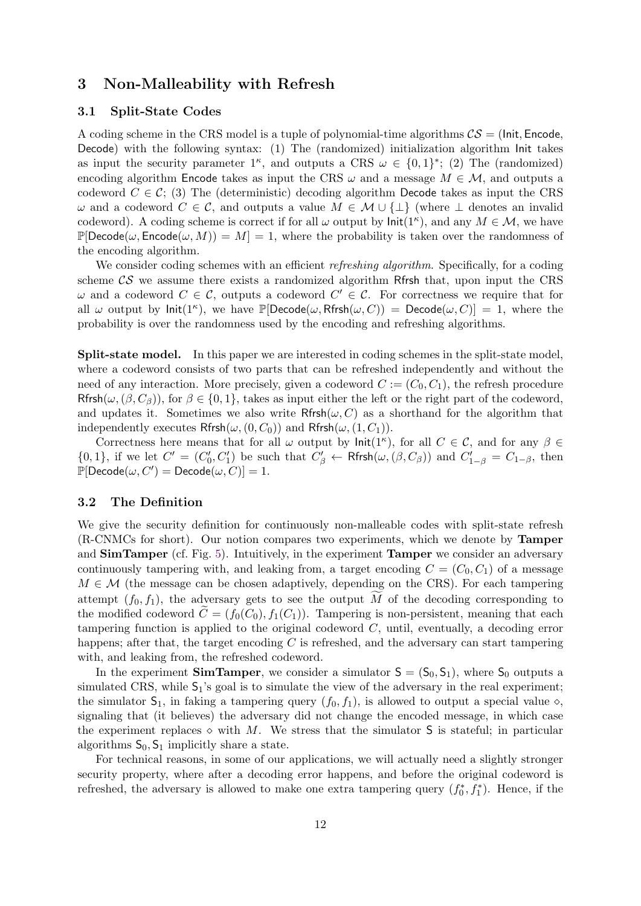## 3 Non-Malleability with Refresh

### 3.1 Split-State Codes

A coding scheme in the CRS model is a tuple of polynomial-time algorithms $\mathcal{CS} = (\mathsf{Init}, \mathsf{Encode}, \mathsf{Decode})$ with the following syntax: (1) The (randomized) initialization algorithm $\mathsf{Init}$ takes as input the security parameter $1^\kappa$, and outputs a CRS $\omega \in \{0,1\}^*$; (2) The (randomized) encoding algorithm $\mathsf{Encode}$ takes as input the CRS $\omega$ and a message $M \in \mathcal{M}$, and outputs a codeword $C \in \mathcal{C}$; (3) The (deterministic) decoding algorithm $\mathsf{Decode}$ takes as input the CRS $\omega$ and a codeword $C \in \mathcal{C}$, and outputs a value $M \in \mathcal{M} \cup \{\perp\}$ (where $\perp$ denotes an invalid codeword). A coding scheme is correct if for all $\omega$ output by $\mathsf{Init}(1^\kappa)$, and any $M \in \mathcal{M}$, we have $\mathbb{P}[\mathsf{Decode}(\omega, \mathsf{Encode}(\omega, M)) = M] = 1$, where the probability is taken over the randomness of the encoding algorithm.

We consider coding schemes with an efficient *refreshing algorithm*. Specifically, for a coding scheme $\mathcal{CS}$ we assume there exists a randomized algorithm $\mathsf{Rfrsh}$ that, upon input the CRS $\omega$ and a codeword $C \in \mathcal{C}$, outputs a codeword $C' \in \mathcal{C}$. For correctness we require that for all $\omega$ output by $\mathsf{Init}(1^\kappa)$, we have $\mathbb{P}[\mathsf{Decode}(\omega, \mathsf{Rfrsh}(\omega, C)) = \mathsf{Decode}(\omega, C)] = 1$, where the probability is over the randomness used by the encoding and refreshing algorithms.

**Split-state model.** In this paper we are interested in coding schemes in the split-state model, where a codeword consists of two parts that can be refreshed independently and without the need of any interaction. More precisely, given a codeword $C := (C_0, C_1)$, the refresh procedure $\mathsf{Rfrsh}(\omega, (\beta, C_\beta))$, for $\beta \in \{0,1\}$, takes as input either the left or the right part of the codeword, and updates it. Sometimes we also write $\mathsf{Rfrsh}(\omega, C)$ as a shorthand for the algorithm that independently executes $\mathsf{Rfrsh}(\omega, (0, C_0))$ and $\mathsf{Rfrsh}(\omega, (1, C_1))$.

Correctness here means that for all $\omega$ output by $\mathsf{Init}(1^\kappa)$, for all $C \in \mathcal{C}$, and for any $\beta \in \{0,1\}$, if we let $C' = (C'_0, C'_1)$ be such that $C'_\beta \leftarrow \mathsf{Rfrsh}(\omega, (\beta, C_\beta))$ and $C'_{1-\beta} = C_{1-\beta}$, then $\mathbb{P}[\mathsf{Decode}(\omega, C') = \mathsf{Decode}(\omega, C)] = 1$.

### 3.2 The Definition

We give the security definition for continuously non-malleable codes with split-state refresh (R-CNMCs for short). Our notion compares two experiments, which we denote by **Tamper** and **SimTamper** (cf. Fig. 5). Intuitively, in the experiment **Tamper** we consider an adversary continuously tampering with, and leaking from, a target encoding $C = (C_0, C_1)$ of a message $M \in \mathcal{M}$ (the message can be chosen adaptively, depending on the CRS). For each tampering attempt $(f_0, f_1)$, the adversary gets to see the output $\widetilde{M}$ of the decoding corresponding to the modified codeword $\widetilde{C} = (f_0(C_0), f_1(C_1))$. Tampering is non-persistent, meaning that each tampering function is applied to the original codeword $C$, until, eventually, a decoding error happens; after that, the target encoding $C$ is refreshed, and the adversary can start tampering with, and leaking from, the refreshed codeword.

In the experiment **SimTamper**, we consider a simulator $\mathsf{S} = (\mathsf{S}_0, \mathsf{S}_1)$, where $\mathsf{S}_0$ outputs a simulated CRS, while $\mathsf{S}_1$'s goal is to simulate the view of the adversary in the real experiment; the simulator $\mathsf{S}_1$, in faking a tampering query $(f_0, f_1)$, is allowed to output a special value $\diamond$, signaling that (it believes) the adversary did not change the encoded message, in which case the experiment replaces $\diamond$ with $M$. We stress that the simulator $\mathsf{S}$ is stateful; in particular algorithms $\mathsf{S}_0, \mathsf{S}_1$ implicitly share a state.

For technical reasons, in some of our applications, we will actually need a slightly stronger security property, where after a decoding error happens, and before the original codeword is refreshed, the adversary is allowed to make one extra tampering query $(f_0^*, f_1^*)$. Hence, if the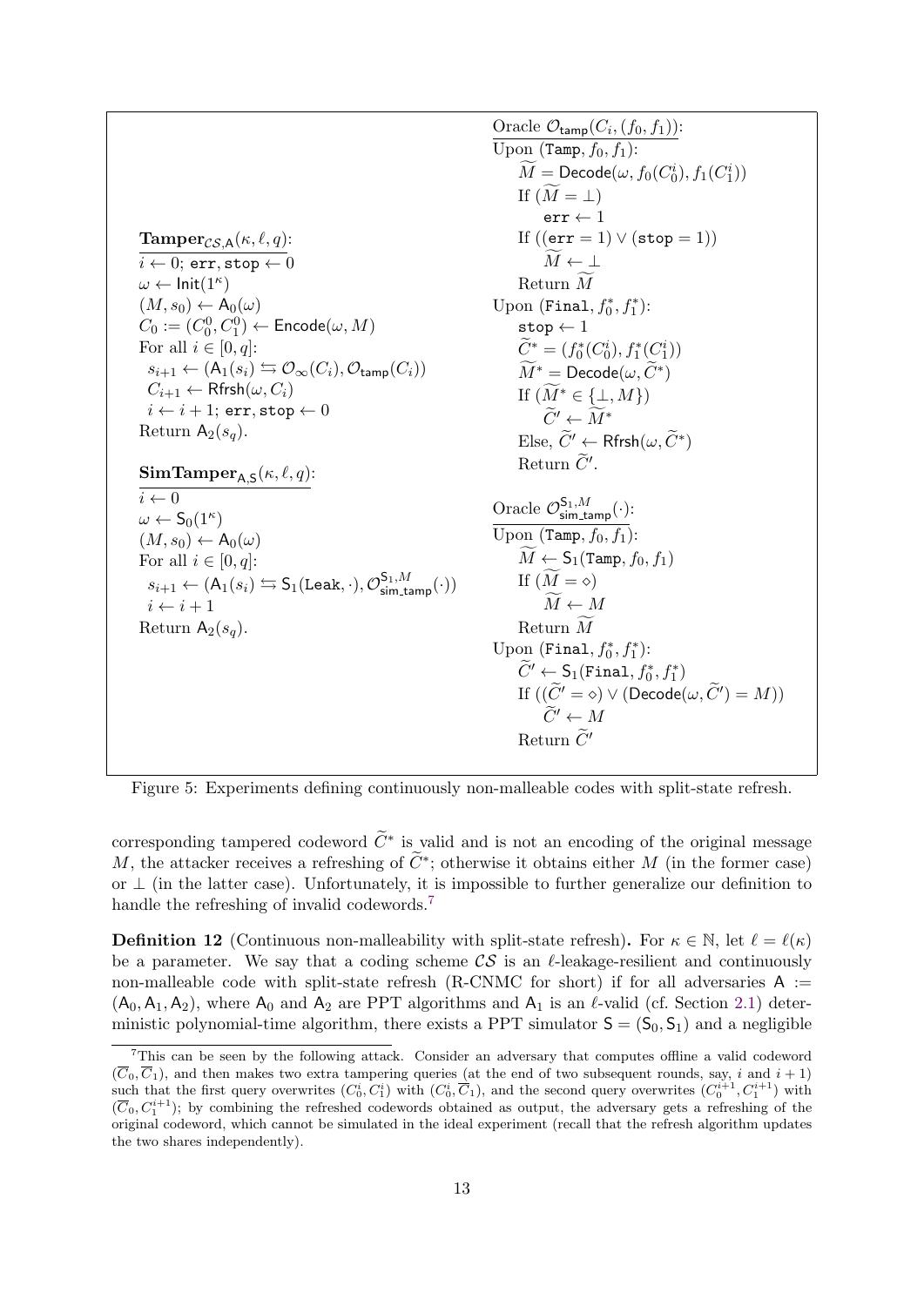**Tamper**$_{\mathcal{CS},\mathsf{A}}(\kappa,\ell,q)$:

$i \leftarrow 0$; $\mathtt{err}, \mathtt{stop} \leftarrow 0$
$\omega \leftarrow \mathsf{Init}(1^\kappa)$
$(M, s_0) \leftarrow \mathsf{A}_0(\omega)$
$C_0 := (C_0^0, C_1^0) \leftarrow \mathsf{Encode}(\omega, M)$
For all $i \in [0,q]$:
  $s_{i+1} \leftarrow (\mathsf{A}_1(s_i) \leftrightarrows \mathcal{O}_\infty(C_i), \mathcal{O}_{\mathsf{tamp}}(C_i))$
  $C_{i+1} \leftarrow \mathsf{Rfrsh}(\omega, C_i)$
  $i \leftarrow i+1$; $\mathtt{err}, \mathtt{stop} \leftarrow 0$
Return $\mathsf{A}_2(s_q)$.

**SimTamper**$_{\mathsf{A},\mathsf{S}}(\kappa,\ell,q)$:

$i \leftarrow 0$
$\omega \leftarrow \mathsf{S}_0(1^\kappa)$
$(M, s_0) \leftarrow \mathsf{A}_0(\omega)$
For all $i \in [0,q]$:
  $s_{i+1} \leftarrow (\mathsf{A}_1(s_i) \leftrightarrows \mathsf{S}_1(\mathtt{Leak},\cdot), \mathcal{O}^{\mathsf{S}_1,M}_{\mathsf{sim\_tamp}}(\cdot))$
  $i \leftarrow i+1$
Return $\mathsf{A}_2(s_q)$.

Oracle $\mathcal{O}_{\mathsf{tamp}}(C_i,(f_0,f_1))$:

Upon $(\mathtt{Tamp}, f_0, f_1)$:
  $\widetilde{M} = \mathsf{Decode}(\omega, f_0(C_0^i), f_1(C_1^i))$
  If $(\widetilde{M} = \perp)$
    $\mathtt{err} \leftarrow 1$
  If $((\mathtt{err} = 1) \vee (\mathtt{stop} = 1))$
    $\widetilde{M} \leftarrow \perp$
  Return $\widetilde{M}$
Upon $(\mathtt{Final}, f_0^*, f_1^*)$:
  $\mathtt{stop} \leftarrow 1$
  $\widetilde{C}^* = (f_0^*(C_0^i), f_1^*(C_1^i))$
  $\widetilde{M}^* = \mathsf{Decode}(\omega, \widetilde{C}^*)$
  If $(\widetilde{M}^* \in \{\perp, M\})$
    $\widetilde{C}' \leftarrow \widetilde{M}^*$
  Else, $\widetilde{C}' \leftarrow \mathsf{Rfrsh}(\omega, \widetilde{C}^*)$
  Return $\widetilde{C}'$.

Oracle $\mathcal{O}^{\mathsf{S}_1,M}_{\mathsf{sim\_tamp}}(\cdot)$:

Upon $(\mathtt{Tamp}, f_0, f_1)$:
  $\widetilde{M} \leftarrow \mathsf{S}_1(\mathtt{Tamp}, f_0, f_1)$
  If $(\widetilde{M} = \diamond)$
    $\widetilde{M} \leftarrow M$
  Return $\widetilde{M}$
Upon $(\mathtt{Final}, f_0^*, f_1^*)$:
  $\widetilde{C}' \leftarrow \mathsf{S}_1(\mathtt{Final}, f_0^*, f_1^*)$
  If $((\widetilde{C}' = \diamond) \vee (\mathsf{Decode}(\omega, \widetilde{C}') = M))$
    $\widetilde{C}' \leftarrow M$
  Return $\widetilde{C}'$

Figure 5: Experiments defining continuously non-malleable codes with split-state refresh.

corresponding tampered codeword $\widetilde{C}^*$ is valid and is not an encoding of the original message $M$, the attacker receives a refreshing of $\widetilde{C}^*$; otherwise it obtains either $M$ (in the former case) or $\perp$ (in the latter case). Unfortunately, it is impossible to further generalize our definition to handle the refreshing of invalid codewords.[7]

**Definition 12** (Continuous non-malleability with split-state refresh)**.** For $\kappa \in \mathbb{N}$, let $\ell = \ell(\kappa)$ be a parameter. We say that a coding scheme $\mathcal{CS}$ is an $\ell$-leakage-resilient and continuously non-malleable code with split-state refresh (R-CNMC for short) if for all adversaries $\mathsf{A} := (\mathsf{A}_0, \mathsf{A}_1, \mathsf{A}_2)$, where $\mathsf{A}_0$ and $\mathsf{A}_2$ are PPT algorithms and $\mathsf{A}_1$ is an $\ell$-valid (cf. Section 2.1) deterministic polynomial-time algorithm, there exists a PPT simulator $\mathsf{S} = (\mathsf{S}_0, \mathsf{S}_1)$ and a negligible

[7] This can be seen by the following attack. Consider an adversary that computes offline a valid codeword $(\overline{C}_0, \overline{C}_1)$, and then makes two extra tampering queries (at the end of two subsequent rounds, say, $i$ and $i+1$) such that the first query overwrites $(C_0^i, C_1^i)$ with $(C_0^i, \overline{C}_1)$, and the second query overwrites $(C_0^{i+1}, C_1^{i+1})$ with $(\overline{C}_0, C_1^{i+1})$; by combining the refreshed codewords obtained as output, the adversary gets a refreshing of the original codeword, which cannot be simulated in the ideal experiment (recall that the refresh algorithm updates the two shares independently).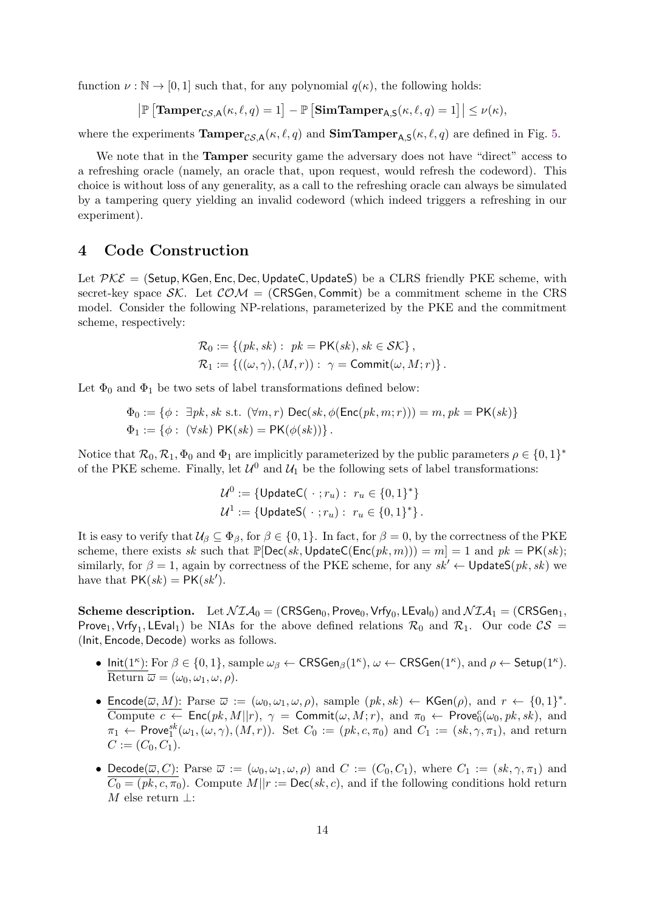function $\nu : \mathbb{N} \to [0,1]$ such that, for any polynomial $q(\kappa)$, the following holds:

$$\left|\mathbb{P}\left[\mathbf{Tamper}_{\mathcal{CS},\mathsf{A}}(\kappa,\ell,q)=1\right]-\mathbb{P}\left[\mathbf{SimTamper}_{\mathsf{A},\mathsf{S}}(\kappa,\ell,q)=1\right]\right|\leq \nu(\kappa),$$

where the experiments $\mathbf{Tamper}_{\mathcal{CS},\mathsf{A}}(\kappa,\ell,q)$ and $\mathbf{SimTamper}_{\mathsf{A},\mathsf{S}}(\kappa,\ell,q)$ are defined in Fig. 5.

We note that in the **Tamper** security game the adversary does not have "direct" access to a refreshing oracle (namely, an oracle that, upon request, would refresh the codeword). This choice is without loss of any generality, as a call to the refreshing oracle can always be simulated by a tampering query yielding an invalid codeword (which indeed triggers a refreshing in our experiment).

# 4 Code Construction

Let $\mathcal{PKE} = (\mathsf{Setup}, \mathsf{KGen}, \mathsf{Enc}, \mathsf{Dec}, \mathsf{UpdateC}, \mathsf{UpdateS})$ be a CLRS friendly PKE scheme, with secret-key space $\mathcal{SK}$. Let $\mathcal{COM} = (\mathsf{CRSGen}, \mathsf{Commit})$ be a commitment scheme in the CRS model. Consider the following NP-relations, parameterized by the PKE and the commitment scheme, respectively:

$$\mathcal{R}_0 := \{(pk, sk) : \ pk = \mathsf{PK}(sk), sk \in \mathcal{SK}\},$$
$$\mathcal{R}_1 := \{((\omega,\gamma),(M,r)) : \ \gamma = \mathsf{Commit}(\omega, M; r)\}.$$

Let $\Phi_0$ and $\Phi_1$ be two sets of label transformations defined below:

$$\Phi_0 := \{\phi : \ \exists pk, sk \text{ s.t. } (\forall m, r)\ \mathsf{Dec}(sk, \phi(\mathsf{Enc}(pk, m; r))) = m, pk = \mathsf{PK}(sk)\}$$
$$\Phi_1 := \{\phi : \ (\forall sk)\ \mathsf{PK}(sk) = \mathsf{PK}(\phi(sk))\}.$$

Notice that $\mathcal{R}_0, \mathcal{R}_1, \Phi_0$ and $\Phi_1$ are implicitly parameterized by the public parameters $\rho \in \{0,1\}^*$ of the PKE scheme. Finally, let $\mathcal{U}^0$ and $\mathcal{U}_1$ be the following sets of label transformations:

$$\mathcal{U}^0 := \{\mathsf{UpdateC}(\ \cdot\ ; r_u) : \ r_u \in \{0,1\}^*\}$$
$$\mathcal{U}^1 := \{\mathsf{UpdateS}(\ \cdot\ ; r_u) : \ r_u \in \{0,1\}^*\}.$$

It is easy to verify that $\mathcal{U}_\beta \subseteq \Phi_\beta$, for $\beta \in \{0,1\}$. In fact, for $\beta = 0$, by the correctness of the PKE scheme, there exists $sk$ such that $\mathbb{P}[\mathsf{Dec}(sk, \mathsf{UpdateC}(\mathsf{Enc}(pk, m))) = m] = 1$ and $pk = \mathsf{PK}(sk)$; similarly, for $\beta = 1$, again by correctness of the PKE scheme, for any $sk' \leftarrow \mathsf{UpdateS}(pk, sk)$ we have that $\mathsf{PK}(sk) = \mathsf{PK}(sk')$.

**Scheme description.** Let $\mathcal{NIA}_0 = (\mathsf{CRSGen}_0, \mathsf{Prove}_0, \mathsf{Vrfy}_0, \mathsf{LEval}_0)$ and $\mathcal{NIA}_1 = (\mathsf{CRSGen}_1, \mathsf{Prove}_1, \mathsf{Vrfy}_1, \mathsf{LEval}_1)$ be NIAs for the above defined relations $\mathcal{R}_0$ and $\mathcal{R}_1$. Our code $\mathcal{CS} = (\mathsf{Init}, \mathsf{Encode}, \mathsf{Decode})$ works as follows.

- $\underline{\mathsf{Init}(1^\kappa)}$: For $\beta \in \{0,1\}$, sample $\omega_\beta \leftarrow \mathsf{CRSGen}_\beta(1^\kappa)$, $\omega \leftarrow \mathsf{CRSGen}(1^\kappa)$, and $\rho \leftarrow \mathsf{Setup}(1^\kappa)$. Return $\overline{\omega} = (\omega_0, \omega_1, \omega, \rho)$.
- $\underline{\mathsf{Encode}(\overline{\omega}, M)}$: Parse $\overline{\omega} := (\omega_0, \omega_1, \omega, \rho)$, sample $(pk, sk) \leftarrow \mathsf{KGen}(\rho)$, and $r \leftarrow \{0,1\}^*$. Compute $c \leftarrow \mathsf{Enc}(pk, M||r)$, $\gamma = \mathsf{Commit}(\omega, M; r)$, and $\pi_0 \leftarrow \mathsf{Prove}_0^c(\omega_0, pk, sk)$, and $\pi_1 \leftarrow \mathsf{Prove}_1^{sk}(\omega_1, (\omega,\gamma), (M, r))$. Set $C_0 := (pk, c, \pi_0)$ and $C_1 := (sk, \gamma, \pi_1)$, and return $C := (C_0, C_1)$.
- $\underline{\mathsf{Decode}(\overline{\omega}, C)}$: Parse $\overline{\omega} := (\omega_0, \omega_1, \omega, \rho)$ and $C := (C_0, C_1)$, where $C_1 := (sk, \gamma, \pi_1)$ and $C_0 = (pk, c, \pi_0)$. Compute $M||r := \mathsf{Dec}(sk, c)$, and if the following conditions hold return $M$ else return $\bot$: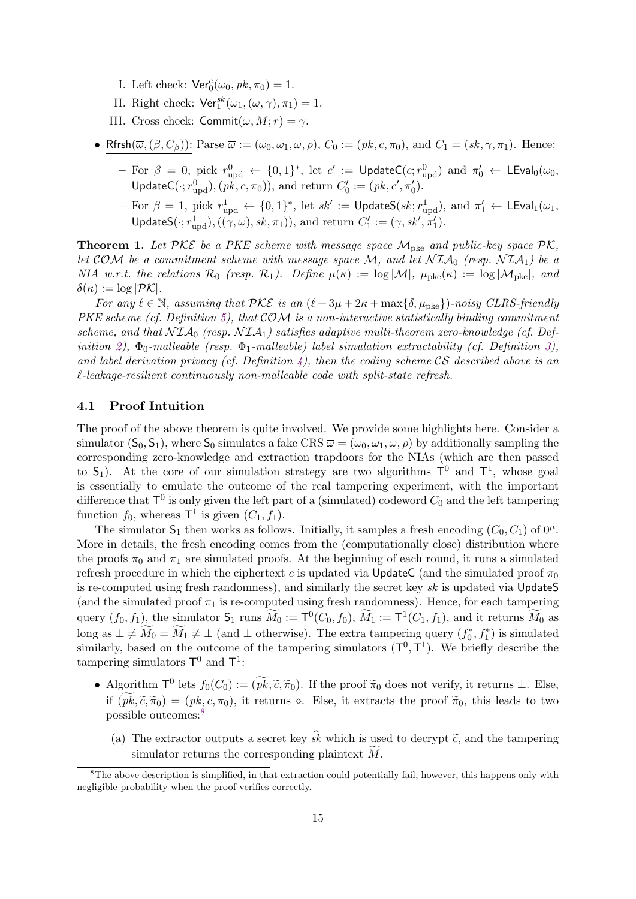I. Left check: $\mathsf{Ver}_0^c(\omega_0, pk, \pi_0) = 1$.

II. Right check: $\mathsf{Ver}_1^{sk}(\omega_1, (\omega, \gamma), \pi_1) = 1$.

III. Cross check: $\mathsf{Commit}(\omega, M; r) = \gamma$.

- $\underline{\mathsf{Rfrsh}(\overline{\varpi}, (\beta, C_\beta))}$: Parse $\overline{\varpi} := (\omega_0, \omega_1, \omega, \rho)$, $C_0 := (pk, c, \pi_0)$, and $C_1 = (sk, \gamma, \pi_1)$. Hence:
  - For $\beta = 0$, pick $r^0_{\mathrm{upd}} \leftarrow \{0,1\}^*$, let $c' := \mathsf{UpdateC}(c; r^0_{\mathrm{upd}})$ and $\pi'_0 \leftarrow \mathsf{LEval}_0(\omega_0, \mathsf{UpdateC}(\cdot; r^0_{\mathrm{upd}}), (pk, c, \pi_0))$, and return $C'_0 := (pk, c', \pi'_0)$.
  - For $\beta = 1$, pick $r^1_{\mathrm{upd}} \leftarrow \{0,1\}^*$, let $sk' := \mathsf{UpdateS}(sk; r^1_{\mathrm{upd}})$, and $\pi'_1 \leftarrow \mathsf{LEval}_1(\omega_1, \mathsf{UpdateS}(\cdot; r^1_{\mathrm{upd}}), ((\gamma, \omega), sk, \pi_1))$, and return $C'_1 := (\gamma, sk', \pi'_1)$.

**Theorem 1.** *Let $\mathcal{PKE}$ be a PKE scheme with message space $\mathcal{M}_{\mathrm{pke}}$ and public-key space $\mathcal{PK}$, let $\mathcal{COM}$ be a commitment scheme with message space $\mathcal{M}$, and let $\mathcal{NIA}_0$ (resp. $\mathcal{NIA}_1$) be a NIA w.r.t. the relations $\mathcal{R}_0$ (resp. $\mathcal{R}_1$). Define $\mu(\kappa) := \log|\mathcal{M}|$, $\mu_{\mathrm{pke}}(\kappa) := \log|\mathcal{M}_{\mathrm{pke}}|$, and $\delta(\kappa) := \log|\mathcal{PK}|$.*

*For any $\ell \in \mathbb{N}$, assuming that $\mathcal{PKE}$ is an $(\ell + 3\mu + 2\kappa + \max\{\delta, \mu_{\mathrm{pke}}\})$-noisy CLRS-friendly PKE scheme (cf. Definition 5), that $\mathcal{COM}$ is a non-interactive statistically binding commitment scheme, and that $\mathcal{NIA}_0$ (resp. $\mathcal{NIA}_1$) satisfies adaptive multi-theorem zero-knowledge (cf. Definition 2), $\Phi_0$-malleable (resp. $\Phi_1$-malleable) label simulation extractability (cf. Definition 3), and label derivation privacy (cf. Definition 4), then the coding scheme $\mathcal{CS}$ described above is an $\ell$-leakage-resilient continuously non-malleable code with split-state refresh.*

### 4.1 Proof Intuition

The proof of the above theorem is quite involved. We provide some highlights here. Consider a simulator $(\mathsf{S}_0, \mathsf{S}_1)$, where $\mathsf{S}_0$ simulates a fake CRS $\overline{\varpi} = (\omega_0, \omega_1, \omega, \rho)$ by additionally sampling the corresponding zero-knowledge and extraction trapdoors for the NIAs (which are then passed to $\mathsf{S}_1$). At the core of our simulation strategy are two algorithms $\mathsf{T}^0$ and $\mathsf{T}^1$, whose goal is essentially to emulate the outcome of the real tampering experiment, with the important difference that $\mathsf{T}^0$ is only given the left part of a (simulated) codeword $C_0$ and the left tampering function $f_0$, whereas $\mathsf{T}^1$ is given $(C_1, f_1)$.

The simulator $\mathsf{S}_1$ then works as follows. Initially, it samples a fresh encoding $(C_0, C_1)$ of $0^\mu$. More in details, the fresh encoding comes from the (computationally close) distribution where the proofs $\pi_0$ and $\pi_1$ are simulated proofs. At the beginning of each round, it runs a simulated refresh procedure in which the ciphertext $c$ is updated via $\mathsf{UpdateC}$ (and the simulated proof $\pi_0$ is re-computed using fresh randomness), and similarly the secret key $sk$ is updated via $\mathsf{UpdateS}$ (and the simulated proof $\pi_1$ is re-computed using fresh randomness). Hence, for each tampering query $(f_0, f_1)$, the simulator $\mathsf{S}_1$ runs $\widetilde{M}_0 := \mathsf{T}^0(C_0, f_0)$, $\widetilde{M}_1 := \mathsf{T}^1(C_1, f_1)$, and it returns $\widetilde{M}_0$ as long as $\perp \neq \widetilde{M}_0 = \widetilde{M}_1 \neq \perp$ (and $\perp$ otherwise). The extra tampering query $(f_0^*, f_1^*)$ is simulated similarly, based on the outcome of the tampering simulators $(\mathsf{T}^0, \mathsf{T}^1)$. We briefly describe the tampering simulators $\mathsf{T}^0$ and $\mathsf{T}^1$:

- Algorithm $\mathsf{T}^0$ lets $f_0(C_0) := (\widetilde{pk}, \widetilde{c}, \widetilde{\pi}_0)$. If the proof $\widetilde{\pi}_0$ does not verify, it returns $\perp$. Else, if $(\widetilde{pk}, \widetilde{c}, \widetilde{\pi}_0) = (pk, c, \pi_0)$, it returns $\diamond$. Else, it extracts the proof $\widetilde{\pi}_0$, this leads to two possible outcomes:[8]
  (a) The extractor outputs a secret key $\widehat{sk}$ which is used to decrypt $\widetilde{c}$, and the tampering simulator returns the corresponding plaintext $\widetilde{M}$.

[8] The above description is simplified, in that extraction could potentially fail, however, this happens only with negligible probability when the proof verifies correctly.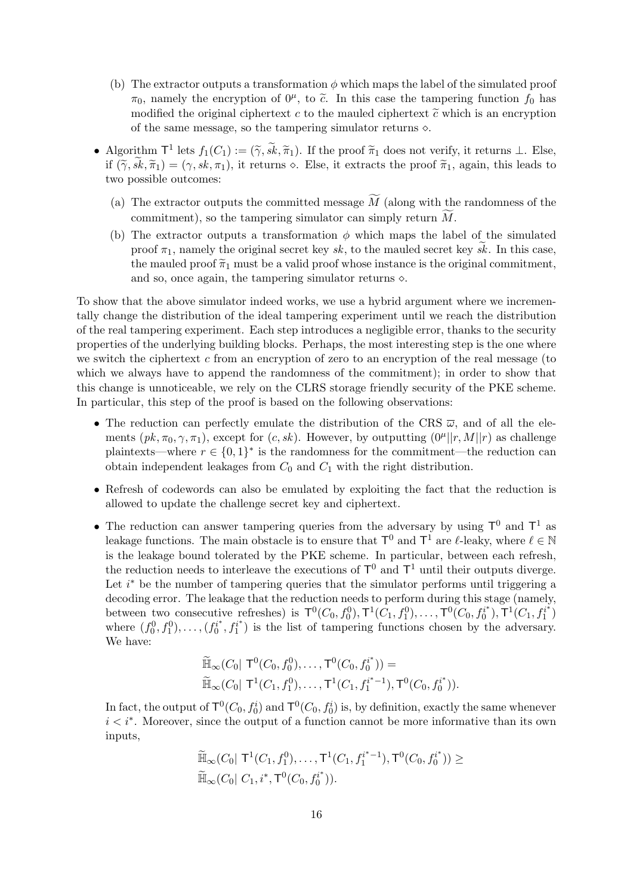(b) The extractor outputs a transformation $\phi$ which maps the label of the simulated proof $\pi_0$, namely the encryption of $0^\mu$, to $\widetilde{c}$. In this case the tampering function $f_0$ has modified the original ciphertext $c$ to the mauled ciphertext $\widetilde{c}$ which is an encryption of the same message, so the tampering simulator returns $\diamond$.

- Algorithm $\mathsf{T}^1$ lets $f_1(C_1) := (\widetilde{\gamma}, \widetilde{sk}, \widetilde{\pi}_1)$. If the proof $\widetilde{\pi}_1$ does not verify, it returns $\bot$. Else, if $(\widetilde{\gamma}, \widetilde{sk}, \widetilde{\pi}_1) = (\gamma, sk, \pi_1)$, it returns $\diamond$. Else, it extracts the proof $\widetilde{\pi}_1$, again, this leads to two possible outcomes:
   (a) The extractor outputs the committed message $\widetilde{M}$ (along with the randomness of the commitment), so the tampering simulator can simply return $\widetilde{M}$.
   (b) The extractor outputs a transformation $\phi$ which maps the label of the simulated proof $\pi_1$, namely the original secret key $sk$, to the mauled secret key $\widetilde{sk}$. In this case, the mauled proof $\widetilde{\pi}_1$ must be a valid proof whose instance is the original commitment, and so, once again, the tampering simulator returns $\diamond$.

To show that the above simulator indeed works, we use a hybrid argument where we incrementally change the distribution of the ideal tampering experiment until we reach the distribution of the real tampering experiment. Each step introduces a negligible error, thanks to the security properties of the underlying building blocks. Perhaps, the most interesting step is the one where we switch the ciphertext $c$ from an encryption of zero to an encryption of the real message (to which we always have to append the randomness of the commitment); in order to show that this change is unnoticeable, we rely on the CLRS storage friendly security of the PKE scheme. In particular, this step of the proof is based on the following observations:

- The reduction can perfectly emulate the distribution of the CRS $\overline{\omega}$, and of all the elements $(pk, \pi_0, \gamma, \pi_1)$, except for $(c, sk)$. However, by outputting $(0^\mu || r, M || r)$ as challenge plaintexts—where $r \in \{0,1\}^*$ is the randomness for the commitment—the reduction can obtain independent leakages from $C_0$ and $C_1$ with the right distribution.
- Refresh of codewords can also be emulated by exploiting the fact that the reduction is allowed to update the challenge secret key and ciphertext.
- The reduction can answer tampering queries from the adversary by using $\mathsf{T}^0$ and $\mathsf{T}^1$ as leakage functions. The main obstacle is to ensure that $\mathsf{T}^0$ and $\mathsf{T}^1$ are $\ell$-leaky, where $\ell \in \mathbb{N}$ is the leakage bound tolerated by the PKE scheme. In particular, between each refresh, the reduction needs to interleave the executions of $\mathsf{T}^0$ and $\mathsf{T}^1$ until their outputs diverge. Let $i^*$ be the number of tampering queries that the simulator performs until triggering a decoding error. The leakage that the reduction needs to perform during this stage (namely, between two consecutive refreshes) is $\mathsf{T}^0(C_0, f_0^0), \mathsf{T}^1(C_1, f_1^0), \ldots, \mathsf{T}^0(C_0, f_0^{i^*}), \mathsf{T}^1(C_1, f_1^{i^*})$ where $(f_0^0, f_1^0), \ldots, (f_0^{i^*}, f_1^{i^*})$ is the list of tampering functions chosen by the adversary. We have:

$$
\begin{aligned}
&\widetilde{\mathbb{H}}_\infty(C_0 |\ \mathsf{T}^0(C_0, f_0^0), \ldots, \mathsf{T}^0(C_0, f_0^{i^*})) = \\
&\widetilde{\mathbb{H}}_\infty(C_0 |\ \mathsf{T}^1(C_1, f_1^0), \ldots, \mathsf{T}^1(C_1, f_1^{i^*-1}), \mathsf{T}^0(C_0, f_0^{i^*})).
\end{aligned}
$$

   In fact, the output of $\mathsf{T}^0(C_0, f_0^i)$ and $\mathsf{T}^0(C_0, f_0^i)$ is, by definition, exactly the same whenever $i < i^*$. Moreover, since the output of a function cannot be more informative than its own inputs,

$$
\begin{aligned}
&\widetilde{\mathbb{H}}_\infty(C_0 |\ \mathsf{T}^1(C_1, f_1^0), \ldots, \mathsf{T}^1(C_1, f_1^{i^*-1}), \mathsf{T}^0(C_0, f_0^{i^*})) \geq \\
&\widetilde{\mathbb{H}}_\infty(C_0 |\ C_1, i^*, \mathsf{T}^0(C_0, f_0^{i^*})).
\end{aligned}
$$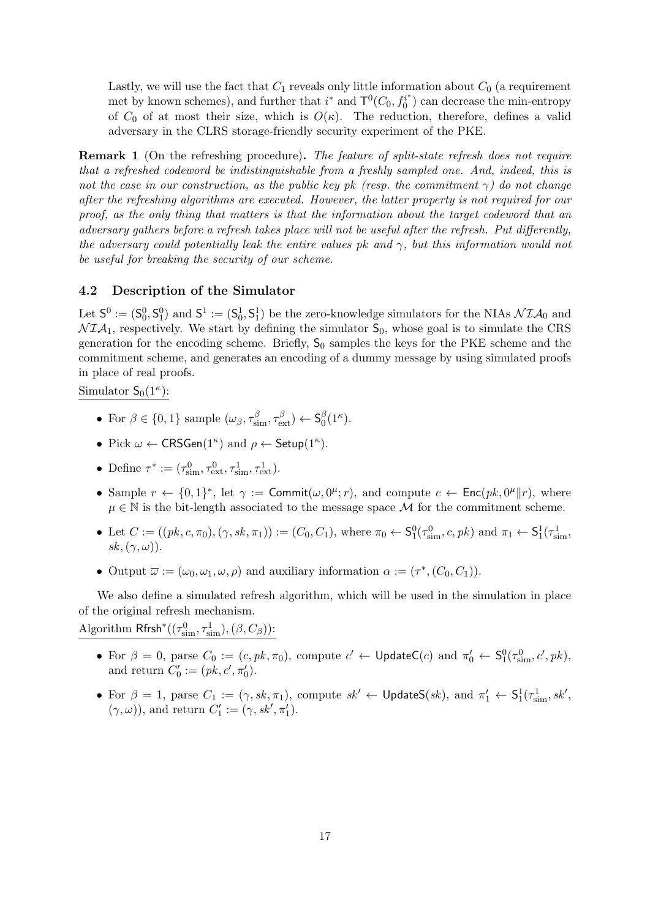Lastly, we will use the fact that $C_1$ reveals only little information about $C_0$ (a requirement met by known schemes), and further that $i^*$ and $\mathsf{T}^0(C_0, f_0^{i^*})$ can decrease the min-entropy of $C_0$ of at most their size, which is $O(\kappa)$. The reduction, therefore, defines a valid adversary in the CLRS storage-friendly security experiment of the PKE.

**Remark 1** (On the refreshing procedure)**.** *The feature of split-state refresh does not require that a refreshed codeword be indistinguishable from a freshly sampled one. And, indeed, this is not the case in our construction, as the public key $pk$ (resp. the commitment $\gamma$) do not change after the refreshing algorithms are executed. However, the latter property is not required for our proof, as the only thing that matters is that the information about the target codeword that an adversary gathers before a refresh takes place will not be useful after the refresh. Put differently, the adversary could potentially leak the entire values $pk$ and $\gamma$, but this information would not be useful for breaking the security of our scheme.*

### 4.2 Description of the Simulator

Let $\mathsf{S}^0 := (\mathsf{S}_0^0, \mathsf{S}_1^0)$ and $\mathsf{S}^1 := (\mathsf{S}_0^1, \mathsf{S}_1^1)$ be the zero-knowledge simulators for the NIAs $\mathcal{NIA}_0$ and $\mathcal{NIA}_1$, respectively. We start by defining the simulator $\mathsf{S}_0$, whose goal is to simulate the CRS generation for the encoding scheme. Briefly, $\mathsf{S}_0$ samples the keys for the PKE scheme and the commitment scheme, and generates an encoding of a dummy message by using simulated proofs in place of real proofs.

Simulator $\mathsf{S}_0(1^\kappa)$:

- For $\beta \in \{0, 1\}$ sample $(\omega_\beta, \tau_{\text{sim}}^\beta, \tau_{\text{ext}}^\beta) \leftarrow \mathsf{S}_0^\beta(1^\kappa)$.
- Pick $\omega \leftarrow \mathsf{CRSGen}(1^\kappa)$ and $\rho \leftarrow \mathsf{Setup}(1^\kappa)$.
- Define $\tau^* := (\tau_{\text{sim}}^0, \tau_{\text{ext}}^0, \tau_{\text{sim}}^1, \tau_{\text{ext}}^1)$.
- Sample $r \leftarrow \{0, 1\}^*$, let $\gamma := \mathsf{Commit}(\omega, 0^\mu; r)$, and compute $c \leftarrow \mathsf{Enc}(pk, 0^\mu \| r)$, where $\mu \in \mathbb{N}$ is the bit-length associated to the message space $\mathcal{M}$ for the commitment scheme.
- Let $C := ((pk, c, \pi_0), (\gamma, sk, \pi_1)) := (C_0, C_1)$, where $\pi_0 \leftarrow \mathsf{S}_1^0(\tau_{\text{sim}}^0, c, pk)$ and $\pi_1 \leftarrow \mathsf{S}_1^1(\tau_{\text{sim}}^1, sk, (\gamma, \omega))$.
- Output $\overline{\omega} := (\omega_0, \omega_1, \omega, \rho)$ and auxiliary information $\alpha := (\tau^*, (C_0, C_1))$.

We also define a simulated refresh algorithm, which will be used in the simulation in place of the original refresh mechanism.

Algorithm $\mathsf{Rfrsh}^*((\tau_{\text{sim}}^0, \tau_{\text{sim}}^1), (\beta, C_\beta))$:

- For $\beta = 0$, parse $C_0 := (c, pk, \pi_0)$, compute $c' \leftarrow \mathsf{UpdateC}(c)$ and $\pi_0' \leftarrow \mathsf{S}_1^0(\tau_{\text{sim}}^0, c', pk)$, and return $C_0' := (pk, c', \pi_0')$.
- For $\beta = 1$, parse $C_1 := (\gamma, sk, \pi_1)$, compute $sk' \leftarrow \mathsf{UpdateS}(sk)$, and $\pi_1' \leftarrow \mathsf{S}_1^1(\tau_{\text{sim}}^1, sk', (\gamma, \omega))$, and return $C_1' := (\gamma, sk', \pi_1')$.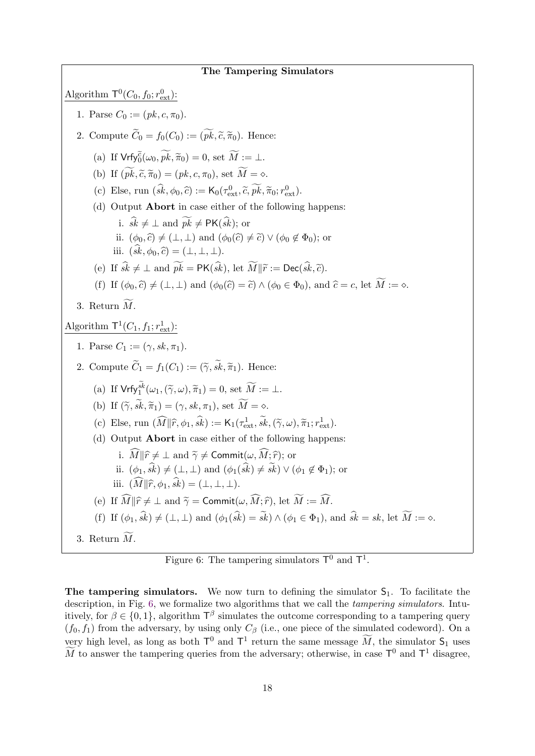**The Tampering Simulators**

Algorithm $\mathsf{T}^0(C_0, f_0; r^0_{\text{ext}})$:

1. Parse $C_0 := (pk, c, \pi_0)$.
2. Compute $\widetilde{C}_0 = f_0(C_0) := (\widetilde{pk}, \widetilde{c}, \widetilde{\pi}_0)$. Hence:
   (a) If $\mathsf{Vrfy}_0^{\widetilde{c}}(\omega_0, \widetilde{pk}, \widetilde{\pi}_0) = 0$, set $\widetilde{M} := \perp$.
   (b) If $(\widetilde{pk}, \widetilde{c}, \widetilde{\pi}_0) = (pk, c, \pi_0)$, set $\widetilde{M} = \diamond$.
   (c) Else, run $(\widehat{sk}, \phi_0, \widehat{c}) := \mathsf{K}_0(\tau^0_{\text{ext}}, \widetilde{c}, \widetilde{pk}, \widetilde{\pi}_0; r^0_{\text{ext}})$.
   (d) Output **Abort** in case either of the following happens:
      i. $\widehat{sk} \neq \perp$ and $\widetilde{pk} \neq \mathsf{PK}(\widehat{sk})$; or
      ii. $(\phi_0, \widehat{c}) \neq (\perp, \perp)$ and $(\phi_0(\widehat{c}) \neq \widetilde{c}) \vee (\phi_0 \notin \Phi_0)$; or
      iii. $(\widehat{sk}, \phi_0, \widehat{c}) = (\perp, \perp, \perp)$.
   (e) If $\widehat{sk} \neq \perp$ and $\widetilde{pk} = \mathsf{PK}(\widehat{sk})$, let $\widetilde{M} \| \widetilde{r} := \mathsf{Dec}(\widehat{sk}, \widetilde{c})$.
   (f) If $(\phi_0, \widehat{c}) \neq (\perp, \perp)$ and $(\phi_0(\widehat{c}) = \widetilde{c}) \wedge (\phi_0 \in \Phi_0)$, and $\widehat{c} = c$, let $\widetilde{M} := \diamond$.
3. Return $\widetilde{M}$.

Algorithm $\mathsf{T}^1(C_1, f_1; r^1_{\text{ext}})$:

1. Parse $C_1 := (\gamma, sk, \pi_1)$.
2. Compute $\widetilde{C}_1 = f_1(C_1) := (\widetilde{\gamma}, \widetilde{sk}, \widetilde{\pi}_1)$. Hence:
   (a) If $\mathsf{Vrfy}_1^{\widetilde{sk}}(\omega_1, (\widetilde{\gamma}, \omega), \widetilde{\pi}_1) = 0$, set $\widetilde{M} := \perp$.
   (b) If $(\widetilde{\gamma}, \widetilde{sk}, \widetilde{\pi}_1) = (\gamma, sk, \pi_1)$, set $\widetilde{M} = \diamond$.
   (c) Else, run $(\widehat{M} \| \widehat{r}, \phi_1, \widehat{sk}) := \mathsf{K}_1(\tau^1_{\text{ext}}, \widetilde{sk}, (\widetilde{\gamma}, \omega), \widetilde{\pi}_1; r^1_{\text{ext}})$.
   (d) Output **Abort** in case either of the following happens:
      i. $\widehat{M} \| \widehat{r} \neq \perp$ and $\widetilde{\gamma} \neq \mathsf{Commit}(\omega, \widehat{M}; \widehat{r})$; or
      ii. $(\phi_1, \widehat{sk}) \neq (\perp, \perp)$ and $(\phi_1(\widehat{sk}) \neq \widetilde{sk}) \vee (\phi_1 \notin \Phi_1)$; or
      iii. $(\widehat{M} \| \widehat{r}, \phi_1, \widehat{sk}) = (\perp, \perp, \perp)$.
   (e) If $\widehat{M} \| \widehat{r} \neq \perp$ and $\widetilde{\gamma} = \mathsf{Commit}(\omega, \widehat{M}; \widehat{r})$, let $\widetilde{M} := \widehat{M}$.
   (f) If $(\phi_1, \widehat{sk}) \neq (\perp, \perp)$ and $(\phi_1(\widehat{sk}) = \widetilde{sk}) \wedge (\phi_1 \in \Phi_1)$, and $\widehat{sk} = sk$, let $\widetilde{M} := \diamond$.
3. Return $\widetilde{M}$.

Figure 6: The tampering simulators $\mathsf{T}^0$ and $\mathsf{T}^1$.

**The tampering simulators.** We now turn to defining the simulator $\mathsf{S}_1$. To facilitate the description, in Fig. 6, we formalize two algorithms that we call the *tampering simulators*. Intuitively, for $\beta \in \{0, 1\}$, algorithm $\mathsf{T}^\beta$ simulates the outcome corresponding to a tampering query $(f_0, f_1)$ from the adversary, by using only $C_\beta$ (i.e., one piece of the simulated codeword). On a very high level, as long as both $\mathsf{T}^0$ and $\mathsf{T}^1$ return the same message $\widetilde{M}$, the simulator $\mathsf{S}_1$ uses $\widetilde{M}$ to answer the tampering queries from the adversary; otherwise, in case $\mathsf{T}^0$ and $\mathsf{T}^1$ disagree,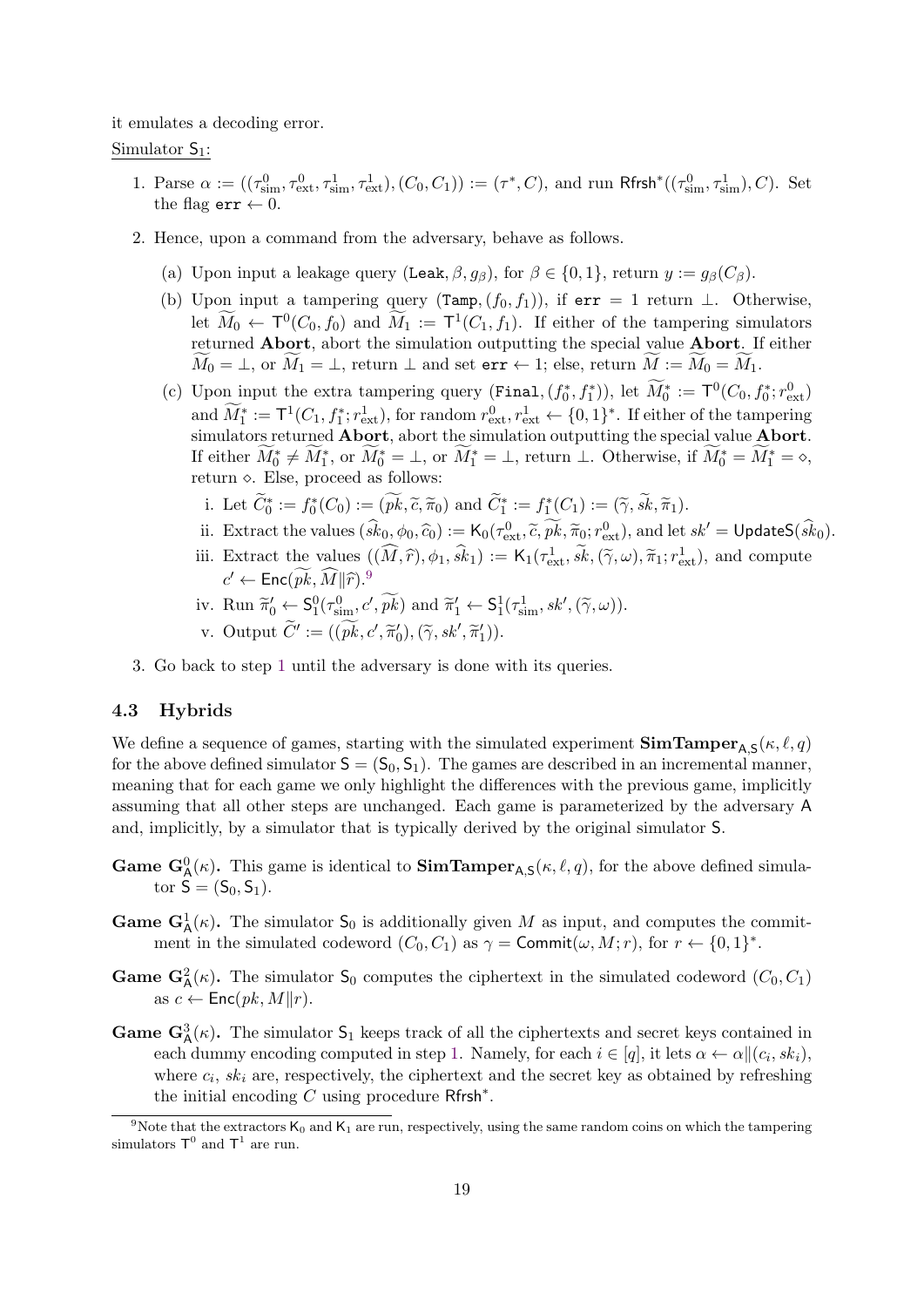it emulates a decoding error.

Simulator $\mathsf{S}_1$:

1. Parse $\alpha := ((\tau^0_{\rm sim}, \tau^0_{\rm ext}, \tau^1_{\rm sim}, \tau^1_{\rm ext}), (C_0, C_1)) := (\tau^*, C)$, and run $\mathsf{Rfrsh}^*((\tau^0_{\rm sim}, \tau^1_{\rm sim}), C)$. Set the flag $\mathtt{err} \leftarrow 0$.
2. Hence, upon a command from the adversary, behave as follows.
   (a) Upon input a leakage query $(\mathtt{Leak}, \beta, g_\beta)$, for $\beta \in \{0,1\}$, return $y := g_\beta(C_\beta)$.
   (b) Upon input a tampering query $(\mathtt{Tamp}, (f_0, f_1))$, if $\mathtt{err} = 1$ return $\perp$. Otherwise, let $\widetilde{M}_0 \leftarrow \mathsf{T}^0(C_0, f_0)$ and $\widetilde{M}_1 := \mathsf{T}^1(C_1, f_1)$. If either of the tampering simulators returned **Abort**, abort the simulation outputting the special value **Abort**. If either $\widetilde{M}_0 = \perp$, or $\widetilde{M}_1 = \perp$, return $\perp$ and set $\mathtt{err} \leftarrow 1$; else, return $\widetilde{M} := \widetilde{M}_0 = \widetilde{M}_1$.
   (c) Upon input the extra tampering query $(\mathtt{Final}, (f^*_0, f^*_1))$, let $\widetilde{M}^*_0 := \mathsf{T}^0(C_0, f^*_0; r^0_{\rm ext})$ and $\widetilde{M}^*_1 := \mathsf{T}^1(C_1, f^*_1; r^1_{\rm ext})$, for random $r^0_{\rm ext}, r^1_{\rm ext} \leftarrow \{0,1\}^*$. If either of the tampering simulators returned **Abort**, abort the simulation outputting the special value **Abort**. If either $\widetilde{M}^*_0 \neq \widetilde{M}^*_1$, or $\widetilde{M}^*_0 = \perp$, or $\widetilde{M}^*_1 = \perp$, return $\perp$. Otherwise, if $\widetilde{M}^*_0 = \widetilde{M}^*_1 = \diamond$, return $\diamond$. Else, proceed as follows:
      i. Let $\widetilde{C}^*_0 := f^*_0(C_0) := (\widetilde{pk}, \widetilde{c}, \widetilde{\pi}_0)$ and $\widetilde{C}^*_1 := f^*_1(C_1) := (\widetilde{\gamma}, \widetilde{sk}, \widetilde{\pi}_1)$.
      ii. Extract the values $(\widehat{sk}_0, \phi_0, \widehat{c}_0) := \mathsf{K}_0(\tau^0_{\rm ext}, \widetilde{c}, \widetilde{pk}, \widetilde{\pi}_0; r^0_{\rm ext})$, and let $sk' = \mathsf{UpdateS}(\widehat{sk}_0)$.
      iii. Extract the values $((\widehat{M}, \widehat{r}), \phi_1, \widehat{sk}_1) := \mathsf{K}_1(\tau^1_{\rm ext}, \widetilde{sk}, (\widetilde{\gamma}, \omega), \widetilde{\pi}_1; r^1_{\rm ext})$, and compute $c' \leftarrow \mathsf{Enc}(\widetilde{pk}, \widehat{M} \| \widehat{r})$.[9]
      iv. Run $\widetilde{\pi}'_0 \leftarrow \mathsf{S}^0_1(\tau^0_{\rm sim}, c', \widetilde{pk})$ and $\widetilde{\pi}'_1 \leftarrow \mathsf{S}^1_1(\tau^1_{\rm sim}, sk', (\widetilde{\gamma}, \omega))$.
      v. Output $\widetilde{C}' := ((\widetilde{pk}, c', \widetilde{\pi}'_0), (\widetilde{\gamma}, sk', \widetilde{\pi}'_1))$.
3. Go back to step 1 until the adversary is done with its queries.

### 4.3 Hybrids

We define a sequence of games, starting with the simulated experiment $\mathbf{SimTamper}_{\mathsf{A},\mathsf{S}}(\kappa, \ell, q)$ for the above defined simulator $\mathsf{S} = (\mathsf{S}_0, \mathsf{S}_1)$. The games are described in an incremental manner, meaning that for each game we only highlight the differences with the previous game, implicitly assuming that all other steps are unchanged. Each game is parameterized by the adversary $\mathsf{A}$ and, implicitly, by a simulator that is typically derived by the original simulator $\mathsf{S}$.

**Game $\mathbf{G}^0_{\mathsf{A}}(\kappa)$.** This game is identical to $\mathbf{SimTamper}_{\mathsf{A},\mathsf{S}}(\kappa, \ell, q)$, for the above defined simulator $\mathsf{S} = (\mathsf{S}_0, \mathsf{S}_1)$.

**Game $\mathbf{G}^1_{\mathsf{A}}(\kappa)$.** The simulator $\mathsf{S}_0$ is additionally given $M$ as input, and computes the commitment in the simulated codeword $(C_0, C_1)$ as $\gamma = \mathsf{Commit}(\omega, M; r)$, for $r \leftarrow \{0,1\}^*$.

**Game $\mathbf{G}^2_{\mathsf{A}}(\kappa)$.** The simulator $\mathsf{S}_0$ computes the ciphertext in the simulated codeword $(C_0, C_1)$ as $c \leftarrow \mathsf{Enc}(pk, M \| r)$.

**Game $\mathbf{G}^3_{\mathsf{A}}(\kappa)$.** The simulator $\mathsf{S}_1$ keeps track of all the ciphertexts and secret keys contained in each dummy encoding computed in step 1. Namely, for each $i \in [q]$, it lets $\alpha \leftarrow \alpha \| (c_i, sk_i)$, where $c_i$, $sk_i$ are, respectively, the ciphertext and the secret key as obtained by refreshing the initial encoding $C$ using procedure $\mathsf{Rfrsh}^*$.

[9] Note that the extractors $\mathsf{K}_0$ and $\mathsf{K}_1$ are run, respectively, using the same random coins on which the tampering simulators $\mathsf{T}^0$ and $\mathsf{T}^1$ are run.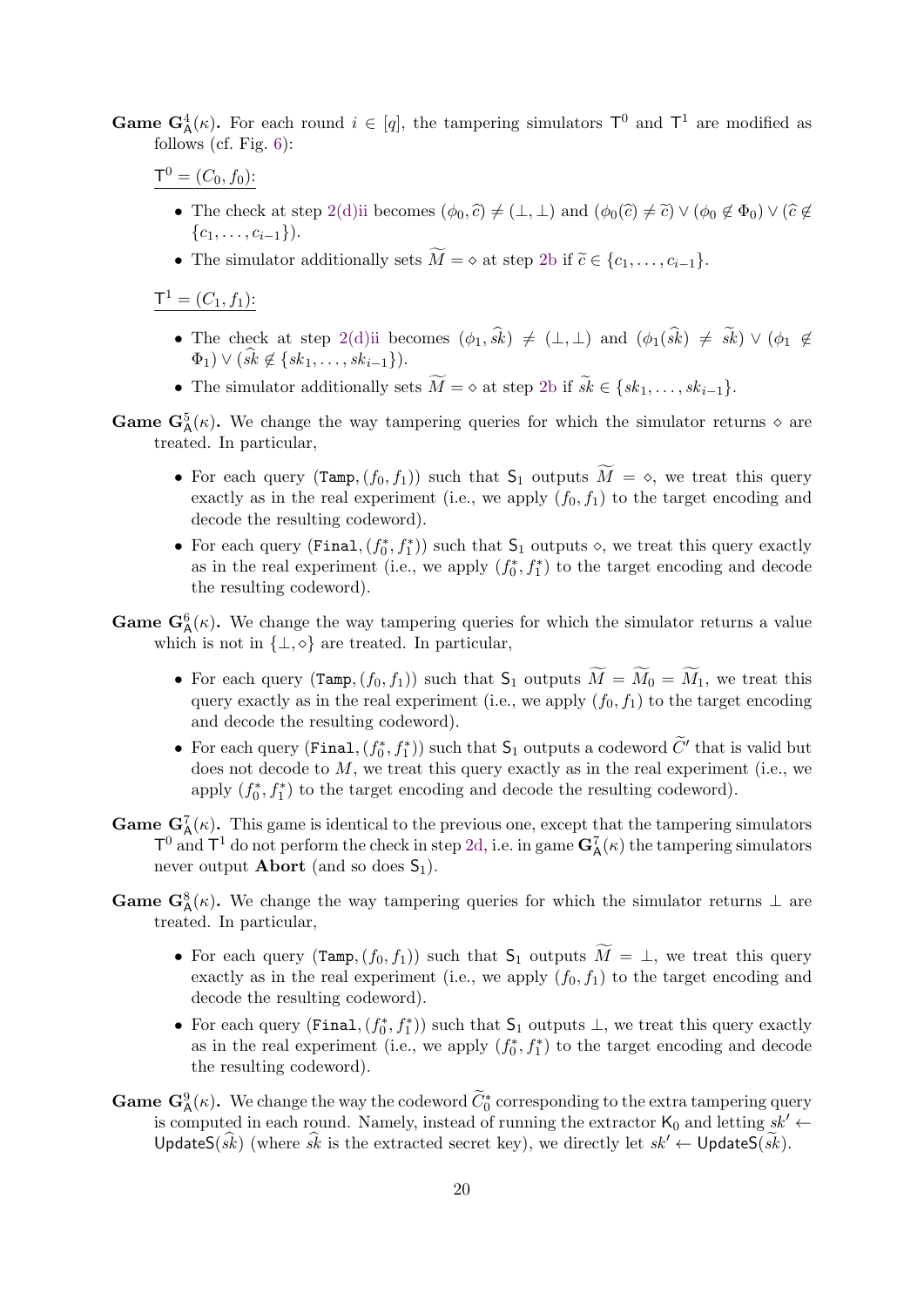**Game $\mathbf{G}^4_{\mathsf{A}}(\kappa)$.** For each round $i \in [q]$, the tampering simulators $\mathsf{T}^0$ and $\mathsf{T}^1$ are modified as follows (cf. Fig. 6):

$\underline{\mathsf{T}^0 = (C_0, f_0)}$:

- The check at step 2(d)ii becomes $(\phi_0, \widehat{c}) \neq (\bot, \bot)$ and $(\phi_0(\widehat{c}) \neq \widetilde{c}) \vee (\phi_0 \notin \Phi_0) \vee (\widehat{c} \notin \{c_1, \ldots, c_{i-1}\})$.
- The simulator additionally sets $\widetilde{M} = \diamond$ at step 2b if $\widetilde{c} \in \{c_1, \ldots, c_{i-1}\}$.

$\underline{\mathsf{T}^1 = (C_1, f_1)}$:

- The check at step 2(d)ii becomes $(\phi_1, \widehat{sk}) \neq (\bot, \bot)$ and $(\phi_1(\widehat{sk}) \neq \widetilde{sk}) \vee (\phi_1 \notin \Phi_1) \vee (\widehat{sk} \notin \{sk_1, \ldots, sk_{i-1}\})$.
- The simulator additionally sets $\widetilde{M} = \diamond$ at step 2b if $\widetilde{sk} \in \{sk_1, \ldots, sk_{i-1}\}$.

**Game $\mathbf{G}^5_{\mathsf{A}}(\kappa)$.** We change the way tampering queries for which the simulator returns $\diamond$ are treated. In particular,

- For each query $(\texttt{Tamp}, (f_0, f_1))$ such that $\mathsf{S}_1$ outputs $\widetilde{M} = \diamond$, we treat this query exactly as in the real experiment (i.e., we apply $(f_0, f_1)$ to the target encoding and decode the resulting codeword).
- For each query $(\texttt{Final}, (f_0^*, f_1^*))$ such that $\mathsf{S}_1$ outputs $\diamond$, we treat this query exactly as in the real experiment (i.e., we apply $(f_0^*, f_1^*)$ to the target encoding and decode the resulting codeword).

**Game $\mathbf{G}^6_{\mathsf{A}}(\kappa)$.** We change the way tampering queries for which the simulator returns a value which is not in $\{\bot, \diamond\}$ are treated. In particular,

- For each query $(\texttt{Tamp}, (f_0, f_1))$ such that $\mathsf{S}_1$ outputs $\widetilde{M} = \widetilde{M}_0 = \widetilde{M}_1$, we treat this query exactly as in the real experiment (i.e., we apply $(f_0, f_1)$ to the target encoding and decode the resulting codeword).
- For each query $(\texttt{Final}, (f_0^*, f_1^*))$ such that $\mathsf{S}_1$ outputs a codeword $\widetilde{C}'$ that is valid but does not decode to $M$, we treat this query exactly as in the real experiment (i.e., we apply $(f_0^*, f_1^*)$ to the target encoding and decode the resulting codeword).

**Game $\mathbf{G}^7_{\mathsf{A}}(\kappa)$.** This game is identical to the previous one, except that the tampering simulators $\mathsf{T}^0$ and $\mathsf{T}^1$ do not perform the check in step 2d, i.e. in game $\mathbf{G}^7_{\mathsf{A}}(\kappa)$ the tampering simulators never output **Abort** (and so does $\mathsf{S}_1$).

**Game $\mathbf{G}^8_{\mathsf{A}}(\kappa)$.** We change the way tampering queries for which the simulator returns $\bot$ are treated. In particular,

- For each query $(\texttt{Tamp}, (f_0, f_1))$ such that $\mathsf{S}_1$ outputs $\widetilde{M} = \bot$, we treat this query exactly as in the real experiment (i.e., we apply $(f_0, f_1)$ to the target encoding and decode the resulting codeword).
- For each query $(\texttt{Final}, (f_0^*, f_1^*))$ such that $\mathsf{S}_1$ outputs $\bot$, we treat this query exactly as in the real experiment (i.e., we apply $(f_0^*, f_1^*)$ to the target encoding and decode the resulting codeword).

**Game $\mathbf{G}^9_{\mathsf{A}}(\kappa)$.** We change the way the codeword $\widetilde{C}_0^*$ corresponding to the extra tampering query is computed in each round. Namely, instead of running the extractor $\mathsf{K}_0$ and letting $sk' \leftarrow \mathsf{UpdateS}(\widehat{sk})$ (where $\widehat{sk}$ is the extracted secret key), we directly let $sk' \leftarrow \mathsf{UpdateS}(\widetilde{sk})$.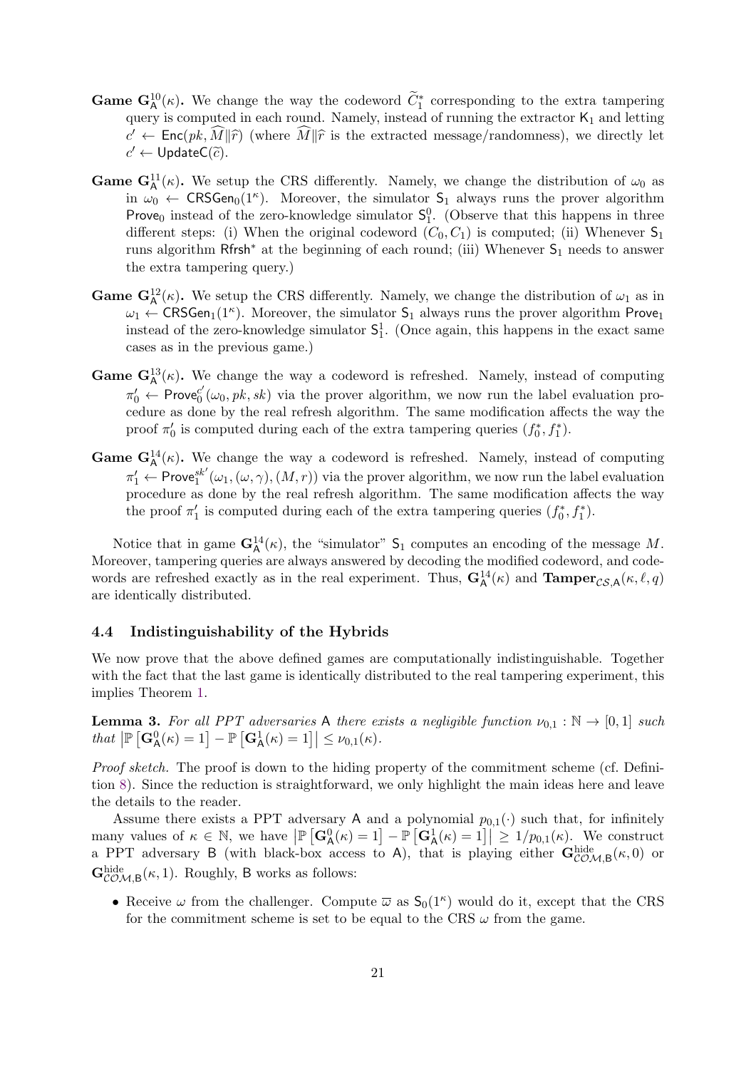**Game $\mathbf{G}^{10}_{\mathsf{A}}(\kappa)$.** We change the way the codeword $\widetilde{C}^*_1$ corresponding to the extra tampering query is computed in each round. Namely, instead of running the extractor $\mathsf{K}_1$ and letting $c' \leftarrow \mathsf{Enc}(pk, \widehat{M}\|\widehat{r})$ (where $\widehat{M}\|\widehat{r}$ is the extracted message/randomness), we directly let $c' \leftarrow \mathsf{UpdateC}(\widetilde{c})$.

**Game $\mathbf{G}^{11}_{\mathsf{A}}(\kappa)$.** We setup the CRS differently. Namely, we change the distribution of $\omega_0$ as in $\omega_0 \leftarrow \mathsf{CRSGen}_0(1^\kappa)$. Moreover, the simulator $\mathsf{S}_1$ always runs the prover algorithm $\mathsf{Prove}_0$ instead of the zero-knowledge simulator $\mathsf{S}^0_1$. (Observe that this happens in three different steps: (i) When the original codeword $(C_0, C_1)$ is computed; (ii) Whenever $\mathsf{S}_1$ runs algorithm $\mathsf{Rfrsh}^*$ at the beginning of each round; (iii) Whenever $\mathsf{S}_1$ needs to answer the extra tampering query.)

**Game $\mathbf{G}^{12}_{\mathsf{A}}(\kappa)$.** We setup the CRS differently. Namely, we change the distribution of $\omega_1$ as in $\omega_1 \leftarrow \mathsf{CRSGen}_1(1^\kappa)$. Moreover, the simulator $\mathsf{S}_1$ always runs the prover algorithm $\mathsf{Prove}_1$ instead of the zero-knowledge simulator $\mathsf{S}^1_1$. (Once again, this happens in the exact same cases as in the previous game.)

**Game $\mathbf{G}^{13}_{\mathsf{A}}(\kappa)$.** We change the way a codeword is refreshed. Namely, instead of computing $\pi'_0 \leftarrow \mathsf{Prove}^{c'}_0(\omega_0, pk, sk)$ via the prover algorithm, we now run the label evaluation procedure as done by the real refresh algorithm. The same modification affects the way the proof $\pi'_0$ is computed during each of the extra tampering queries $(f^*_0, f^*_1)$.

**Game $\mathbf{G}^{14}_{\mathsf{A}}(\kappa)$.** We change the way a codeword is refreshed. Namely, instead of computing $\pi'_1 \leftarrow \mathsf{Prove}^{sk'}_1(\omega_1, (\omega, \gamma), (M, r))$ via the prover algorithm, we now run the label evaluation procedure as done by the real refresh algorithm. The same modification affects the way the proof $\pi'_1$ is computed during each of the extra tampering queries $(f^*_0, f^*_1)$.

Notice that in game $\mathbf{G}^{14}_{\mathsf{A}}(\kappa)$, the "simulator" $\mathsf{S}_1$ computes an encoding of the message $M$. Moreover, tampering queries are always answered by decoding the modified codeword, and codewords are refreshed exactly as in the real experiment. Thus, $\mathbf{G}^{14}_{\mathsf{A}}(\kappa)$ and $\mathbf{Tamper}_{\mathcal{CS},\mathsf{A}}(\kappa, \ell, q)$ are identically distributed.

### 4.4 Indistinguishability of the Hybrids

We now prove that the above defined games are computationally indistinguishable. Together with the fact that the last game is identically distributed to the real tampering experiment, this implies Theorem 1.

**Lemma 3.** *For all PPT adversaries* $\mathsf{A}$ *there exists a negligible function* $\nu_{0,1} : \mathbb{N} \to [0, 1]$ *such that* $\left|\mathbb{P}\left[\mathbf{G}^0_{\mathsf{A}}(\kappa) = 1\right] - \mathbb{P}\left[\mathbf{G}^1_{\mathsf{A}}(\kappa) = 1\right]\right| \leq \nu_{0,1}(\kappa)$.

*Proof sketch.* The proof is down to the hiding property of the commitment scheme (cf. Definition 8). Since the reduction is straightforward, we only highlight the main ideas here and leave the details to the reader.

Assume there exists a PPT adversary $\mathsf{A}$ and a polynomial $p_{0,1}(\cdot)$ such that, for infinitely many values of $\kappa \in \mathbb{N}$, we have $\left|\mathbb{P}\left[\mathbf{G}^0_{\mathsf{A}}(\kappa) = 1\right] - \mathbb{P}\left[\mathbf{G}^1_{\mathsf{A}}(\kappa) = 1\right]\right| \geq 1/p_{0,1}(\kappa)$. We construct a PPT adversary $\mathsf{B}$ (with black-box access to $\mathsf{A}$), that is playing either $\mathbf{G}^{\mathrm{hide}}_{\mathcal{COM},\mathsf{B}}(\kappa, 0)$ or $\mathbf{G}^{\mathrm{hide}}_{\mathcal{COM},\mathsf{B}}(\kappa, 1)$. Roughly, $\mathsf{B}$ works as follows:

- Receive $\omega$ from the challenger. Compute $\varpi$ as $\mathsf{S}_0(1^\kappa)$ would do it, except that the CRS for the commitment scheme is set to be equal to the CRS $\omega$ from the game.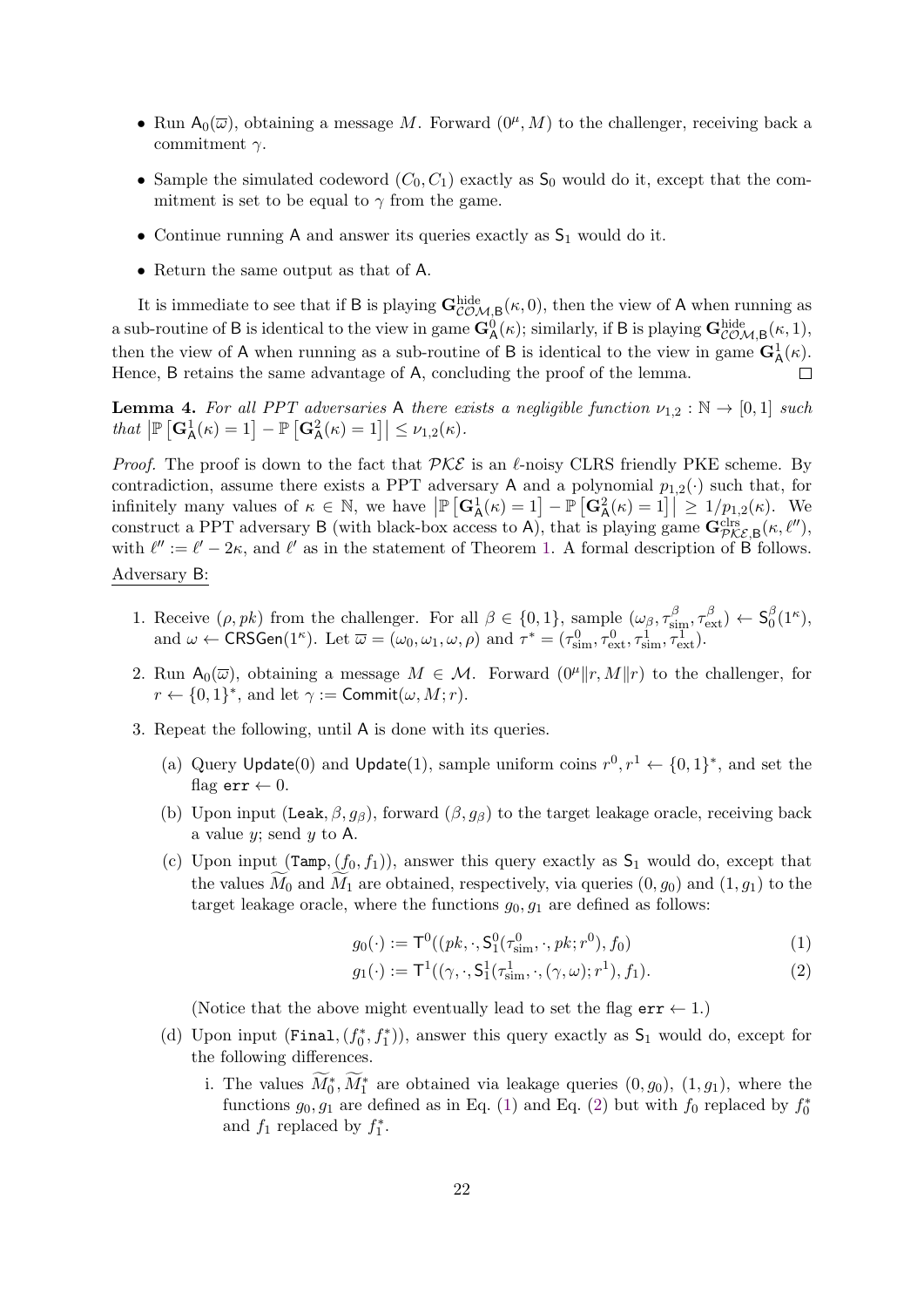- Run $\mathsf{A}_0(\overline{\omega})$, obtaining a message $M$. Forward $(0^\mu, M)$ to the challenger, receiving back a commitment $\gamma$.
- Sample the simulated codeword $(C_0, C_1)$ exactly as $\mathsf{S}_0$ would do it, except that the commitment is set to be equal to $\gamma$ from the game.
- Continue running $\mathsf{A}$ and answer its queries exactly as $\mathsf{S}_1$ would do it.
- Return the same output as that of $\mathsf{A}$.

It is immediate to see that if $\mathsf{B}$ is playing $\mathbf{G}^{\mathrm{hide}}_{\mathcal{COM},\mathsf{B}}(\kappa, 0)$, then the view of $\mathsf{A}$ when running as a sub-routine of $\mathsf{B}$ is identical to the view in game $\mathbf{G}^0_{\mathsf{A}}(\kappa)$; similarly, if $\mathsf{B}$ is playing $\mathbf{G}^{\mathrm{hide}}_{\mathcal{COM},\mathsf{B}}(\kappa, 1)$, then the view of $\mathsf{A}$ when running as a sub-routine of $\mathsf{B}$ is identical to the view in game $\mathbf{G}^1_{\mathsf{A}}(\kappa)$. Hence, $\mathsf{B}$ retains the same advantage of $\mathsf{A}$, concluding the proof of the lemma. □

**Lemma 4.** *For all PPT adversaries* $\mathsf{A}$ *there exists a negligible function* $\nu_{1,2} : \mathbb{N} \to [0, 1]$ *such that* $\left|\mathbb{P}\left[\mathbf{G}^1_{\mathsf{A}}(\kappa) = 1\right] - \mathbb{P}\left[\mathbf{G}^2_{\mathsf{A}}(\kappa) = 1\right]\right| \le \nu_{1,2}(\kappa)$.

*Proof.* The proof is down to the fact that $\mathcal{PKE}$ is an $\ell$-noisy CLRS friendly PKE scheme. By contradiction, assume there exists a PPT adversary $\mathsf{A}$ and a polynomial $p_{1,2}(\cdot)$ such that, for infinitely many values of $\kappa \in \mathbb{N}$, we have $\left|\mathbb{P}\left[\mathbf{G}^1_{\mathsf{A}}(\kappa) = 1\right] - \mathbb{P}\left[\mathbf{G}^2_{\mathsf{A}}(\kappa) = 1\right]\right| \ge 1/p_{1,2}(\kappa)$. We construct a PPT adversary $\mathsf{B}$ (with black-box access to $\mathsf{A}$), that is playing game $\mathbf{G}^{\mathrm{clrs}}_{\mathcal{PKE},\mathsf{B}}(\kappa, \ell'')$, with $\ell'' := \ell' - 2\kappa$, and $\ell'$ as in the statement of Theorem 1. A formal description of $\mathsf{B}$ follows.

<u>Adversary $\mathsf{B}$:</u>

1. Receive $(\rho, pk)$ from the challenger. For all $\beta \in \{0, 1\}$, sample $(\omega_\beta, \tau^\beta_{\mathrm{sim}}, \tau^\beta_{\mathrm{ext}}) \leftarrow \mathsf{S}^\beta_0(1^\kappa)$, and $\omega \leftarrow \mathsf{CRSGen}(1^\kappa)$. Let $\overline{\omega} = (\omega_0, \omega_1, \omega, \rho)$ and $\tau^* = (\tau^0_{\mathrm{sim}}, \tau^0_{\mathrm{ext}}, \tau^1_{\mathrm{sim}}, \tau^1_{\mathrm{ext}})$.
2. Run $\mathsf{A}_0(\overline{\omega})$, obtaining a message $M \in \mathcal{M}$. Forward $(0^\mu \| r, M \| r)$ to the challenger, for $r \leftarrow \{0, 1\}^*$, and let $\gamma := \mathsf{Commit}(\omega, M; r)$.
3. Repeat the following, until $\mathsf{A}$ is done with its queries.
   (a) Query $\mathsf{Update}(0)$ and $\mathsf{Update}(1)$, sample uniform coins $r^0, r^1 \leftarrow \{0, 1\}^*$, and set the flag $\mathtt{err} \leftarrow 0$.
   (b) Upon input $(\mathtt{Leak}, \beta, g_\beta)$, forward $(\beta, g_\beta)$ to the target leakage oracle, receiving back a value $y$; send $y$ to $\mathsf{A}$.
   (c) Upon input $(\mathtt{Tamp}, (f_0, f_1))$, answer this query exactly as $\mathsf{S}_1$ would do, except that the values $\widetilde{M}_0$ and $\widetilde{M}_1$ are obtained, respectively, via queries $(0, g_0)$ and $(1, g_1)$ to the target leakage oracle, where the functions $g_0, g_1$ are defined as follows:
   $$g_0(\cdot) := \mathsf{T}^0((pk, \cdot, \mathsf{S}^0_1(\tau^0_{\mathrm{sim}}, \cdot, pk; r^0), f_0) \tag{1}$$
   $$g_1(\cdot) := \mathsf{T}^1((\gamma, \cdot, \mathsf{S}^1_1(\tau^1_{\mathrm{sim}}, \cdot, (\gamma, \omega); r^1), f_1). \tag{2}$$
   (Notice that the above might eventually lead to set the flag $\mathtt{err} \leftarrow 1$.)
   (d) Upon input $(\mathtt{Final}, (f^*_0, f^*_1))$, answer this query exactly as $\mathsf{S}_1$ would do, except for the following differences.
      i. The values $\widetilde{M}^*_0, \widetilde{M}^*_1$ are obtained via leakage queries $(0, g_0)$, $(1, g_1)$, where the functions $g_0, g_1$ are defined as in Eq. (1) and Eq. (2) but with $f_0$ replaced by $f^*_0$ and $f_1$ replaced by $f^*_1$.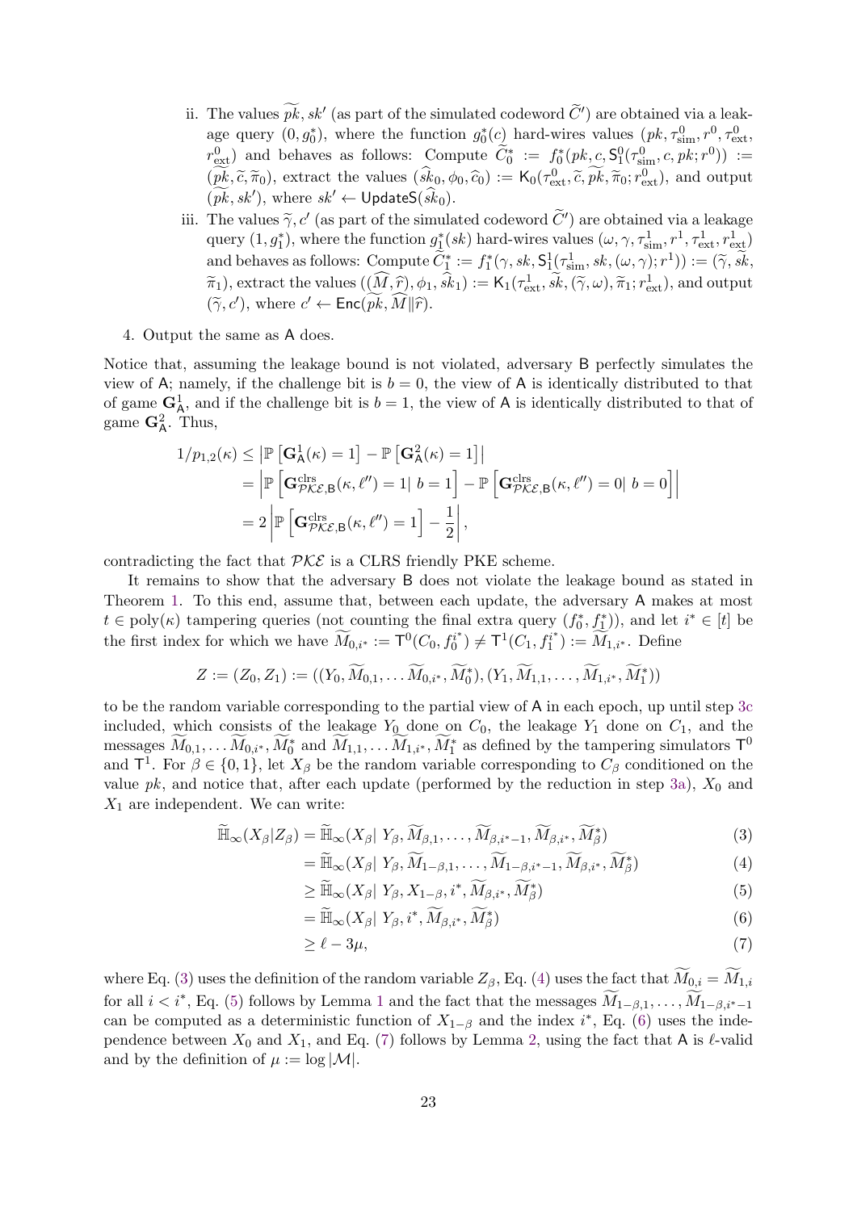ii. The values $\widetilde{pk}, sk'$ (as part of the simulated codeword $\widetilde{C}'$) are obtained via a leakage query $(0, g_0^*)$, where the function $g_0^*(c)$ hard-wires values $(pk, \tau_{\text{sim}}^0, r^0, \tau_{\text{ext}}^0, r_{\text{ext}}^0)$ and behaves as follows: Compute $\widetilde{C}_0^* := f_0^*(pk, c, \mathsf{S}_1^0(\tau_{\text{sim}}^0, c, pk; r^0)) := (\widetilde{pk}, \widetilde{c}, \widetilde{\pi}_0)$, extract the values $(\widehat{sk}_0, \phi_0, \widehat{c}_0) := \mathsf{K}_0(\tau_{\text{ext}}^0, \widetilde{c}, \widetilde{pk}, \widetilde{\pi}_0; r_{\text{ext}}^0)$, and output $(\widetilde{pk}, sk')$, where $sk' \leftarrow \mathsf{UpdateS}(\widehat{sk}_0)$.

iii. The values $\widetilde{\gamma}, c'$ (as part of the simulated codeword $\widetilde{C}'$) are obtained via a leakage query $(1, g_1^*)$, where the function $g_1^*(sk)$ hard-wires values $(\omega, \gamma, \tau_{\text{sim}}^1, r^1, \tau_{\text{ext}}^1, r_{\text{ext}}^1)$ and behaves as follows: Compute $\widetilde{C}_1^* := f_1^*(\gamma, sk, \mathsf{S}_1^1(\tau_{\text{sim}}^1, sk, (\omega, \gamma); r^1)) := (\widetilde{\gamma}, \widetilde{sk}, \widetilde{\pi}_1)$, extract the values $((\widehat{M}, \widehat{r}), \phi_1, \widehat{sk}_1) := \mathsf{K}_1(\tau_{\text{ext}}^1, \widetilde{sk}, (\widetilde{\gamma}, \omega), \widetilde{\pi}_1; r_{\text{ext}}^1)$, and output $(\widetilde{\gamma}, c')$, where $c' \leftarrow \mathsf{Enc}(\widetilde{pk}, \widehat{M} \| \widehat{r})$.

4. Output the same as $\mathsf{A}$ does.

Notice that, assuming the leakage bound is not violated, adversary $\mathsf{B}$ perfectly simulates the view of $\mathsf{A}$; namely, if the challenge bit is $b = 0$, the view of $\mathsf{A}$ is identically distributed to that of game $\mathbf{G}_{\mathsf{A}}^1$, and if the challenge bit is $b = 1$, the view of $\mathsf{A}$ is identically distributed to that of game $\mathbf{G}_{\mathsf{A}}^2$. Thus,

$$
\begin{aligned}
1/p_{1,2}(\kappa) &\leq \left| \mathbb{P}\left[\mathbf{G}_{\mathsf{A}}^1(\kappa) = 1\right] - \mathbb{P}\left[\mathbf{G}_{\mathsf{A}}^2(\kappa) = 1\right] \right| \\
&= \left| \mathbb{P}\left[\mathbf{G}_{\mathcal{PKE},\mathsf{B}}^{\text{clrs}}(\kappa, \ell'') = 1 |\ b = 1\right] - \mathbb{P}\left[\mathbf{G}_{\mathcal{PKE},\mathsf{B}}^{\text{clrs}}(\kappa, \ell'') = 0 |\ b = 0\right] \right| \\
&= 2 \left| \mathbb{P}\left[\mathbf{G}_{\mathcal{PKE},\mathsf{B}}^{\text{clrs}}(\kappa, \ell'') = 1\right] - \frac{1}{2} \right|,
\end{aligned}
$$

contradicting the fact that $\mathcal{PKE}$ is a CLRS friendly PKE scheme.

It remains to show that the adversary $\mathsf{B}$ does not violate the leakage bound as stated in Theorem 1. To this end, assume that, between each update, the adversary $\mathsf{A}$ makes at most $t \in \text{poly}(\kappa)$ tampering queries (not counting the final extra query $(f_0^*, f_1^*)$), and let $i^* \in [t]$ be the first index for which we have $\widetilde{M}_{0,i^*} := \mathsf{T}^0(C_0, f_0^{i^*}) \neq \mathsf{T}^1(C_1, f_1^{i^*}) := \widetilde{M}_{1,i^*}$. Define

$$
Z := (Z_0, Z_1) := ((Y_0, \widetilde{M}_{0,1}, \ldots \widetilde{M}_{0,i^*}, \widetilde{M}_0^*), (Y_1, \widetilde{M}_{1,1}, \ldots, \widetilde{M}_{1,i^*}, \widetilde{M}_1^*))
$$

to be the random variable corresponding to the partial view of $\mathsf{A}$ in each epoch, up until step 3c included, which consists of the leakage $Y_0$ done on $C_0$, the leakage $Y_1$ done on $C_1$, and the messages $\widetilde{M}_{0,1}, \ldots \widetilde{M}_{0,i^*}, \widetilde{M}_0^*$ and $\widetilde{M}_{1,1}, \ldots \widetilde{M}_{1,i^*}, \widetilde{M}_1^*$ as defined by the tampering simulators $\mathsf{T}^0$ and $\mathsf{T}^1$. For $\beta \in \{0, 1\}$, let $X_\beta$ be the random variable corresponding to $C_\beta$ conditioned on the value $pk$, and notice that, after each update (performed by the reduction in step 3a), $X_0$ and $X_1$ are independent. We can write:

$$
\begin{aligned}
\widetilde{\mathbb{H}}_\infty(X_\beta | Z_\beta) &= \widetilde{\mathbb{H}}_\infty(X_\beta |\ Y_\beta, \widetilde{M}_{\beta,1}, \ldots, \widetilde{M}_{\beta,i^*-1}, \widetilde{M}_{\beta,i^*}, \widetilde{M}_\beta^*) &(3)\\
&= \widetilde{\mathbb{H}}_\infty(X_\beta |\ Y_\beta, \widetilde{M}_{1-\beta,1}, \ldots, \widetilde{M}_{1-\beta,i^*-1}, \widetilde{M}_{\beta,i^*}, \widetilde{M}_\beta^*) &(4)\\
&\geq \widetilde{\mathbb{H}}_\infty(X_\beta |\ Y_\beta, X_{1-\beta}, i^*, \widetilde{M}_{\beta,i^*}, \widetilde{M}_\beta^*) &(5)\\
&= \widetilde{\mathbb{H}}_\infty(X_\beta |\ Y_\beta, i^*, \widetilde{M}_{\beta,i^*}, \widetilde{M}_\beta^*) &(6)\\
&\geq \ell - 3\mu, &(7)
\end{aligned}
$$

where Eq. (3) uses the definition of the random variable $Z_\beta$, Eq. (4) uses the fact that $\widetilde{M}_{0,i} = \widetilde{M}_{1,i}$ for all $i < i^*$, Eq. (5) follows by Lemma 1 and the fact that the messages $\widetilde{M}_{1-\beta,1}, \ldots, \widetilde{M}_{1-\beta,i^*-1}$ can be computed as a deterministic function of $X_{1-\beta}$ and the index $i^*$, Eq. (6) uses the independence between $X_0$ and $X_1$, and Eq. (7) follows by Lemma 2, using the fact that $\mathsf{A}$ is $\ell$-valid and by the definition of $\mu := \log |\mathcal{M}|$.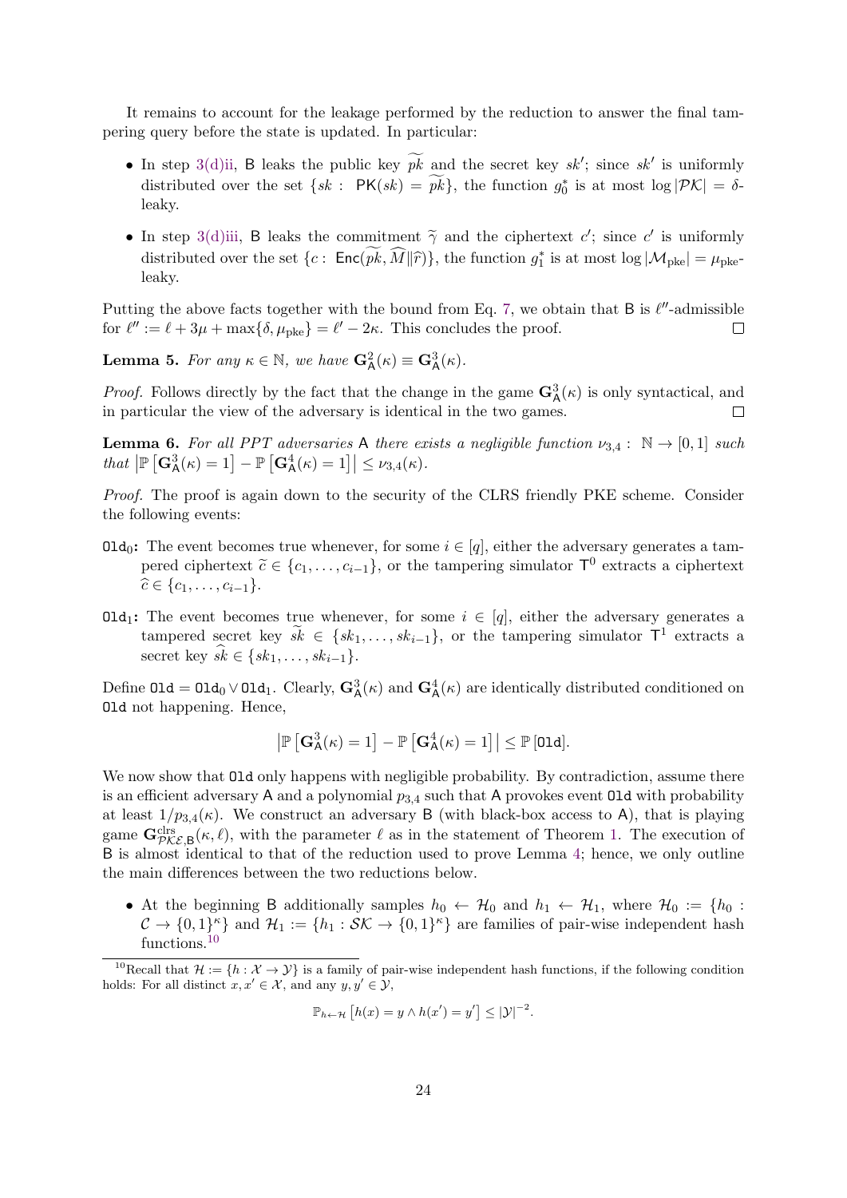It remains to account for the leakage performed by the reduction to answer the final tampering query before the state is updated. In particular:

- In step 3(d)ii, $\mathsf{B}$ leaks the public key $\widetilde{pk}$ and the secret key $sk'$; since $sk'$ is uniformly distributed over the set $\{sk : \ \mathsf{PK}(sk) = \widetilde{pk}\}$, the function $g_0^*$ is at most $\log |\mathcal{PK}| = \delta$-leaky.
- In step 3(d)iii, $\mathsf{B}$ leaks the commitment $\widetilde{\gamma}$ and the ciphertext $c'$; since $c'$ is uniformly distributed over the set $\{c : \ \mathsf{Enc}(\widetilde{pk}, \widehat{M} \| \widehat{r})\}$, the function $g_1^*$ is at most $\log |\mathcal{M}_{\mathrm{pke}}| = \mu_{\mathrm{pke}}$-leaky.

Putting the above facts together with the bound from Eq. 7, we obtain that $\mathsf{B}$ is $\ell''$-admissible for $\ell'' := \ell + 3\mu + \max\{\delta, \mu_{\mathrm{pke}}\} = \ell' - 2\kappa$. This concludes the proof. □

**Lemma 5.** *For any $\kappa \in \mathbb{N}$, we have $\mathbf{G}^2_{\mathsf{A}}(\kappa) \equiv \mathbf{G}^3_{\mathsf{A}}(\kappa)$.*

*Proof.* Follows directly by the fact that the change in the game $\mathbf{G}^3_{\mathsf{A}}(\kappa)$ is only syntactical, and in particular the view of the adversary is identical in the two games. □

**Lemma 6.** *For all PPT adversaries $\mathsf{A}$ there exists a negligible function $\nu_{3,4} : \ \mathbb{N} \to [0,1]$ such that $\left|\mathbb{P}\left[\mathbf{G}^3_{\mathsf{A}}(\kappa) = 1\right] - \mathbb{P}\left[\mathbf{G}^4_{\mathsf{A}}(\kappa) = 1\right]\right| \leq \nu_{3,4}(\kappa)$.*

*Proof.* The proof is again down to the security of the CLRS friendly PKE scheme. Consider the following events:

$\mathtt{Old}_0$**:** The event becomes true whenever, for some $i \in [q]$, either the adversary generates a tampered ciphertext $\widetilde{c} \in \{c_1, \ldots, c_{i-1}\}$, or the tampering simulator $\mathsf{T}^0$ extracts a ciphertext $\widehat{c} \in \{c_1, \ldots, c_{i-1}\}$.

$\mathtt{Old}_1$**:** The event becomes true whenever, for some $i \in [q]$, either the adversary generates a tampered secret key $\widetilde{sk} \in \{sk_1, \ldots, sk_{i-1}\}$, or the tampering simulator $\mathsf{T}^1$ extracts a secret key $\widehat{sk} \in \{sk_1, \ldots, sk_{i-1}\}$.

Define $\mathtt{Old} = \mathtt{Old}_0 \vee \mathtt{Old}_1$. Clearly, $\mathbf{G}^3_{\mathsf{A}}(\kappa)$ and $\mathbf{G}^4_{\mathsf{A}}(\kappa)$ are identically distributed conditioned on $\mathtt{Old}$ not happening. Hence,

$$\left|\mathbb{P}\left[\mathbf{G}^3_{\mathsf{A}}(\kappa) = 1\right] - \mathbb{P}\left[\mathbf{G}^4_{\mathsf{A}}(\kappa) = 1\right]\right| \leq \mathbb{P}\left[\mathtt{Old}\right].$$

We now show that $\mathtt{Old}$ only happens with negligible probability. By contradiction, assume there is an efficient adversary $\mathsf{A}$ and a polynomial $p_{3,4}$ such that $\mathsf{A}$ provokes event $\mathtt{Old}$ with probability at least $1/p_{3,4}(\kappa)$. We construct an adversary $\mathsf{B}$ (with black-box access to $\mathsf{A}$), that is playing game $\mathbf{G}^{\mathrm{clrs}}_{\mathcal{PKE},\mathsf{B}}(\kappa, \ell)$, with the parameter $\ell$ as in the statement of Theorem 1. The execution of $\mathsf{B}$ is almost identical to that of the reduction used to prove Lemma 4; hence, we only outline the main differences between the two reductions below.

- At the beginning $\mathsf{B}$ additionally samples $h_0 \leftarrow \mathcal{H}_0$ and $h_1 \leftarrow \mathcal{H}_1$, where $\mathcal{H}_0 := \{h_0 : \mathcal{C} \to \{0,1\}^\kappa\}$ and $\mathcal{H}_1 := \{h_1 : \mathcal{SK} \to \{0,1\}^\kappa\}$ are families of pair-wise independent hash functions.[10]

[10] Recall that $\mathcal{H} := \{h : \mathcal{X} \to \mathcal{Y}\}$ is a family of pair-wise independent hash functions, if the following condition holds: For all distinct $x, x' \in \mathcal{X}$, and any $y, y' \in \mathcal{Y}$,

$$\mathbb{P}_{h \leftarrow \mathcal{H}}\left[h(x) = y \wedge h(x') = y'\right] \leq |\mathcal{Y}|^{-2}.$$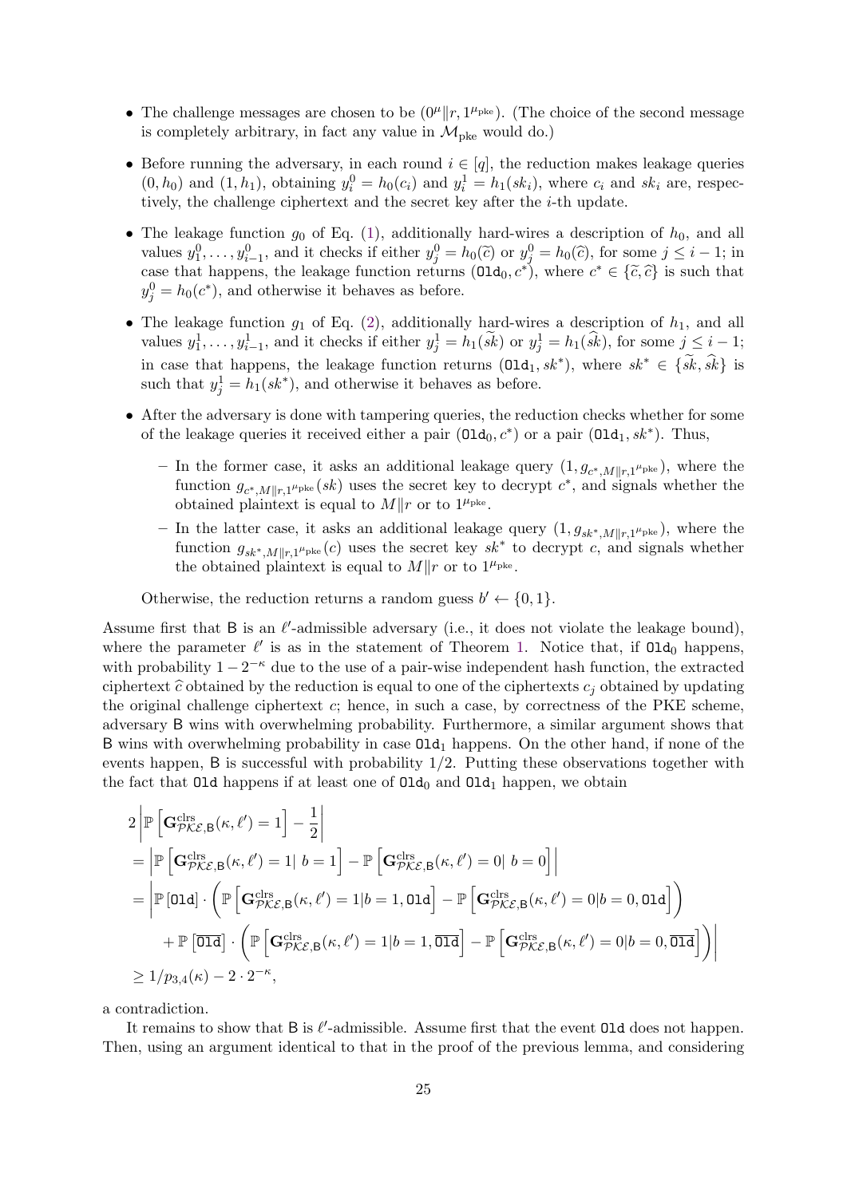- The challenge messages are chosen to be $(0^\mu \| r, 1^{\mu_{\rm pke}})$. (The choice of the second message is completely arbitrary, in fact any value in $\mathcal{M}_{\rm pke}$ would do.)
- Before running the adversary, in each round $i \in [q]$, the reduction makes leakage queries $(0, h_0)$ and $(1, h_1)$, obtaining $y_i^0 = h_0(c_i)$ and $y_i^1 = h_1(sk_i)$, where $c_i$ and $sk_i$ are, respectively, the challenge ciphertext and the secret key after the $i$-th update.
- The leakage function $g_0$ of Eq. (1), additionally hard-wires a description of $h_0$, and all values $y_1^0, \ldots, y_{i-1}^0$, and it checks if either $y_j^0 = h_0(\widetilde{c})$ or $y_j^0 = h_0(\widehat{c})$, for some $j \leq i-1$; in case that happens, the leakage function returns $(\texttt{Old}_0, c^*)$, where $c^* \in \{\widetilde{c}, \widehat{c}\}$ is such that $y_j^0 = h_0(c^*)$, and otherwise it behaves as before.
- The leakage function $g_1$ of Eq. (2), additionally hard-wires a description of $h_1$, and all values $y_1^1, \ldots, y_{i-1}^1$, and it checks if either $y_j^1 = h_1(\widetilde{sk})$ or $y_j^1 = h_1(\widehat{sk})$, for some $j \leq i-1$; in case that happens, the leakage function returns $(\texttt{Old}_1, sk^*)$, where $sk^* \in \{\widetilde{sk}, \widehat{sk}\}$ is such that $y_j^1 = h_1(sk^*)$, and otherwise it behaves as before.
- After the adversary is done with tampering queries, the reduction checks whether for some of the leakage queries it received either a pair $(\texttt{Old}_0, c^*)$ or a pair $(\texttt{Old}_1, sk^*)$. Thus,
  - In the former case, it asks an additional leakage query $(1, g_{c^*, M\|r, 1^{\mu_{\rm pke}}})$, where the function $g_{c^*, M\|r, 1^{\mu_{\rm pke}}}(sk)$ uses the secret key to decrypt $c^*$, and signals whether the obtained plaintext is equal to $M\|r$ or to $1^{\mu_{\rm pke}}$.
  - In the latter case, it asks an additional leakage query $(1, g_{sk^*, M\|r, 1^{\mu_{\rm pke}}})$, where the function $g_{sk^*, M\|r, 1^{\mu_{\rm pke}}}(c)$ uses the secret key $sk^*$ to decrypt $c$, and signals whether the obtained plaintext is equal to $M\|r$ or to $1^{\mu_{\rm pke}}$.

  Otherwise, the reduction returns a random guess $b' \leftarrow \{0, 1\}$.

Assume first that $\mathsf{B}$ is an $\ell'$-admissible adversary (i.e., it does not violate the leakage bound), where the parameter $\ell'$ is as in the statement of Theorem 1. Notice that, if $\texttt{Old}_0$ happens, with probability $1 - 2^{-\kappa}$ due to the use of a pair-wise independent hash function, the extracted ciphertext $\widehat{c}$ obtained by the reduction is equal to one of the ciphertexts $c_j$ obtained by updating the original challenge ciphertext $c$; hence, in such a case, by correctness of the PKE scheme, adversary $\mathsf{B}$ wins with overwhelming probability. Furthermore, a similar argument shows that $\mathsf{B}$ wins with overwhelming probability in case $\texttt{Old}_1$ happens. On the other hand, if none of the events happen, $\mathsf{B}$ is successful with probability $1/2$. Putting these observations together with the fact that $\texttt{Old}$ happens if at least one of $\texttt{Old}_0$ and $\texttt{Old}_1$ happen, we obtain

$$
\begin{aligned}
&2\left|\mathbb{P}\left[\mathbf{G}^{\rm clrs}_{\mathcal{PKE},\mathsf{B}}(\kappa,\ell') = 1\right] - \frac{1}{2}\right| \\
&= \left|\mathbb{P}\left[\mathbf{G}^{\rm clrs}_{\mathcal{PKE},\mathsf{B}}(\kappa,\ell') = 1 \middle|\ b = 1\right] - \mathbb{P}\left[\mathbf{G}^{\rm clrs}_{\mathcal{PKE},\mathsf{B}}(\kappa,\ell') = 0 \middle|\ b = 0\right]\right| \\
&= \Bigg|\mathbb{P}\left[\texttt{Old}\right] \cdot \left(\mathbb{P}\left[\mathbf{G}^{\rm clrs}_{\mathcal{PKE},\mathsf{B}}(\kappa,\ell') = 1 | b = 1, \texttt{Old}\right] - \mathbb{P}\left[\mathbf{G}^{\rm clrs}_{\mathcal{PKE},\mathsf{B}}(\kappa,\ell') = 0 | b = 0, \texttt{Old}\right]\right) \\
&\qquad + \mathbb{P}\left[\overline{\texttt{Old}}\right] \cdot \left(\mathbb{P}\left[\mathbf{G}^{\rm clrs}_{\mathcal{PKE},\mathsf{B}}(\kappa,\ell') = 1 | b = 1, \overline{\texttt{Old}}\right] - \mathbb{P}\left[\mathbf{G}^{\rm clrs}_{\mathcal{PKE},\mathsf{B}}(\kappa,\ell') = 0 | b = 0, \overline{\texttt{Old}}\right]\right)\Bigg| \\
&\geq 1/p_{3,4}(\kappa) - 2 \cdot 2^{-\kappa},
\end{aligned}
$$

a contradiction.

It remains to show that $\mathsf{B}$ is $\ell'$-admissible. Assume first that the event $\texttt{Old}$ does not happen. Then, using an argument identical to that in the proof of the previous lemma, and considering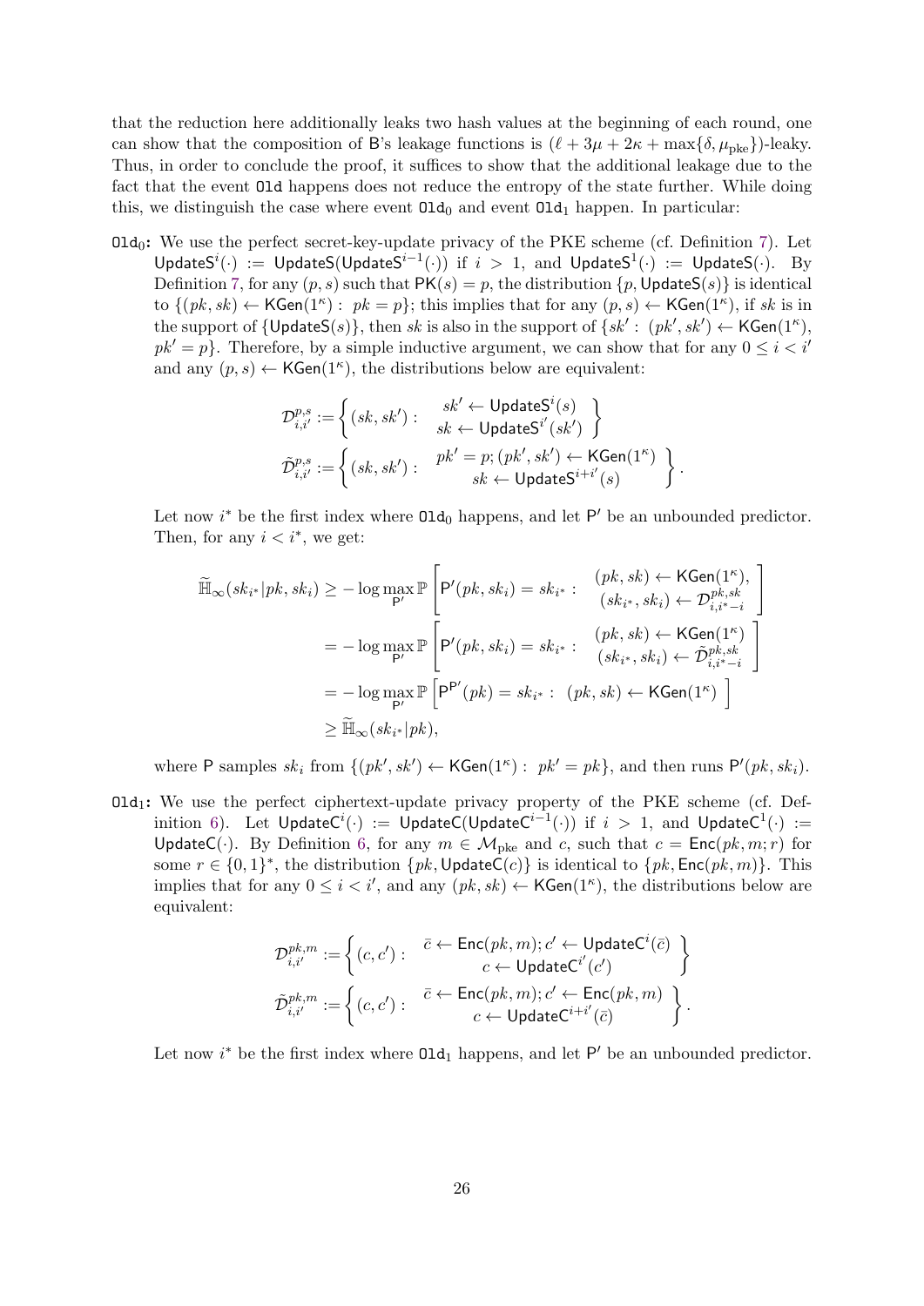that the reduction here additionally leaks two hash values at the beginning of each round, one can show that the composition of $\mathsf{B}$'s leakage functions is $(\ell + 3\mu + 2\kappa + \max\{\delta, \mu_{\text{pke}}\})$-leaky. Thus, in order to conclude the proof, it suffices to show that the additional leakage due to the fact that the event $\texttt{Old}$ happens does not reduce the entropy of the state further. While doing this, we distinguish the case where event $\texttt{Old}_0$ and event $\texttt{Old}_1$ happen. In particular:

**$\texttt{Old}_0$:** We use the perfect secret-key-update privacy of the PKE scheme (cf. Definition 7). Let $\mathsf{UpdateS}^i(\cdot) := \mathsf{UpdateS}(\mathsf{UpdateS}^{i-1}(\cdot))$ if $i > 1$, and $\mathsf{UpdateS}^1(\cdot) := \mathsf{UpdateS}(\cdot)$. By Definition 7, for any $(p, s)$ such that $\mathsf{PK}(s) = p$, the distribution $\{p, \mathsf{UpdateS}(s)\}$ is identical to $\{(pk, sk) \leftarrow \mathsf{KGen}(1^\kappa) : \ pk = p\}$; this implies that for any $(p, s) \leftarrow \mathsf{KGen}(1^\kappa)$, if $sk$ is in the support of $\{\mathsf{UpdateS}(s)\}$, then $sk$ is also in the support of $\{sk' : \ (pk', sk') \leftarrow \mathsf{KGen}(1^\kappa),\ pk' = p\}$. Therefore, by a simple inductive argument, we can show that for any $0 \leq i < i'$ and any $(p, s) \leftarrow \mathsf{KGen}(1^\kappa)$, the distributions below are equivalent:

$$\mathcal{D}^{p,s}_{i,i'} := \left\{ (sk, sk') : \begin{array}{c} sk' \leftarrow \mathsf{UpdateS}^i(s) \\ sk \leftarrow \mathsf{UpdateS}^{i'}(sk') \end{array} \right\}$$

$$\tilde{\mathcal{D}}^{p,s}_{i,i'} := \left\{ (sk, sk') : \begin{array}{c} pk' = p; (pk', sk') \leftarrow \mathsf{KGen}(1^\kappa) \\ sk \leftarrow \mathsf{UpdateS}^{i+i'}(s) \end{array} \right\}.$$

Let now $i^*$ be the first index where $\texttt{Old}_0$ happens, and let $\mathsf{P}'$ be an unbounded predictor. Then, for any $i < i^*$, we get:

$$\begin{aligned}
\widetilde{\mathbb{H}}_\infty(sk_{i^*} | pk, sk_i) &\geq -\log \max_{\mathsf{P}'} \mathbb{P}\left[ \mathsf{P}'(pk, sk_i) = sk_{i^*} : \begin{array}{c} (pk, sk) \leftarrow \mathsf{KGen}(1^\kappa), \\ (sk_{i^*}, sk_i) \leftarrow \mathcal{D}^{pk,sk}_{i,i^*-i} \end{array} \right] \\
&= -\log \max_{\mathsf{P}'} \mathbb{P}\left[ \mathsf{P}'(pk, sk_i) = sk_{i^*} : \begin{array}{c} (pk, sk) \leftarrow \mathsf{KGen}(1^\kappa) \\ (sk_{i^*}, sk_i) \leftarrow \tilde{\mathcal{D}}^{pk,sk}_{i,i^*-i} \end{array} \right] \\
&= -\log \max_{\mathsf{P}'} \mathbb{P}\left[ \mathsf{P}^{\mathsf{P}'}(pk) = sk_{i^*} : \ (pk, sk) \leftarrow \mathsf{KGen}(1^\kappa) \ \right] \\
&\geq \widetilde{\mathbb{H}}_\infty(sk_{i^*} | pk),
\end{aligned}$$

where $\mathsf{P}$ samples $sk_i$ from $\{(pk', sk') \leftarrow \mathsf{KGen}(1^\kappa) : \ pk' = pk\}$, and then runs $\mathsf{P}'(pk, sk_i)$.

**$\texttt{Old}_1$:** We use the perfect ciphertext-update privacy property of the PKE scheme (cf. Definition 6). Let $\mathsf{UpdateC}^i(\cdot) := \mathsf{UpdateC}(\mathsf{UpdateC}^{i-1}(\cdot))$ if $i > 1$, and $\mathsf{UpdateC}^1(\cdot) := \mathsf{UpdateC}(\cdot)$. By Definition 6, for any $m \in \mathcal{M}_{\text{pke}}$ and $c$, such that $c = \mathsf{Enc}(pk, m; r)$ for some $r \in \{0,1\}^*$, the distribution $\{pk, \mathsf{UpdateC}(c)\}$ is identical to $\{pk, \mathsf{Enc}(pk, m)\}$. This implies that for any $0 \leq i < i'$, and any $(pk, sk) \leftarrow \mathsf{KGen}(1^\kappa)$, the distributions below are equivalent:

$$\mathcal{D}^{pk,m}_{i,i'} := \left\{ (c, c') : \begin{array}{c} \bar{c} \leftarrow \mathsf{Enc}(pk, m); c' \leftarrow \mathsf{UpdateC}^i(\bar{c}) \\ c \leftarrow \mathsf{UpdateC}^{i'}(c') \end{array} \right\}$$

$$\tilde{\mathcal{D}}^{pk,m}_{i,i'} := \left\{ (c, c') : \begin{array}{c} \bar{c} \leftarrow \mathsf{Enc}(pk, m); c' \leftarrow \mathsf{Enc}(pk, m) \\ c \leftarrow \mathsf{UpdateC}^{i+i'}(\bar{c}) \end{array} \right\}.$$

Let now $i^*$ be the first index where $\texttt{Old}_1$ happens, and let $\mathsf{P}'$ be an unbounded predictor.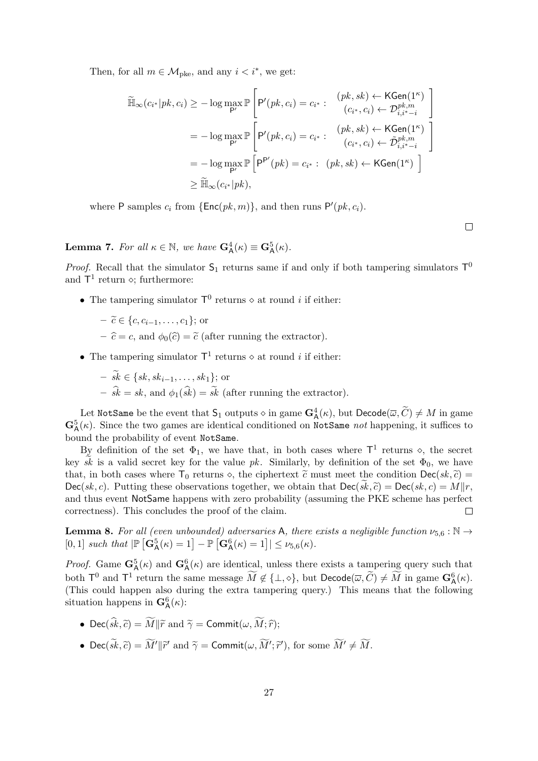Then, for all $m \in \mathcal{M}_{\text{pke}}$, and any $i < i^*$, we get:

$$
\begin{aligned}
\widetilde{\mathbb{H}}_\infty(c_{i^*}|pk, c_i) &\geq -\log \max_{\mathsf{P}'} \mathbb{P}\left[\mathsf{P}'(pk, c_i) = c_{i^*} : \begin{array}{c}(pk, sk) \leftarrow \mathsf{KGen}(1^\kappa) \\ (c_{i^*}, c_i) \leftarrow \mathcal{D}^{pk,m}_{i,i^*-i}\end{array}\right] \\
&= -\log \max_{\mathsf{P}'} \mathbb{P}\left[\mathsf{P}'(pk, c_i) = c_{i^*} : \begin{array}{c}(pk, sk) \leftarrow \mathsf{KGen}(1^\kappa) \\ (c_{i^*}, c_i) \leftarrow \tilde{\mathcal{D}}^{pk,m}_{i,i^*-i}\end{array}\right] \\
&= -\log \max_{\mathsf{P}'} \mathbb{P}\left[\mathsf{P}^{\mathsf{P}'}(pk) = c_{i^*} : \ (pk, sk) \leftarrow \mathsf{KGen}(1^\kappa)\right] \\
&\geq \widetilde{\mathbb{H}}_\infty(c_{i^*}|pk),
\end{aligned}
$$

where $\mathsf{P}$ samples $c_i$ from $\{\mathsf{Enc}(pk, m)\}$, and then runs $\mathsf{P}'(pk, c_i)$.

□

**Lemma 7.** *For all $\kappa \in \mathbb{N}$, we have $\mathbf{G}^4_{\mathsf{A}}(\kappa) \equiv \mathbf{G}^5_{\mathsf{A}}(\kappa)$.*

*Proof.* Recall that the simulator $\mathsf{S}_1$ returns same if and only if both tampering simulators $\mathsf{T}^0$ and $\mathsf{T}^1$ return $\diamond$; furthermore:

- The tampering simulator $\mathsf{T}^0$ returns $\diamond$ at round $i$ if either:
  - $\widetilde{c} \in \{c, c_{i-1}, \ldots, c_1\}$; or
  - $\widehat{c} = c$, and $\phi_0(\widehat{c}) = \widetilde{c}$ (after running the extractor).
- The tampering simulator $\mathsf{T}^1$ returns $\diamond$ at round $i$ if either:
  - $\widetilde{sk} \in \{sk, sk_{i-1}, \ldots, sk_1\}$; or
  - $\widehat{sk} = sk$, and $\phi_1(\widehat{sk}) = \widetilde{sk}$ (after running the extractor).

Let NotSame be the event that $\mathsf{S}_1$ outputs $\diamond$ in game $\mathbf{G}^4_{\mathsf{A}}(\kappa)$, but $\mathsf{Decode}(\varpi, \widetilde{C}) \neq M$ in game $\mathbf{G}^5_{\mathsf{A}}(\kappa)$. Since the two games are identical conditioned on NotSame *not* happening, it suffices to bound the probability of event NotSame.

By definition of the set $\Phi_1$, we have that, in both cases where $\mathsf{T}^1$ returns $\diamond$, the secret key $\widetilde{sk}$ is a valid secret key for the value $pk$. Similarly, by definition of the set $\Phi_0$, we have that, in both cases where $\mathsf{T}_0$ returns $\diamond$, the ciphertext $\widetilde{c}$ must meet the condition $\mathsf{Dec}(sk, \widetilde{c}) = \mathsf{Dec}(sk, c)$. Putting these observations together, we obtain that $\mathsf{Dec}(\widetilde{sk}, \widetilde{c}) = \mathsf{Dec}(sk, c) = M \| r$, and thus event NotSame happens with zero probability (assuming the PKE scheme has perfect correctness). This concludes the proof of the claim. □

**Lemma 8.** *For all (even unbounded) adversaries $\mathsf{A}$, there exists a negligible function $\nu_{5,6} : \mathbb{N} \to [0, 1]$ such that $|\mathbb{P}\left[\mathbf{G}^5_{\mathsf{A}}(\kappa) = 1\right] - \mathbb{P}\left[\mathbf{G}^6_{\mathsf{A}}(\kappa) = 1\right]| \leq \nu_{5,6}(\kappa)$.*

*Proof.* Game $\mathbf{G}^5_{\mathsf{A}}(\kappa)$ and $\mathbf{G}^6_{\mathsf{A}}(\kappa)$ are identical, unless there exists a tampering query such that both $\mathsf{T}^0$ and $\mathsf{T}^1$ return the same message $\widetilde{M} \notin \{\perp, \diamond\}$, but $\mathsf{Decode}(\varpi, \widetilde{C}) \neq \widetilde{M}$ in game $\mathbf{G}^6_{\mathsf{A}}(\kappa)$. (This could happen also during the extra tampering query.) This means that the following situation happens in $\mathbf{G}^6_{\mathsf{A}}(\kappa)$:

- $\mathsf{Dec}(\widehat{sk}, \widetilde{c}) = \widetilde{M} \| \widetilde{r}$ and $\widetilde{\gamma} = \mathsf{Commit}(\omega, \widetilde{M}; \widehat{r})$;
- $\mathsf{Dec}(\widetilde{sk}, \widetilde{c}) = \widetilde{M}' \| \widetilde{r}'$ and $\widetilde{\gamma} = \mathsf{Commit}(\omega, \widetilde{M}'; \widetilde{r}')$, for some $\widetilde{M}' \neq \widetilde{M}$.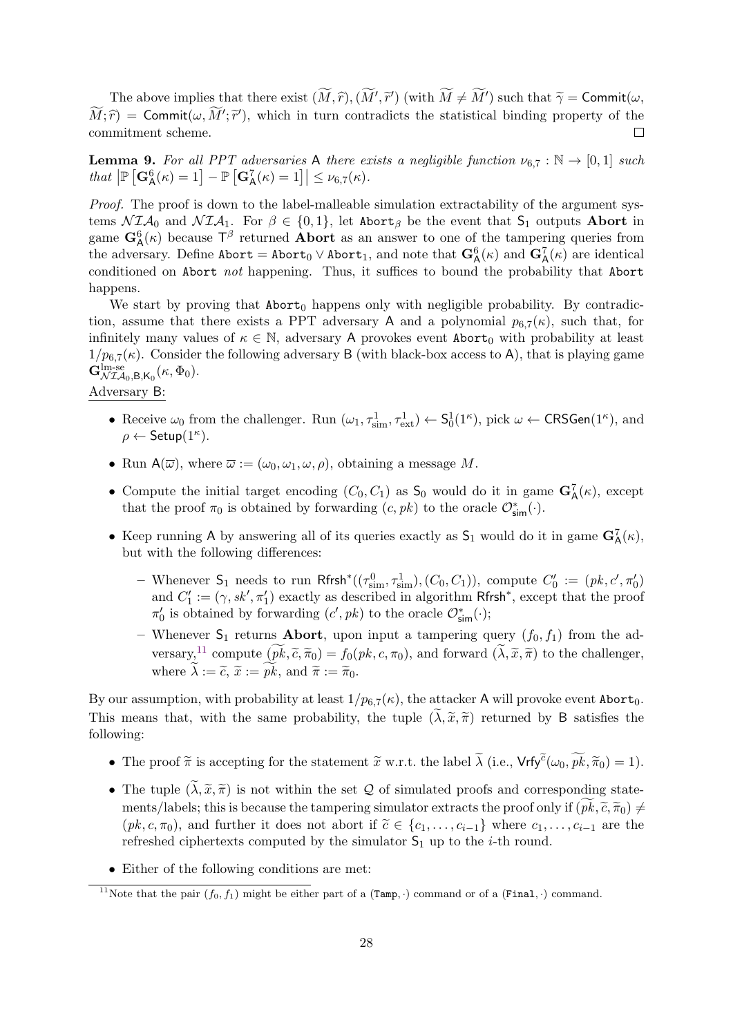The above implies that there exist $(\widetilde{M}, \widehat{r}), (\widetilde{M}', \widetilde{r}')$ (with $\widetilde{M} \neq \widetilde{M}'$) such that $\widetilde{\gamma} = \mathsf{Commit}(\omega, \widetilde{M}; \widehat{r}) = \mathsf{Commit}(\omega, \widetilde{M}'; \widetilde{r}')$, which in turn contradicts the statistical binding property of the commitment scheme. $\square$

**Lemma 9.** *For all PPT adversaries* $\mathsf{A}$ *there exists a negligible function* $\nu_{6,7} : \mathbb{N} \to [0,1]$ *such that* $\left|\mathbb{P}\left[\mathbf{G}^6_{\mathsf{A}}(\kappa) = 1\right] - \mathbb{P}\left[\mathbf{G}^7_{\mathsf{A}}(\kappa) = 1\right]\right| \leq \nu_{6,7}(\kappa)$.

*Proof.* The proof is down to the label-malleable simulation extractability of the argument systems $\mathcal{NIA}_0$ and $\mathcal{NIA}_1$. For $\beta \in \{0,1\}$, let $\mathtt{Abort}_\beta$ be the event that $\mathsf{S}_1$ outputs **Abort** in game $\mathbf{G}^6_{\mathsf{A}}(\kappa)$ because $\mathsf{T}^\beta$ returned **Abort** as an answer to one of the tampering queries from the adversary. Define $\mathtt{Abort} = \mathtt{Abort}_0 \vee \mathtt{Abort}_1$, and note that $\mathbf{G}^6_{\mathsf{A}}(\kappa)$ and $\mathbf{G}^7_{\mathsf{A}}(\kappa)$ are identical conditioned on $\mathtt{Abort}$ *not* happening. Thus, it suffices to bound the probability that $\mathtt{Abort}$ happens.

We start by proving that $\mathtt{Abort}_0$ happens only with negligible probability. By contradiction, assume that there exists a PPT adversary $\mathsf{A}$ and a polynomial $p_{6,7}(\kappa)$, such that, for infinitely many values of $\kappa \in \mathbb{N}$, adversary $\mathsf{A}$ provokes event $\mathtt{Abort}_0$ with probability at least $1/p_{6,7}(\kappa)$. Consider the following adversary $\mathsf{B}$ (with black-box access to $\mathsf{A}$), that is playing game $\mathbf{G}^{\text{lm-se}}_{\mathcal{NIA}_0,\mathsf{B},\mathsf{K}_0}(\kappa, \Phi_0)$.

<u>Adversary B:</u>

- Receive $\omega_0$ from the challenger. Run $(\omega_1, \tau^1_{\text{sim}}, \tau^1_{\text{ext}}) \leftarrow \mathsf{S}^1_0(1^\kappa)$, pick $\omega \leftarrow \mathsf{CRSGen}(1^\kappa)$, and $\rho \leftarrow \mathsf{Setup}(1^\kappa)$.
- Run $\mathsf{A}(\overline{\omega})$, where $\overline{\omega} := (\omega_0, \omega_1, \omega, \rho)$, obtaining a message $M$.
- Compute the initial target encoding $(C_0, C_1)$ as $\mathsf{S}_0$ would do it in game $\mathbf{G}^7_{\mathsf{A}}(\kappa)$, except that the proof $\pi_0$ is obtained by forwarding $(c, pk)$ to the oracle $\mathcal{O}^*_{\mathsf{sim}}(\cdot)$.
- Keep running $\mathsf{A}$ by answering all of its queries exactly as $\mathsf{S}_1$ would do it in game $\mathbf{G}^7_{\mathsf{A}}(\kappa)$, but with the following differences:
  - Whenever $\mathsf{S}_1$ needs to run $\mathsf{Rfrsh}^*((\tau^0_{\text{sim}}, \tau^1_{\text{sim}}), (C_0, C_1))$, compute $C'_0 := (pk, c', \pi'_0)$ and $C'_1 := (\gamma, sk', \pi'_1)$ exactly as described in algorithm $\mathsf{Rfrsh}^*$, except that the proof $\pi'_0$ is obtained by forwarding $(c', pk)$ to the oracle $\mathcal{O}^*_{\mathsf{sim}}(\cdot)$;
  - Whenever $\mathsf{S}_1$ returns **Abort**, upon input a tampering query $(f_0, f_1)$ from the adversary,[11] compute $(\widetilde{pk}, \widetilde{c}, \widetilde{\pi}_0) = f_0(pk, c, \pi_0)$, and forward $(\widetilde{\lambda}, \widetilde{x}, \widetilde{\pi})$ to the challenger, where $\widetilde{\lambda} := \widetilde{c}$, $\widetilde{x} := \widetilde{pk}$, and $\widetilde{\pi} := \widetilde{\pi}_0$.

By our assumption, with probability at least $1/p_{6,7}(\kappa)$, the attacker $\mathsf{A}$ will provoke event $\mathtt{Abort}_0$. This means that, with the same probability, the tuple $(\widetilde{\lambda}, \widetilde{x}, \widetilde{\pi})$ returned by $\mathsf{B}$ satisfies the following:

- The proof $\widetilde{\pi}$ is accepting for the statement $\widetilde{x}$ w.r.t. the label $\widetilde{\lambda}$ (i.e., $\mathsf{Vrfy}^{\widetilde{c}}(\omega_0, \widetilde{pk}, \widetilde{\pi}_0) = 1$).
- The tuple $(\widetilde{\lambda}, \widetilde{x}, \widetilde{\pi})$ is not within the set $\mathcal{Q}$ of simulated proofs and corresponding statements/labels; this is because the tampering simulator extracts the proof only if $(\widetilde{pk}, \widetilde{c}, \widetilde{\pi}_0) \neq (pk, c, \pi_0)$, and further it does not abort if $\widetilde{c} \in \{c_1, \ldots, c_{i-1}\}$ where $c_1, \ldots, c_{i-1}$ are the refreshed ciphertexts computed by the simulator $\mathsf{S}_1$ up to the $i$-th round.
- Either of the following conditions are met:

[11] Note that the pair $(f_0, f_1)$ might be either part of a $(\mathtt{Tamp}, \cdot)$ command or of a $(\mathtt{Final}, \cdot)$ command.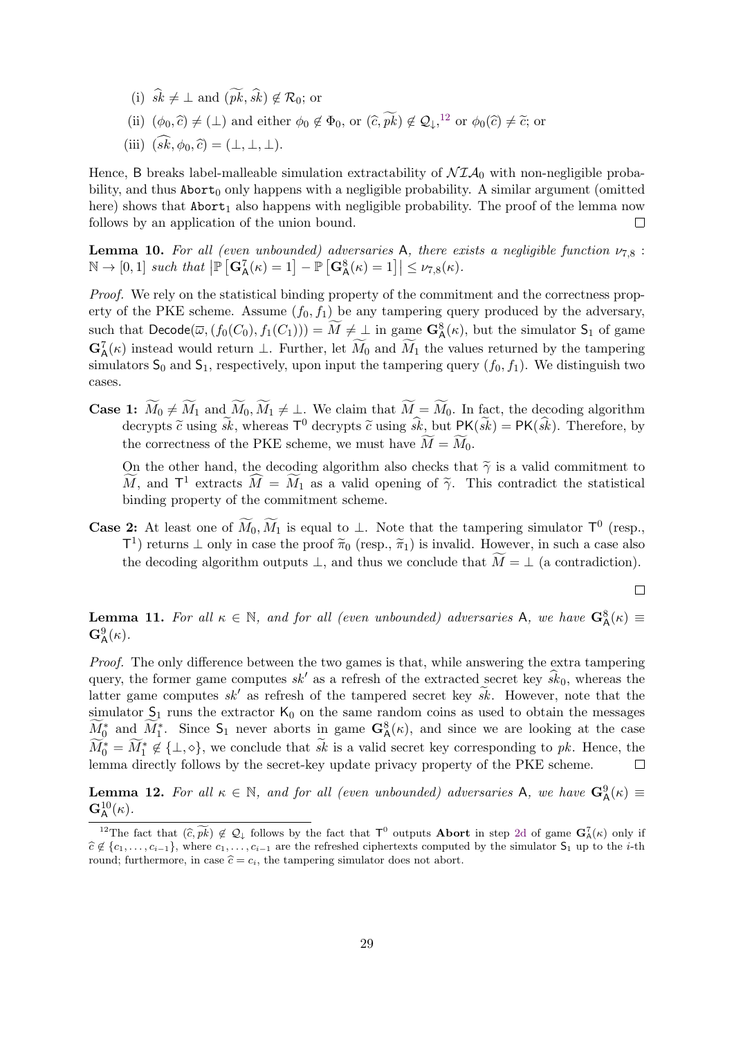(i) $\widehat{sk} \neq \bot$ and $(\widetilde{pk}, \widehat{sk}) \notin \mathcal{R}_0$; or

(ii) $(\phi_0, \widehat{c}) \neq (\bot)$ and either $\phi_0 \notin \Phi_0$, or $(\widehat{c}, \widetilde{pk}) \notin \mathcal{Q}_{\downarrow}$,[12] or $\phi_0(\widehat{c}) \neq \widetilde{c}$; or

(iii) $(\widehat{sk}, \phi_0, \widehat{c}) = (\bot, \bot, \bot)$.

Hence, $\mathsf{B}$ breaks label-malleable simulation extractability of $\mathcal{NIA}_0$ with non-negligible probability, and thus $\mathtt{Abort}_0$ only happens with a negligible probability. A similar argument (omitted here) shows that $\mathtt{Abort}_1$ also happens with negligible probability. The proof of the lemma now follows by an application of the union bound. $\square$

**Lemma 10.** *For all (even unbounded) adversaries* $\mathsf{A}$*, there exists a negligible function* $\nu_{7,8} : \mathbb{N} \to [0,1]$ *such that* $\left|\mathbb{P}\left[\mathbf{G}^7_{\mathsf{A}}(\kappa) = 1\right] - \mathbb{P}\left[\mathbf{G}^8_{\mathsf{A}}(\kappa) = 1\right]\right| \leq \nu_{7,8}(\kappa)$.

*Proof.* We rely on the statistical binding property of the commitment and the correctness property of the PKE scheme. Assume $(f_0, f_1)$ be any tampering query produced by the adversary, such that $\mathsf{Decode}(\overline{\omega}, (f_0(C_0), f_1(C_1))) = \widetilde{M} \neq \bot$ in game $\mathbf{G}^8_{\mathsf{A}}(\kappa)$, but the simulator $\mathsf{S}_1$ of game $\mathbf{G}^7_{\mathsf{A}}(\kappa)$ instead would return $\bot$. Further, let $\widetilde{M}_0$ and $\widetilde{M}_1$ the values returned by the tampering simulators $\mathsf{S}_0$ and $\mathsf{S}_1$, respectively, upon input the tampering query $(f_0, f_1)$. We distinguish two cases.

**Case 1:** $\widetilde{M}_0 \neq \widetilde{M}_1$ and $\widetilde{M}_0, \widetilde{M}_1 \neq \bot$. We claim that $\widetilde{M} = \widetilde{M}_0$. In fact, the decoding algorithm decrypts $\widetilde{c}$ using $\widetilde{sk}$, whereas $\mathsf{T}^0$ decrypts $\widetilde{c}$ using $\widehat{sk}$, but $\mathsf{PK}(\widetilde{sk}) = \mathsf{PK}(\widehat{sk})$. Therefore, by the correctness of the PKE scheme, we must have $\widetilde{M} = \widetilde{M}_0$.

On the other hand, the decoding algorithm also checks that $\widetilde{\gamma}$ is a valid commitment to $\widetilde{M}$, and $\mathsf{T}^1$ extracts $\widehat{M} = \widetilde{M}_1$ as a valid opening of $\widetilde{\gamma}$. This contradict the statistical binding property of the commitment scheme.

**Case 2:** At least one of $\widetilde{M}_0, \widetilde{M}_1$ is equal to $\bot$. Note that the tampering simulator $\mathsf{T}^0$ (resp., $\mathsf{T}^1$) returns $\bot$ only in case the proof $\widetilde{\pi}_0$ (resp., $\widetilde{\pi}_1$) is invalid. However, in such a case also the decoding algorithm outputs $\bot$, and thus we conclude that $\widetilde{M} = \bot$ (a contradiction).

$\square$

**Lemma 11.** *For all* $\kappa \in \mathbb{N}$*, and for all (even unbounded) adversaries* $\mathsf{A}$*, we have* $\mathbf{G}^8_{\mathsf{A}}(\kappa) \equiv \mathbf{G}^9_{\mathsf{A}}(\kappa)$.

*Proof.* The only difference between the two games is that, while answering the extra tampering query, the former game computes $sk'$ as a refresh of the extracted secret key $\widehat{sk}_0$, whereas the latter game computes $sk'$ as refresh of the tampered secret key $\widetilde{sk}$. However, note that the simulator $\mathsf{S}_1$ runs the extractor $\mathsf{K}_0$ on the same random coins as used to obtain the messages $\widetilde{M}^*_0$ and $\widetilde{M}^*_1$. Since $\mathsf{S}_1$ never aborts in game $\mathbf{G}^8_{\mathsf{A}}(\kappa)$, and since we are looking at the case $\widetilde{M}^*_0 = \widetilde{M}^*_1 \notin \{\bot, \diamond\}$, we conclude that $\widetilde{sk}$ is a valid secret key corresponding to $pk$. Hence, the lemma directly follows by the secret-key update privacy property of the PKE scheme. $\square$

**Lemma 12.** *For all* $\kappa \in \mathbb{N}$*, and for all (even unbounded) adversaries* $\mathsf{A}$*, we have* $\mathbf{G}^9_{\mathsf{A}}(\kappa) \equiv \mathbf{G}^{10}_{\mathsf{A}}(\kappa)$.

[12] The fact that $(\widehat{c}, \widetilde{pk}) \notin \mathcal{Q}_{\downarrow}$ follows by the fact that $\mathsf{T}^0$ outputs **Abort** in step 2d of game $\mathbf{G}^7_{\mathsf{A}}(\kappa)$ only if $\widehat{c} \notin \{c_1, \ldots, c_{i-1}\}$, where $c_1, \ldots, c_{i-1}$ are the refreshed ciphertexts computed by the simulator $\mathsf{S}_1$ up to the $i$-th round; furthermore, in case $\widehat{c} = c_i$, the tampering simulator does not abort.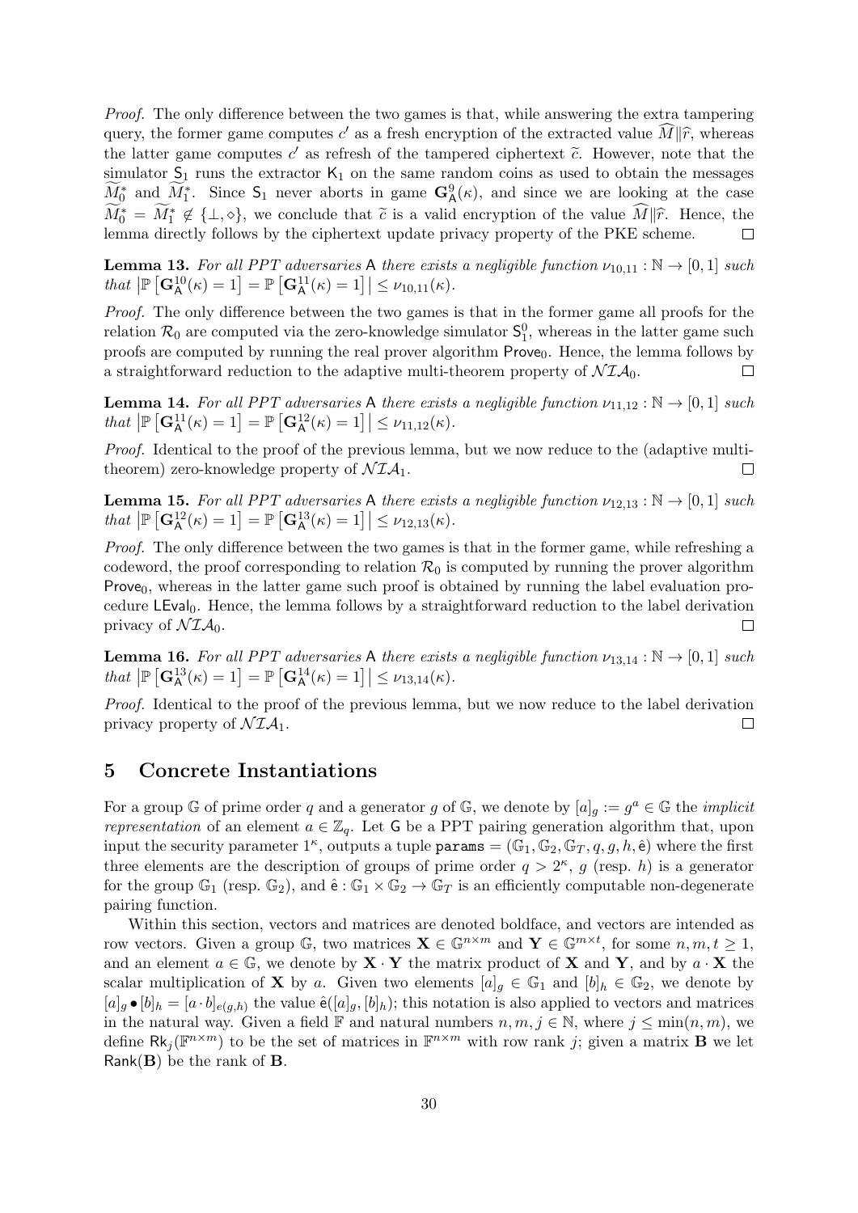*Proof.* The only difference between the two games is that, while answering the extra tampering query, the former game computes $c'$ as a fresh encryption of the extracted value $\widehat{M}\|\widehat{r}$, whereas the latter game computes $c'$ as refresh of the tampered ciphertext $\widetilde{c}$. However, note that the simulator $\mathsf{S}_1$ runs the extractor $\mathsf{K}_1$ on the same random coins as used to obtain the messages $\widetilde{M}_0^*$ and $\widetilde{M}_1^*$. Since $\mathsf{S}_1$ never aborts in game $\mathbf{G}_{\mathsf{A}}^9(\kappa)$, and since we are looking at the case $\widetilde{M}_0^* = \widetilde{M}_1^* \notin \{\bot, \diamond\}$, we conclude that $\widetilde{c}$ is a valid encryption of the value $\widehat{M}\|\widehat{r}$. Hence, the lemma directly follows by the ciphertext update privacy property of the PKE scheme. □

**Lemma 13.** *For all PPT adversaries* A *there exists a negligible function* $\nu_{10,11} : \mathbb{N} \to [0,1]$ *such that* $\left|\mathbb{P}\left[\mathbf{G}_{\mathsf{A}}^{10}(\kappa) = 1\right] = \mathbb{P}\left[\mathbf{G}_{\mathsf{A}}^{11}(\kappa) = 1\right]\right| \leq \nu_{10,11}(\kappa)$.

*Proof.* The only difference between the two games is that in the former game all proofs for the relation $\mathcal{R}_0$ are computed via the zero-knowledge simulator $\mathsf{S}_1^0$, whereas in the latter game such proofs are computed by running the real prover algorithm $\mathsf{Prove}_0$. Hence, the lemma follows by a straightforward reduction to the adaptive multi-theorem property of $\mathcal{NIA}_0$. □

**Lemma 14.** *For all PPT adversaries* A *there exists a negligible function* $\nu_{11,12} : \mathbb{N} \to [0,1]$ *such that* $\left|\mathbb{P}\left[\mathbf{G}_{\mathsf{A}}^{11}(\kappa) = 1\right] = \mathbb{P}\left[\mathbf{G}_{\mathsf{A}}^{12}(\kappa) = 1\right]\right| \leq \nu_{11,12}(\kappa)$.

*Proof.* Identical to the proof of the previous lemma, but we now reduce to the (adaptive multi-theorem) zero-knowledge property of $\mathcal{NIA}_1$. □

**Lemma 15.** *For all PPT adversaries* A *there exists a negligible function* $\nu_{12,13} : \mathbb{N} \to [0,1]$ *such that* $\left|\mathbb{P}\left[\mathbf{G}_{\mathsf{A}}^{12}(\kappa) = 1\right] = \mathbb{P}\left[\mathbf{G}_{\mathsf{A}}^{13}(\kappa) = 1\right]\right| \leq \nu_{12,13}(\kappa)$.

*Proof.* The only difference between the two games is that in the former game, while refreshing a codeword, the proof corresponding to relation $\mathcal{R}_0$ is computed by running the prover algorithm $\mathsf{Prove}_0$, whereas in the latter game such proof is obtained by running the label evaluation procedure $\mathsf{LEval}_0$. Hence, the lemma follows by a straightforward reduction to the label derivation privacy of $\mathcal{NIA}_0$. □

**Lemma 16.** *For all PPT adversaries* A *there exists a negligible function* $\nu_{13,14} : \mathbb{N} \to [0,1]$ *such that* $\left|\mathbb{P}\left[\mathbf{G}_{\mathsf{A}}^{13}(\kappa) = 1\right] = \mathbb{P}\left[\mathbf{G}_{\mathsf{A}}^{14}(\kappa) = 1\right]\right| \leq \nu_{13,14}(\kappa)$.

*Proof.* Identical to the proof of the previous lemma, but we now reduce to the label derivation privacy property of $\mathcal{NIA}_1$. □

## 5 Concrete Instantiations

For a group $\mathbb{G}$ of prime order $q$ and a generator $g$ of $\mathbb{G}$, we denote by $[a]_g := g^a \in \mathbb{G}$ the *implicit representation* of an element $a \in \mathbb{Z}_q$. Let $\mathsf{G}$ be a PPT pairing generation algorithm that, upon input the security parameter $1^\kappa$, outputs a tuple $\mathtt{params} = (\mathbb{G}_1, \mathbb{G}_2, \mathbb{G}_T, q, g, h, \hat{\mathsf{e}})$ where the first three elements are the description of groups of prime order $q > 2^\kappa$, $g$ (resp. $h$) is a generator for the group $\mathbb{G}_1$ (resp. $\mathbb{G}_2$), and $\hat{\mathsf{e}} : \mathbb{G}_1 \times \mathbb{G}_2 \to \mathbb{G}_T$ is an efficiently computable non-degenerate pairing function.

Within this section, vectors and matrices are denoted boldface, and vectors are intended as row vectors. Given a group $\mathbb{G}$, two matrices $\mathbf{X} \in \mathbb{G}^{n\times m}$ and $\mathbf{Y} \in \mathbb{G}^{m\times t}$, for some $n, m, t \geq 1$, and an element $a \in \mathbb{G}$, we denote by $\mathbf{X} \cdot \mathbf{Y}$ the matrix product of $\mathbf{X}$ and $\mathbf{Y}$, and by $a \cdot \mathbf{X}$ the scalar multiplication of $\mathbf{X}$ by $a$. Given two elements $[a]_g \in \mathbb{G}_1$ and $[b]_h \in \mathbb{G}_2$, we denote by $[a]_g \bullet [b]_h = [a \cdot b]_{e(g,h)}$ the value $\hat{\mathsf{e}}([a]_g, [b]_h)$; this notation is also applied to vectors and matrices in the natural way. Given a field $\mathbb{F}$ and natural numbers $n, m, j \in \mathbb{N}$, where $j \leq \min(n, m)$, we define $\mathsf{Rk}_j(\mathbb{F}^{n\times m})$ to be the set of matrices in $\mathbb{F}^{n\times m}$ with row rank $j$; given a matrix $\mathbf{B}$ we let $\mathsf{Rank}(\mathbf{B})$ be the rank of $\mathbf{B}$.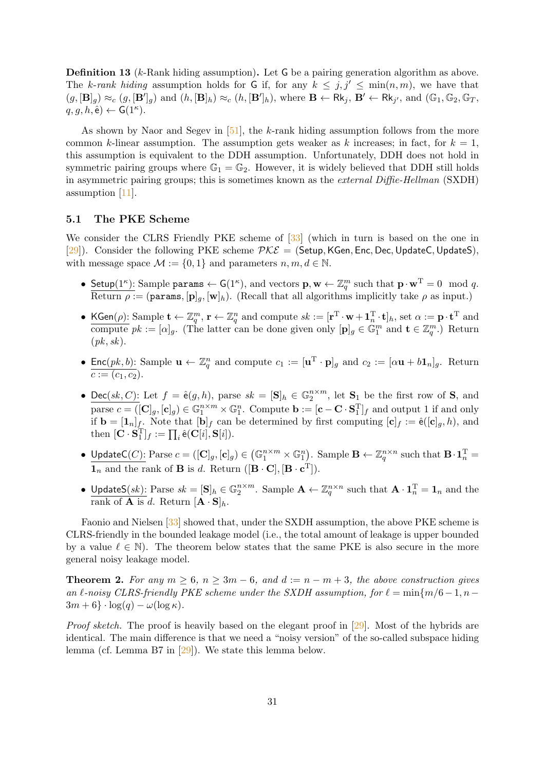**Definition 13** ($k$-Rank hiding assumption)**.** Let $\mathsf{G}$ be a pairing generation algorithm as above. The *k-rank hiding* assumption holds for $\mathsf{G}$ if, for any $k \leq j, j' \leq \min(n, m)$, we have that $(g, [\mathbf{B}]_g) \approx_c (g, [\mathbf{B}']_g)$ and $(h, [\mathbf{B}]_h) \approx_c (h, [\mathbf{B}']_h)$, where $\mathbf{B} \leftarrow \mathsf{Rk}_j$, $\mathbf{B}' \leftarrow \mathsf{Rk}_{j'}$, and $(\mathbb{G}_1, \mathbb{G}_2, \mathbb{G}_T, q, g, h, \hat{\mathsf{e}}) \leftarrow \mathsf{G}(1^\kappa)$.

As shown by Naor and Segev in [51], the $k$-rank hiding assumption follows from the more common $k$-linear assumption. The assumption gets weaker as $k$ increases; in fact, for $k = 1$, this assumption is equivalent to the DDH assumption. Unfortunately, DDH does not hold in symmetric pairing groups where $\mathbb{G}_1 = \mathbb{G}_2$. However, it is widely believed that DDH still holds in asymmetric pairing groups; this is sometimes known as the *external Diffie-Hellman* (SXDH) assumption [11].

### 5.1 The PKE Scheme

We consider the CLRS Friendly PKE scheme of [33] (which in turn is based on the one in [29]). Consider the following PKE scheme $\mathcal{PKE} = (\mathsf{Setup}, \mathsf{KGen}, \mathsf{Enc}, \mathsf{Dec}, \mathsf{UpdateC}, \mathsf{UpdateS})$, with message space $\mathcal{M} := \{0, 1\}$ and parameters $n, m, d \in \mathbb{N}$.

- $\underline{\mathsf{Setup}(1^\kappa)}$: Sample $\mathtt{params} \leftarrow \mathsf{G}(1^\kappa)$, and vectors $\mathbf{p}, \mathbf{w} \leftarrow \mathbb{Z}_q^m$ such that $\mathbf{p} \cdot \mathbf{w}^{\mathrm{T}} = 0 \mod q$. Return $\rho := (\mathtt{params}, [\mathbf{p}]_g, [\mathbf{w}]_h)$. (Recall that all algorithms implicitly take $\rho$ as input.)
- $\underline{\mathsf{KGen}(\rho)}$: Sample $\mathbf{t} \leftarrow \mathbb{Z}_q^m$, $\mathbf{r} \leftarrow \mathbb{Z}_q^n$ and compute $sk := [\mathbf{r}^{\mathrm{T}} \cdot \mathbf{w} + \mathbf{1}_n^{\mathrm{T}} \cdot \mathbf{t}]_h$, set $\alpha := \mathbf{p} \cdot \mathbf{t}^{\mathrm{T}}$ and compute $pk := [\alpha]_g$. (The latter can be done given only $[\mathbf{p}]_g \in \mathbb{G}_1^m$ and $\mathbf{t} \in \mathbb{Z}_q^m$.) Return $(pk, sk)$.
- $\underline{\mathsf{Enc}(pk, b)}$: Sample $\mathbf{u} \leftarrow \mathbb{Z}_q^n$ and compute $c_1 := [\mathbf{u}^{\mathrm{T}} \cdot \mathbf{p}]_g$ and $c_2 := [\alpha \mathbf{u} + b \mathbf{1}_n]_g$. Return $c := (c_1, c_2)$.
- $\underline{\mathsf{Dec}(sk, C)}$: Let $f = \hat{\mathsf{e}}(g, h)$, parse $sk = [\mathbf{S}]_h \in \mathbb{G}_2^{n \times m}$, let $\mathbf{S}_1$ be the first row of $\mathbf{S}$, and parse $c = ([\mathbf{C}]_g, [\mathbf{c}]_g) \in \mathbb{G}_1^{n \times m} \times \mathbb{G}_1^n$. Compute $\mathbf{b} := [\mathbf{c} - \mathbf{C} \cdot \mathbf{S}_1^{\mathrm{T}}]_f$ and output 1 if and only if $\mathbf{b} = [\mathbf{1}_n]_f$. Note that $[\mathbf{b}]_f$ can be determined by first computing $[\mathbf{c}]_f := \hat{\mathsf{e}}([\mathbf{c}]_g, h)$, and then $[\mathbf{C} \cdot \mathbf{S}_1^{\mathrm{T}}]_f := \prod_i \hat{\mathsf{e}}(\mathbf{C}[i], \mathbf{S}[i])$.
- $\underline{\mathsf{UpdateC}(C)}$: Parse $c = ([\mathbf{C}]_g, [\mathbf{c}]_g) \in (\mathbb{G}_1^{n \times m} \times \mathbb{G}_1^n)$. Sample $\mathbf{B} \leftarrow \mathbb{Z}_q^{n \times n}$ such that $\mathbf{B} \cdot \mathbf{1}_n^{\mathrm{T}} = \mathbf{1}_n$ and the rank of $\mathbf{B}$ is $d$. Return $([\mathbf{B} \cdot \mathbf{C}], [\mathbf{B} \cdot \mathbf{c}^{\mathrm{T}}])$.
- $\underline{\mathsf{UpdateS}(sk)}$: Parse $sk = [\mathbf{S}]_h \in \mathbb{G}_2^{n \times m}$. Sample $\mathbf{A} \leftarrow \mathbb{Z}_q^{n \times n}$ such that $\mathbf{A} \cdot \mathbf{1}_n^{\mathrm{T}} = \mathbf{1}_n$ and the rank of $\mathbf{A}$ is $d$. Return $[\mathbf{A} \cdot \mathbf{S}]_h$.

Faonio and Nielsen [33] showed that, under the SXDH assumption, the above PKE scheme is CLRS-friendly in the bounded leakage model (i.e., the total amount of leakage is upper bounded by a value $\ell \in \mathbb{N}$). The theorem below states that the same PKE is also secure in the more general noisy leakage model.

**Theorem 2.** *For any $m \geq 6$, $n \geq 3m - 6$, and $d := n - m + 3$, the above construction gives an $\ell$-noisy CLRS-friendly PKE scheme under the SXDH assumption, for $\ell = \min\{m/6 - 1, n - 3m + 6\} \cdot \log(q) - \omega(\log \kappa)$.*

*Proof sketch.* The proof is heavily based on the elegant proof in [29]. Most of the hybrids are identical. The main difference is that we need a "noisy version" of the so-called subspace hiding lemma (cf. Lemma B7 in [29]). We state this lemma below.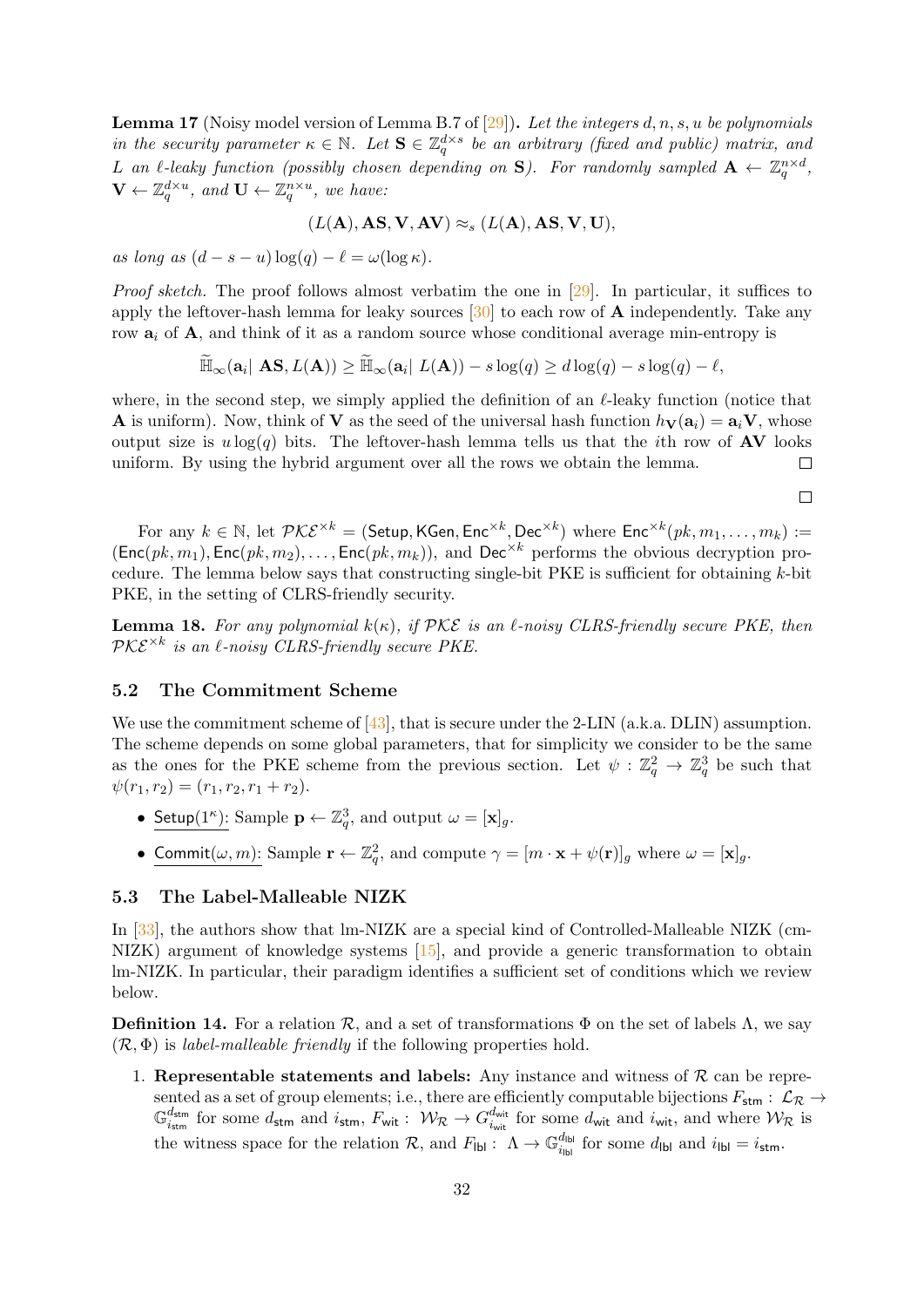**Lemma 17** (Noisy model version of Lemma B.7 of [29])**.** *Let the integers $d, n, s, u$ be polynomials in the security parameter $\kappa \in \mathbb{N}$. Let $\mathbf{S} \in \mathbb{Z}_q^{d\times s}$ be an arbitrary (fixed and public) matrix, and $L$ an $\ell$-leaky function (possibly chosen depending on $\mathbf{S}$). For randomly sampled $\mathbf{A} \leftarrow \mathbb{Z}_q^{n\times d}$, $\mathbf{V} \leftarrow \mathbb{Z}_q^{d\times u}$, and $\mathbf{U} \leftarrow \mathbb{Z}_q^{n\times u}$, we have:*

$$(L(\mathbf{A}), \mathbf{AS}, \mathbf{V}, \mathbf{AV}) \approx_s (L(\mathbf{A}), \mathbf{AS}, \mathbf{V}, \mathbf{U}),$$

*as long as $(d - s - u)\log(q) - \ell = \omega(\log \kappa)$.*

*Proof sketch.* The proof follows almost verbatim the one in [29]. In particular, it suffices to apply the leftover-hash lemma for leaky sources [30] to each row of $\mathbf{A}$ independently. Take any row $\mathbf{a}_i$ of $\mathbf{A}$, and think of it as a random source whose conditional average min-entropy is

$$\widetilde{\mathbb{H}}_\infty(\mathbf{a}_i|\ \mathbf{AS}, L(\mathbf{A})) \geq \widetilde{\mathbb{H}}_\infty(\mathbf{a}_i|\ L(\mathbf{A})) - s\log(q) \geq d\log(q) - s\log(q) - \ell,$$

where, in the second step, we simply applied the definition of an $\ell$-leaky function (notice that $\mathbf{A}$ is uniform). Now, think of $\mathbf{V}$ as the seed of the universal hash function $h_{\mathbf{V}}(\mathbf{a}_i) = \mathbf{a}_i\mathbf{V}$, whose output size is $u\log(q)$ bits. The leftover-hash lemma tells us that the $i$th row of $\mathbf{AV}$ looks uniform. By using the hybrid argument over all the rows we obtain the lemma. □

□

For any $k \in \mathbb{N}$, let $\mathcal{PKE}^{\times k} = (\mathsf{Setup}, \mathsf{KGen}, \mathsf{Enc}^{\times k}, \mathsf{Dec}^{\times k})$ where $\mathsf{Enc}^{\times k}(pk, m_1, \ldots, m_k) := (\mathsf{Enc}(pk, m_1), \mathsf{Enc}(pk, m_2), \ldots, \mathsf{Enc}(pk, m_k))$, and $\mathsf{Dec}^{\times k}$ performs the obvious decryption procedure. The lemma below says that constructing single-bit PKE is sufficient for obtaining $k$-bit PKE, in the setting of CLRS-friendly security.

**Lemma 18.** *For any polynomial $k(\kappa)$, if $\mathcal{PKE}$ is an $\ell$-noisy CLRS-friendly secure PKE, then $\mathcal{PKE}^{\times k}$ is an $\ell$-noisy CLRS-friendly secure PKE.*

### 5.2 The Commitment Scheme

We use the commitment scheme of [43], that is secure under the 2-LIN (a.k.a. DLIN) assumption. The scheme depends on some global parameters, that for simplicity we consider to be the same as the ones for the PKE scheme from the previous section. Let $\psi : \mathbb{Z}_q^2 \to \mathbb{Z}_q^3$ be such that $\psi(r_1, r_2) = (r_1, r_2, r_1 + r_2)$.

- $\underline{\mathsf{Setup}(1^\kappa)}$: Sample $\mathbf{p} \leftarrow \mathbb{Z}_q^3$, and output $\omega = [\mathbf{x}]_g$.
- $\underline{\mathsf{Commit}(\omega, m)}$: Sample $\mathbf{r} \leftarrow \mathbb{Z}_q^2$, and compute $\gamma = [m \cdot \mathbf{x} + \psi(\mathbf{r})]_g$ where $\omega = [\mathbf{x}]_g$.

### 5.3 The Label-Malleable NIZK

In [33], the authors show that lm-NIZK are a special kind of Controlled-Malleable NIZK (cm-NIZK) argument of knowledge systems [15], and provide a generic transformation to obtain lm-NIZK. In particular, their paradigm identifies a sufficient set of conditions which we review below.

**Definition 14.** For a relation $\mathcal{R}$, and a set of transformations $\Phi$ on the set of labels $\Lambda$, we say $(\mathcal{R}, \Phi)$ is *label-malleable friendly* if the following properties hold.

1. **Representable statements and labels:** Any instance and witness of $\mathcal{R}$ can be represented as a set of group elements; i.e., there are efficiently computable bijections $F_{\mathsf{stm}} : \mathcal{L}_{\mathcal{R}} \to \mathbb{G}_{i_{\mathsf{stm}}}^{d_{\mathsf{stm}}}$ for some $d_{\mathsf{stm}}$ and $i_{\mathsf{stm}}$, $F_{\mathsf{wit}} : \mathcal{W}_{\mathcal{R}} \to G_{i_{\mathsf{wit}}}^{d_{\mathsf{wit}}}$ for some $d_{\mathsf{wit}}$ and $i_{\mathsf{wit}}$, and where $\mathcal{W}_{\mathcal{R}}$ is the witness space for the relation $\mathcal{R}$, and $F_{\mathsf{lbl}} : \Lambda \to \mathbb{G}_{i_{\mathsf{lbl}}}^{d_{\mathsf{lbl}}}$ for some $d_{\mathsf{lbl}}$ and $i_{\mathsf{lbl}} = i_{\mathsf{stm}}$.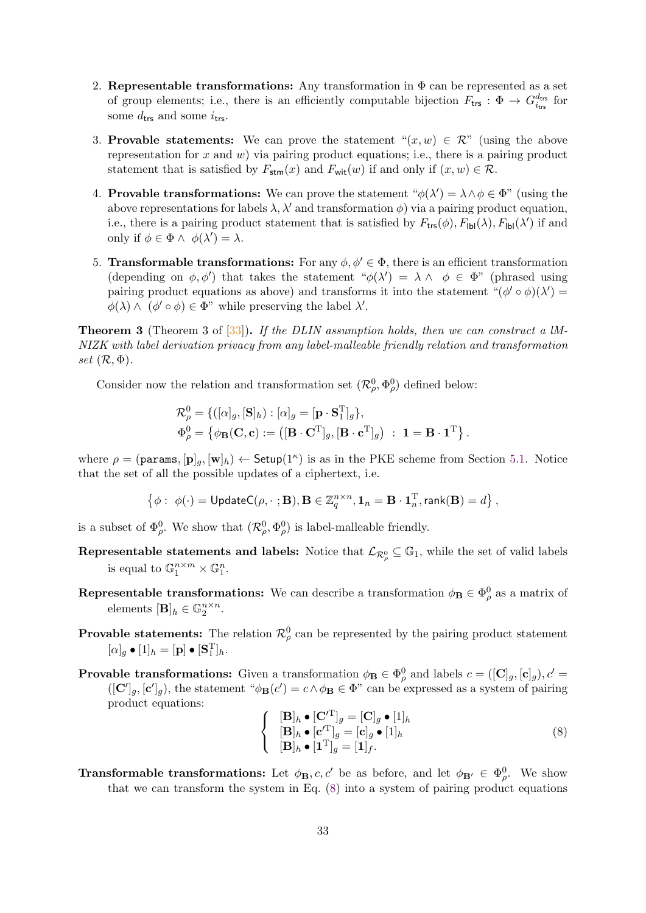2. **Representable transformations:** Any transformation in $\Phi$ can be represented as a set of group elements; i.e., there is an efficiently computable bijection $F_{\mathsf{trs}} : \Phi \rightarrow G_{i_{\mathsf{trs}}}^{d_{\mathsf{trs}}}$ for some $d_{\mathsf{trs}}$ and some $i_{\mathsf{trs}}$.

3. **Provable statements:** We can prove the statement "$(x, w) \in \mathcal{R}$" (using the above representation for $x$ and $w$) via pairing product equations; i.e., there is a pairing product statement that is satisfied by $F_{\mathsf{stm}}(x)$ and $F_{\mathsf{wit}}(w)$ if and only if $(x, w) \in \mathcal{R}$.

4. **Provable transformations:** We can prove the statement "$\phi(\lambda') = \lambda \wedge \phi \in \Phi$" (using the above representations for labels $\lambda, \lambda'$ and transformation $\phi$) via a pairing product equation, i.e., there is a pairing product statement that is satisfied by $F_{\mathsf{trs}}(\phi), F_{\mathsf{lbl}}(\lambda), F_{\mathsf{lbl}}(\lambda')$ if and only if $\phi \in \Phi \wedge \ \phi(\lambda') = \lambda$.

5. **Transformable transformations:** For any $\phi, \phi' \in \Phi$, there is an efficient transformation (depending on $\phi, \phi'$) that takes the statement "$\phi(\lambda') = \lambda \wedge \ \ \phi \in \Phi$" (phrased using pairing product equations as above) and transforms it into the statement "$(\phi' \circ \phi)(\lambda') = \phi(\lambda) \wedge \ (\phi' \circ \phi) \in \Phi$" while preserving the label $\lambda'$.

**Theorem 3** (Theorem 3 of [33]). *If the DLIN assumption holds, then we can construct a lM-NIZK with label derivation privacy from any label-malleable friendly relation and transformation set $(\mathcal{R}, \Phi)$.*

Consider now the relation and transformation set $(\mathcal{R}^0_\rho, \Phi^0_\rho)$ defined below:

$$\mathcal{R}^0_\rho = \{([\alpha]_g, [\mathbf{S}]_h) : [\alpha]_g = [\mathbf{p} \cdot \mathbf{S}_1^{\mathrm{T}}]_g\},$$
$$\Phi^0_\rho = \left\{\phi_{\mathbf{B}}(\mathbf{C}, \mathbf{c}) := ([\mathbf{B} \cdot \mathbf{C}^{\mathrm{T}}]_g, [\mathbf{B} \cdot \mathbf{c}^{\mathrm{T}}]_g) \ : \ \mathbf{1} = \mathbf{B} \cdot \mathbf{1}^{\mathrm{T}}\right\}.$$

where $\rho = (\mathtt{params}, [\mathbf{p}]_g, [\mathbf{w}]_h) \leftarrow \mathsf{Setup}(1^\kappa)$ is as in the PKE scheme from Section 5.1. Notice that the set of all the possible updates of a ciphertext, i.e.

$$\left\{\phi : \ \phi(\cdot) = \mathsf{UpdateC}(\rho, \cdot\, ; \mathbf{B}), \mathbf{B} \in \mathbb{Z}_q^{n \times n}, \mathbf{1}_n = \mathbf{B} \cdot \mathbf{1}_n^{\mathrm{T}}, \mathsf{rank}(\mathbf{B}) = d\right\},$$

is a subset of $\Phi^0_\rho$. We show that $(\mathcal{R}^0_\rho, \Phi^0_\rho)$ is label-malleable friendly.

**Representable statements and labels:** Notice that $\mathcal{L}_{\mathcal{R}^0_\rho} \subseteq \mathbb{G}_1$, while the set of valid labels is equal to $\mathbb{G}_1^{n \times m} \times \mathbb{G}_1^n$.

**Representable transformations:** We can describe a transformation $\phi_{\mathbf{B}} \in \Phi^0_\rho$ as a matrix of elements $[\mathbf{B}]_h \in \mathbb{G}_2^{n \times n}$.

**Provable statements:** The relation $\mathcal{R}^0_\rho$ can be represented by the pairing product statement $[\alpha]_g \bullet [1]_h = [\mathbf{p}] \bullet [\mathbf{S}_1^{\mathrm{T}}]_h$.

**Provable transformations:** Given a transformation $\phi_{\mathbf{B}} \in \Phi^0_\rho$ and labels $c = ([\mathbf{C}]_g, [\mathbf{c}]_g), c' = ([\mathbf{C}']_g, [\mathbf{c}']_g)$, the statement "$\phi_{\mathbf{B}}(c') = c \wedge \phi_{\mathbf{B}} \in \Phi$" can be expressed as a system of pairing product equations:

$$\left\{\begin{array}{l} [\mathbf{B}]_h \bullet [\mathbf{C}'^{\mathrm{T}}]_g = [\mathbf{C}]_g \bullet [1]_h \\ [\mathbf{B}]_h \bullet [\mathbf{c}'^{\mathrm{T}}]_g = [\mathbf{c}]_g \bullet [1]_h \\ [\mathbf{B}]_h \bullet [\mathbf{1}^{\mathrm{T}}]_g = [\mathbf{1}]_f. \end{array}\right. \tag{8}$$

**Transformable transformations:** Let $\phi_{\mathbf{B}}, c, c'$ be as before, and let $\phi_{\mathbf{B}'} \in \Phi^0_\rho$. We show that we can transform the system in Eq. (8) into a system of pairing product equations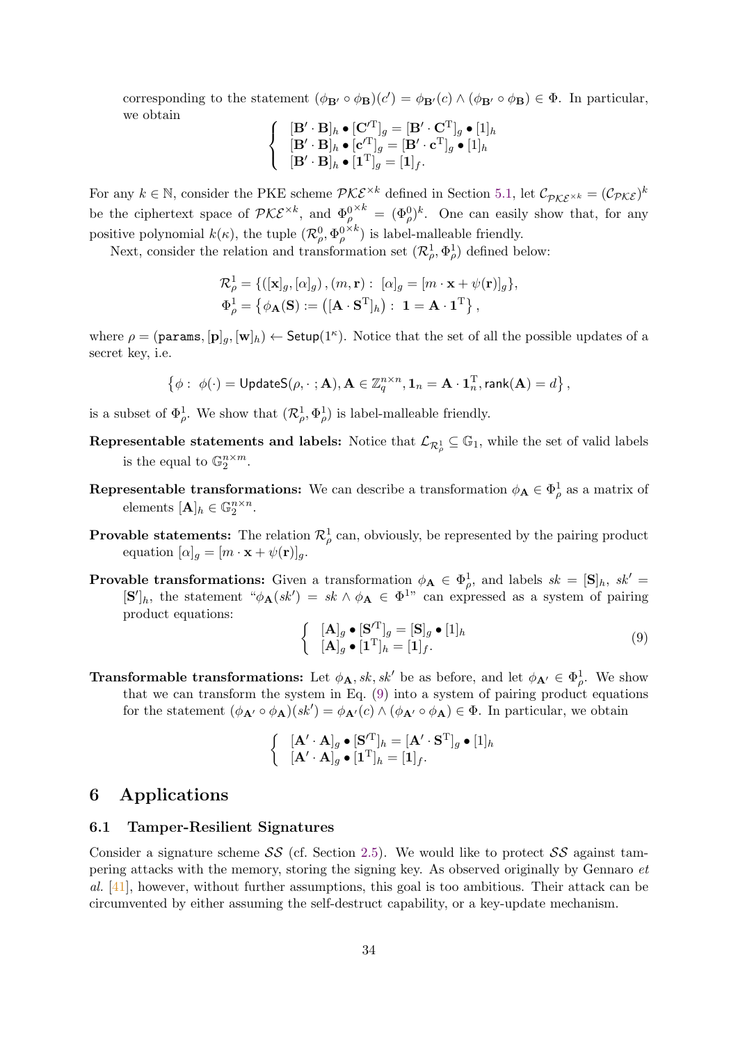corresponding to the statement $(\phi_{\mathbf{B}'} \circ \phi_{\mathbf{B}})(c') = \phi_{\mathbf{B}'}(c) \wedge (\phi_{\mathbf{B}'} \circ \phi_{\mathbf{B}}) \in \Phi$. In particular, we obtain

$$\begin{cases} [\mathbf{B}' \cdot \mathbf{B}]_h \bullet [\mathbf{C}'^{\mathrm{T}}]_g = [\mathbf{B}' \cdot \mathbf{C}^{\mathrm{T}}]_g \bullet [1]_h \\ [\mathbf{B}' \cdot \mathbf{B}]_h \bullet [\mathbf{c}'^{\mathrm{T}}]_g = [\mathbf{B}' \cdot \mathbf{c}^{\mathrm{T}}]_g \bullet [1]_h \\ [\mathbf{B}' \cdot \mathbf{B}]_h \bullet [\mathbf{1}^{\mathrm{T}}]_g = [\mathbf{1}]_f. \end{cases}$$

For any $k \in \mathbb{N}$, consider the PKE scheme $\mathcal{PKE}^{\times k}$ defined in Section 5.1, let $\mathcal{C}_{\mathcal{PKE}^{\times k}} = (\mathcal{C}_{\mathcal{PKE}})^k$ be the ciphertext space of $\mathcal{PKE}^{\times k}$, and $\Phi_\rho^{0^{\times k}} = (\Phi_\rho^0)^k$. One can easily show that, for any positive polynomial $k(\kappa)$, the tuple $(\mathcal{R}_\rho^0, \Phi_\rho^{0^{\times k}})$ is label-malleable friendly.

Next, consider the relation and transformation set $(\mathcal{R}_\rho^1, \Phi_\rho^1)$ defined below:

$$\mathcal{R}_\rho^1 = \{([\mathbf{x}]_g, [\alpha]_g), (m, \mathbf{r}) : \ [\alpha]_g = [m \cdot \mathbf{x} + \psi(\mathbf{r})]_g\},$$
$$\Phi_\rho^1 = \left\{ \phi_{\mathbf{A}}(\mathbf{S}) := \left([\mathbf{A} \cdot \mathbf{S}^{\mathrm{T}}]_h\right) : \ \mathbf{1} = \mathbf{A} \cdot \mathbf{1}^{\mathrm{T}} \right\},$$

where $\rho = (\mathtt{params}, [\mathbf{p}]_g, [\mathbf{w}]_h) \leftarrow \mathsf{Setup}(1^\kappa)$. Notice that the set of all the possible updates of a secret key, i.e.

$$\left\{ \phi : \ \phi(\cdot) = \mathsf{UpdateS}(\rho, \cdot\, ; \mathbf{A}), \mathbf{A} \in \mathbb{Z}_q^{n \times n}, \mathbf{1}_n = \mathbf{A} \cdot \mathbf{1}_n^{\mathrm{T}}, \mathsf{rank}(\mathbf{A}) = d \right\},$$

is a subset of $\Phi_\rho^1$. We show that $(\mathcal{R}_\rho^1, \Phi_\rho^1)$ is label-malleable friendly.

**Representable statements and labels:** Notice that $\mathcal{L}_{\mathcal{R}_\rho^1} \subseteq \mathbb{G}_1$, while the set of valid labels is the equal to $\mathbb{G}_2^{n \times m}$.

**Representable transformations:** We can describe a transformation $\phi_{\mathbf{A}} \in \Phi_\rho^1$ as a matrix of elements $[\mathbf{A}]_h \in \mathbb{G}_2^{n \times n}$.

**Provable statements:** The relation $\mathcal{R}_\rho^1$ can, obviously, be represented by the pairing product equation $[\alpha]_g = [m \cdot \mathbf{x} + \psi(\mathbf{r})]_g$.

**Provable transformations:** Given a transformation $\phi_{\mathbf{A}} \in \Phi_\rho^1$, and labels $sk = [\mathbf{S}]_h$, $sk' = [\mathbf{S}']_h$, the statement "$\phi_{\mathbf{A}}(sk') = sk \wedge \phi_{\mathbf{A}} \in \Phi^1$" can expressed as a system of pairing product equations:

$$\begin{cases} [\mathbf{A}]_g \bullet [\mathbf{S}'^{\mathrm{T}}]_g = [\mathbf{S}]_g \bullet [1]_h \\ [\mathbf{A}]_g \bullet [\mathbf{1}^{\mathrm{T}}]_h = [\mathbf{1}]_f. \end{cases} \tag{9}$$

**Transformable transformations:** Let $\phi_{\mathbf{A}}, sk, sk'$ be as before, and let $\phi_{\mathbf{A}'} \in \Phi_\rho^1$. We show that we can transform the system in Eq. (9) into a system of pairing product equations for the statement $(\phi_{\mathbf{A}'} \circ \phi_{\mathbf{A}})(sk') = \phi_{\mathbf{A}'}(c) \wedge (\phi_{\mathbf{A}'} \circ \phi_{\mathbf{A}}) \in \Phi$. In particular, we obtain

$$\begin{cases} [\mathbf{A}' \cdot \mathbf{A}]_g \bullet [\mathbf{S}'^{\mathrm{T}}]_h = [\mathbf{A}' \cdot \mathbf{S}^{\mathrm{T}}]_g \bullet [1]_h \\ [\mathbf{A}' \cdot \mathbf{A}]_g \bullet [\mathbf{1}^{\mathrm{T}}]_h = [\mathbf{1}]_f. \end{cases}$$

# 6 Applications

## 6.1 Tamper-Resilient Signatures

Consider a signature scheme $\mathcal{SS}$ (cf. Section 2.5). We would like to protect $\mathcal{SS}$ against tampering attacks with the memory, storing the signing key. As observed originally by Gennaro *et al.* [41], however, without further assumptions, this goal is too ambitious. Their attack can be circumvented by either assuming the self-destruct capability, or a key-update mechanism.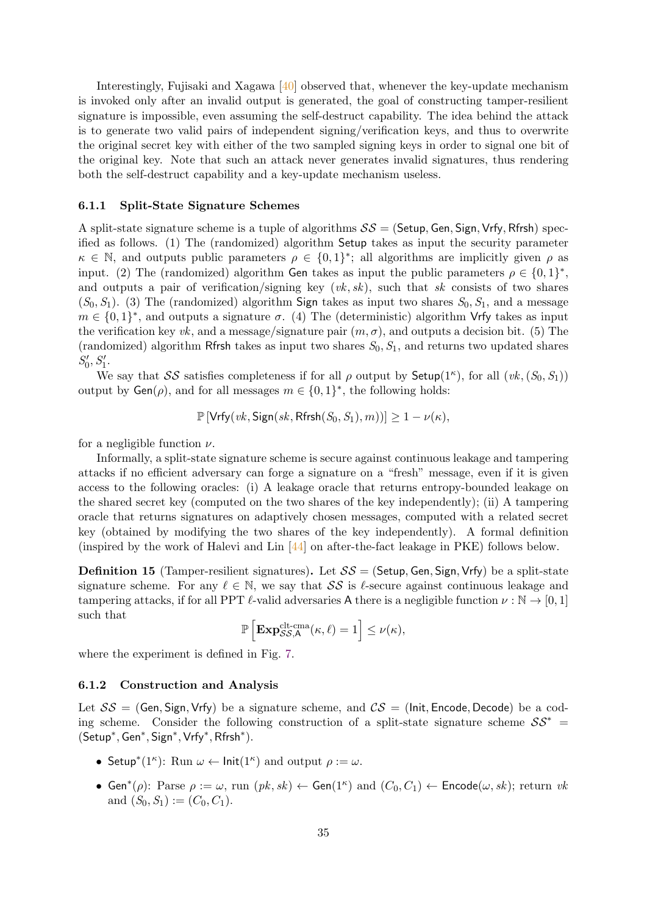Interestingly, Fujisaki and Xagawa [40] observed that, whenever the key-update mechanism is invoked only after an invalid output is generated, the goal of constructing tamper-resilient signature is impossible, even assuming the self-destruct capability. The idea behind the attack is to generate two valid pairs of independent signing/verification keys, and thus to overwrite the original secret key with either of the two sampled signing keys in order to signal one bit of the original key. Note that such an attack never generates invalid signatures, thus rendering both the self-destruct capability and a key-update mechanism useless.

### 6.1.1 Split-State Signature Schemes

A split-state signature scheme is a tuple of algorithms $\mathcal{SS} = (\mathsf{Setup}, \mathsf{Gen}, \mathsf{Sign}, \mathsf{Vrfy}, \mathsf{Rfrsh})$ specified as follows. (1) The (randomized) algorithm $\mathsf{Setup}$ takes as input the security parameter $\kappa \in \mathbb{N}$, and outputs public parameters $\rho \in \{0,1\}^*$; all algorithms are implicitly given $\rho$ as input. (2) The (randomized) algorithm $\mathsf{Gen}$ takes as input the public parameters $\rho \in \{0,1\}^*$, and outputs a pair of verification/signing key $(vk, sk)$, such that $sk$ consists of two shares $(S_0, S_1)$. (3) The (randomized) algorithm $\mathsf{Sign}$ takes as input two shares $S_0, S_1$, and a message $m \in \{0,1\}^*$, and outputs a signature $\sigma$. (4) The (deterministic) algorithm $\mathsf{Vrfy}$ takes as input the verification key $vk$, and a message/signature pair $(m, \sigma)$, and outputs a decision bit. (5) The (randomized) algorithm $\mathsf{Rfrsh}$ takes as input two shares $S_0, S_1$, and returns two updated shares $S'_0, S'_1$.

We say that $\mathcal{SS}$ satisfies completeness if for all $\rho$ output by $\mathsf{Setup}(1^\kappa)$, for all $(vk, (S_0, S_1))$ output by $\mathsf{Gen}(\rho)$, and for all messages $m \in \{0,1\}^*$, the following holds:

$$\mathbb{P}\left[\mathsf{Vrfy}(vk, \mathsf{Sign}(sk, \mathsf{Rfrsh}(S_0, S_1), m))\right] \geq 1 - \nu(\kappa),$$

for a negligible function $\nu$.

Informally, a split-state signature scheme is secure against continuous leakage and tampering attacks if no efficient adversary can forge a signature on a "fresh" message, even if it is given access to the following oracles: (i) A leakage oracle that returns entropy-bounded leakage on the shared secret key (computed on the two shares of the key independently); (ii) A tampering oracle that returns signatures on adaptively chosen messages, computed with a related secret key (obtained by modifying the two shares of the key independently). A formal definition (inspired by the work of Halevi and Lin [44] on after-the-fact leakage in PKE) follows below.

**Definition 15** (Tamper-resilient signatures)**.** Let $\mathcal{SS} = (\mathsf{Setup}, \mathsf{Gen}, \mathsf{Sign}, \mathsf{Vrfy})$ be a split-state signature scheme. For any $\ell \in \mathbb{N}$, we say that $\mathcal{SS}$ is $\ell$-secure against continuous leakage and tampering attacks, if for all PPT $\ell$-valid adversaries $\mathsf{A}$ there is a negligible function $\nu : \mathbb{N} \to [0,1]$ such that

$$\mathbb{P}\left[\mathbf{Exp}^{\text{clt-cma}}_{\mathcal{SS},\mathsf{A}}(\kappa, \ell) = 1\right] \leq \nu(\kappa),$$

where the experiment is defined in Fig. 7.

### 6.1.2 Construction and Analysis

Let $\mathcal{SS} = (\mathsf{Gen}, \mathsf{Sign}, \mathsf{Vrfy})$ be a signature scheme, and $\mathcal{CS} = (\mathsf{Init}, \mathsf{Encode}, \mathsf{Decode})$ be a coding scheme. Consider the following construction of a split-state signature scheme $\mathcal{SS}^* = (\mathsf{Setup}^*, \mathsf{Gen}^*, \mathsf{Sign}^*, \mathsf{Vrfy}^*, \mathsf{Rfrsh}^*)$.

- $\mathsf{Setup}^*(1^\kappa)$: Run $\omega \leftarrow \mathsf{Init}(1^\kappa)$ and output $\rho := \omega$.
- $\mathsf{Gen}^*(\rho)$: Parse $\rho := \omega$, run $(pk, sk) \leftarrow \mathsf{Gen}(1^\kappa)$ and $(C_0, C_1) \leftarrow \mathsf{Encode}(\omega, sk)$; return $vk$ and $(S_0, S_1) := (C_0, C_1)$.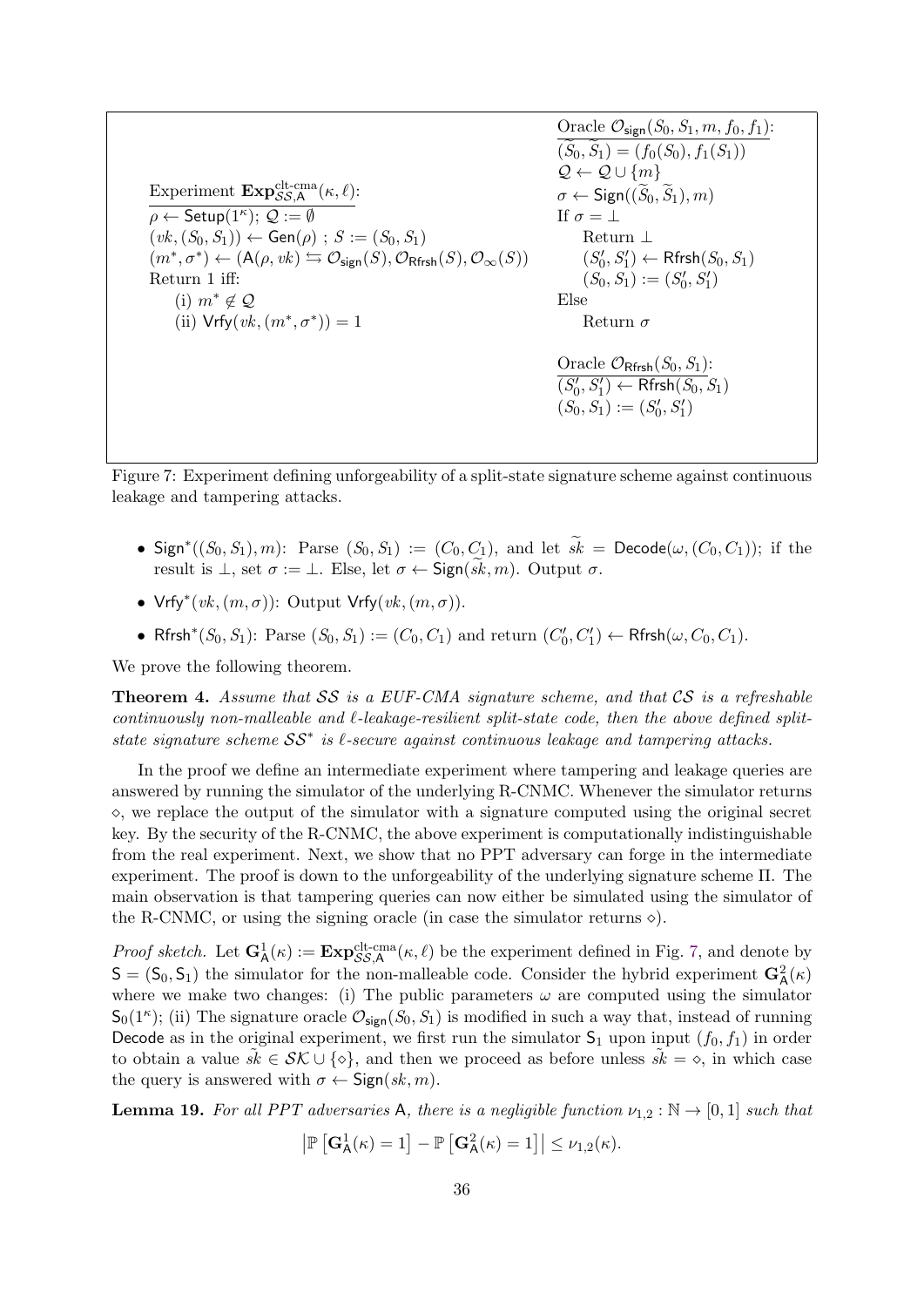Experiment $\mathbf{Exp}^{\text{clt-cma}}_{\mathcal{SS},\mathsf{A}}(\kappa, \ell)$:

$\rho \leftarrow \mathsf{Setup}(1^\kappa)$; $\mathcal{Q} := \emptyset$

$(vk, (S_0, S_1)) \leftarrow \mathsf{Gen}(\rho)$ ; $S := (S_0, S_1)$

$(m^*, \sigma^*) \leftarrow (\mathsf{A}(\rho, vk) \leftrightarrows \mathcal{O}_{\mathsf{sign}}(S), \mathcal{O}_{\mathsf{Rfrsh}}(S), \mathcal{O}_\infty(S))$

Return 1 iff:

(i) $m^* \notin \mathcal{Q}$

(ii) $\mathsf{Vrfy}(vk, (m^*, \sigma^*)) = 1$

Oracle $\mathcal{O}_{\mathsf{sign}}(S_0, S_1, m, f_0, f_1)$:

$(\widetilde{S}_0, \widetilde{S}_1) = (f_0(S_0), f_1(S_1))$

$\mathcal{Q} \leftarrow \mathcal{Q} \cup \{m\}$

$\sigma \leftarrow \mathsf{Sign}((\widetilde{S}_0, \widetilde{S}_1), m)$

If $\sigma = \perp$

  Return $\perp$

  $(S_0', S_1') \leftarrow \mathsf{Rfrsh}(S_0, S_1)$

  $(S_0, S_1) := (S_0', S_1')$

Else

  Return $\sigma$

Oracle $\mathcal{O}_{\mathsf{Rfrsh}}(S_0, S_1)$:

$(S_0', S_1') \leftarrow \mathsf{Rfrsh}(S_0, S_1)$

$(S_0, S_1) := (S_0', S_1')$

Figure 7: Experiment defining unforgeability of a split-state signature scheme against continuous leakage and tampering attacks.

- $\mathsf{Sign}^*((S_0, S_1), m)$: Parse $(S_0, S_1) := (C_0, C_1)$, and let $\widetilde{sk} = \mathsf{Decode}(\omega, (C_0, C_1))$; if the result is $\perp$, set $\sigma := \perp$. Else, let $\sigma \leftarrow \mathsf{Sign}(\widetilde{sk}, m)$. Output $\sigma$.
- $\mathsf{Vrfy}^*(vk, (m, \sigma))$: Output $\mathsf{Vrfy}(vk, (m, \sigma))$.
- $\mathsf{Rfrsh}^*(S_0, S_1)$: Parse $(S_0, S_1) := (C_0, C_1)$ and return $(C_0', C_1') \leftarrow \mathsf{Rfrsh}(\omega, C_0, C_1)$.

We prove the following theorem.

**Theorem 4.** *Assume that $\mathcal{SS}$ is a EUF-CMA signature scheme, and that $\mathcal{CS}$ is a refreshable continuously non-malleable and $\ell$-leakage-resilient split-state code, then the above defined split-state signature scheme $\mathcal{SS}^*$ is $\ell$-secure against continuous leakage and tampering attacks.*

In the proof we define an intermediate experiment where tampering and leakage queries are answered by running the simulator of the underlying R-CNMC. Whenever the simulator returns $\diamond$, we replace the output of the simulator with a signature computed using the original secret key. By the security of the R-CNMC, the above experiment is computationally indistinguishable from the real experiment. Next, we show that no PPT adversary can forge in the intermediate experiment. The proof is down to the unforgeability of the underlying signature scheme $\Pi$. The main observation is that tampering queries can now either be simulated using the simulator of the R-CNMC, or using the signing oracle (in case the simulator returns $\diamond$).

*Proof sketch.* Let $\mathbf{G}^1_{\mathsf{A}}(\kappa) := \mathbf{Exp}^{\text{clt-cma}}_{\mathcal{SS},\mathsf{A}}(\kappa, \ell)$ be the experiment defined in Fig. 7, and denote by $\mathsf{S} = (\mathsf{S}_0, \mathsf{S}_1)$ the simulator for the non-malleable code. Consider the hybrid experiment $\mathbf{G}^2_{\mathsf{A}}(\kappa)$ where we make two changes: (i) The public parameters $\omega$ are computed using the simulator $\mathsf{S}_0(1^\kappa)$; (ii) The signature oracle $\mathcal{O}_{\mathsf{sign}}(S_0, S_1)$ is modified in such a way that, instead of running $\mathsf{Decode}$ as in the original experiment, we first run the simulator $\mathsf{S}_1$ upon input $(f_0, f_1)$ in order to obtain a value $\tilde{sk} \in \mathcal{SK} \cup \{\diamond\}$, and then we proceed as before unless $\tilde{sk} = \diamond$, in which case the query is answered with $\sigma \leftarrow \mathsf{Sign}(sk, m)$.

**Lemma 19.** *For all PPT adversaries $\mathsf{A}$, there is a negligible function $\nu_{1,2} : \mathbb{N} \to [0, 1]$ such that*

$$\left|\mathbb{P}\left[\mathbf{G}^1_{\mathsf{A}}(\kappa) = 1\right] - \mathbb{P}\left[\mathbf{G}^2_{\mathsf{A}}(\kappa) = 1\right]\right| \leq \nu_{1,2}(\kappa).$$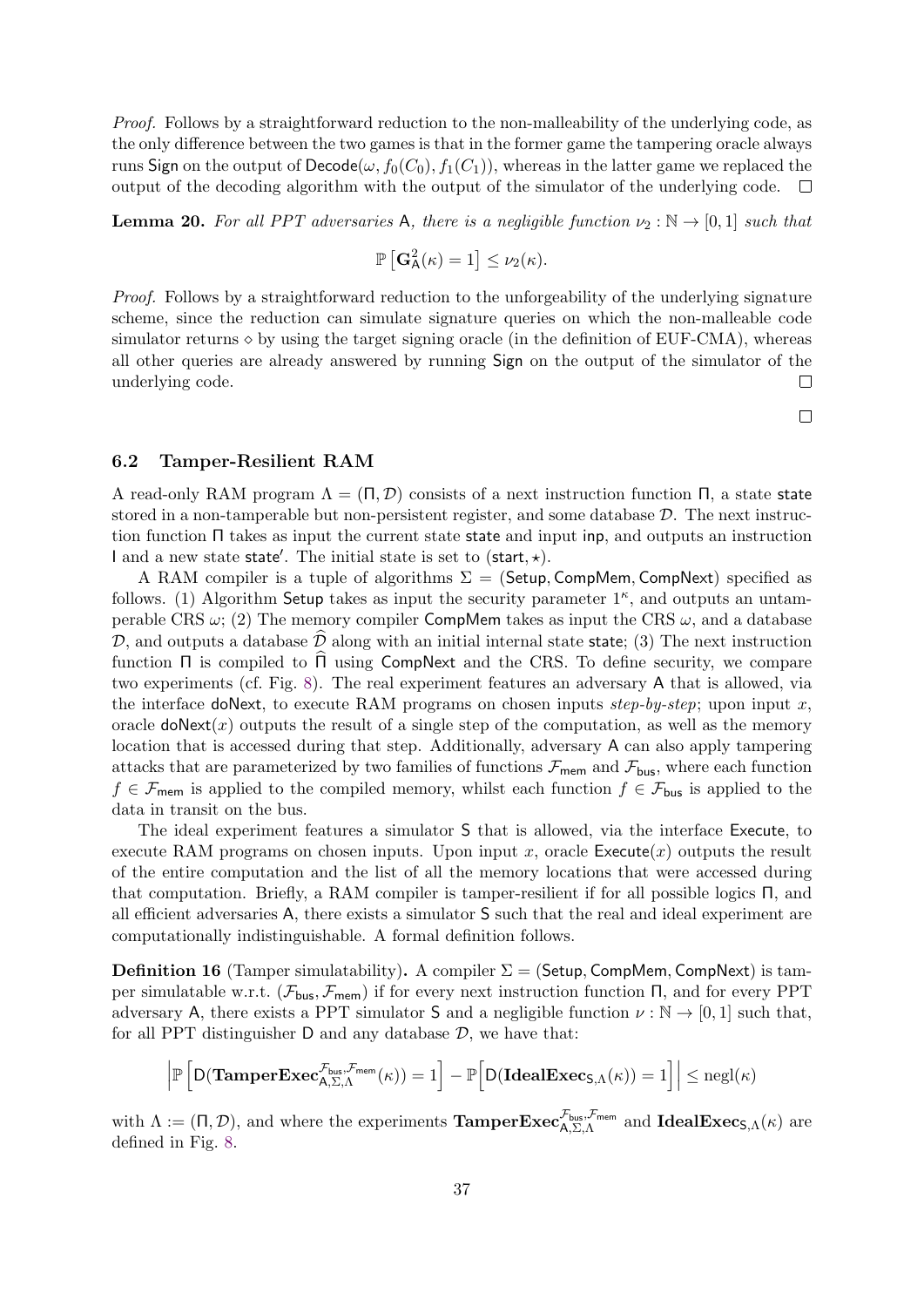*Proof.* Follows by a straightforward reduction to the non-malleability of the underlying code, as the only difference between the two games is that in the former game the tampering oracle always runs Sign on the output of $\mathsf{Decode}(\omega, f_0(C_0), f_1(C_1))$, whereas in the latter game we replaced the output of the decoding algorithm with the output of the simulator of the underlying code. □

**Lemma 20.** *For all PPT adversaries* $\mathsf{A}$*, there is a negligible function* $\nu_2 : \mathbb{N} \to [0, 1]$ *such that*

$$\mathbb{P}\left[\mathbf{G}^2_{\mathsf{A}}(\kappa) = 1\right] \leq \nu_2(\kappa).$$

*Proof.* Follows by a straightforward reduction to the unforgeability of the underlying signature scheme, since the reduction can simulate signature queries on which the non-malleable code simulator returns $\diamond$ by using the target signing oracle (in the definition of EUF-CMA), whereas all other queries are already answered by running Sign on the output of the simulator of the underlying code. □

□

### 6.2 Tamper-Resilient RAM

A read-only RAM program $\Lambda = (\Pi, \mathcal{D})$ consists of a next instruction function $\Pi$, a state $\mathsf{state}$ stored in a non-tamperable but non-persistent register, and some database $\mathcal{D}$. The next instruction function $\Pi$ takes as input the current state $\mathsf{state}$ and input $\mathsf{inp}$, and outputs an instruction $\mathsf{I}$ and a new state $\mathsf{state}'$. The initial state is set to $(\mathsf{start}, \star)$.

A RAM compiler is a tuple of algorithms $\Sigma = (\mathsf{Setup}, \mathsf{CompMem}, \mathsf{CompNext})$ specified as follows. (1) Algorithm Setup takes as input the security parameter $1^\kappa$, and outputs an untamperable CRS $\omega$; (2) The memory compiler CompMem takes as input the CRS $\omega$, and a database $\mathcal{D}$, and outputs a database $\widehat{\mathcal{D}}$ along with an initial internal state $\mathsf{state}$; (3) The next instruction function $\Pi$ is compiled to $\widehat{\Pi}$ using CompNext and the CRS. To define security, we compare two experiments (cf. Fig. 8). The real experiment features an adversary $\mathsf{A}$ that is allowed, via the interface doNext, to execute RAM programs on chosen inputs *step-by-step*; upon input $x$, oracle $\mathsf{doNext}(x)$ outputs the result of a single step of the computation, as well as the memory location that is accessed during that step. Additionally, adversary $\mathsf{A}$ can also apply tampering attacks that are parameterized by two families of functions $\mathcal{F}_{\mathsf{mem}}$ and $\mathcal{F}_{\mathsf{bus}}$, where each function $f \in \mathcal{F}_{\mathsf{mem}}$ is applied to the compiled memory, whilst each function $f \in \mathcal{F}_{\mathsf{bus}}$ is applied to the data in transit on the bus.

The ideal experiment features a simulator $\mathsf{S}$ that is allowed, via the interface Execute, to execute RAM programs on chosen inputs. Upon input $x$, oracle $\mathsf{Execute}(x)$ outputs the result of the entire computation and the list of all the memory locations that were accessed during that computation. Briefly, a RAM compiler is tamper-resilient if for all possible logics $\Pi$, and all efficient adversaries $\mathsf{A}$, there exists a simulator $\mathsf{S}$ such that the real and ideal experiment are computationally indistinguishable. A formal definition follows.

**Definition 16** (Tamper simulatability)**.** A compiler $\Sigma = (\mathsf{Setup}, \mathsf{CompMem}, \mathsf{CompNext})$ is tamper simulatable w.r.t. $(\mathcal{F}_{\mathsf{bus}}, \mathcal{F}_{\mathsf{mem}})$ if for every next instruction function $\Pi$, and for every PPT adversary $\mathsf{A}$, there exists a PPT simulator $\mathsf{S}$ and a negligible function $\nu : \mathbb{N} \to [0, 1]$ such that, for all PPT distinguisher $\mathsf{D}$ and any database $\mathcal{D}$, we have that:

$$\left|\mathbb{P}\left[\mathsf{D}(\mathbf{TamperExec}^{\mathcal{F}_{\mathsf{bus}}, \mathcal{F}_{\mathsf{mem}}}_{\mathsf{A},\Sigma,\Lambda}(\kappa)) = 1\right] - \mathbb{P}\left[\mathsf{D}(\mathbf{IdealExec}_{\mathsf{S},\Lambda}(\kappa)) = 1\right]\right| \leq \mathrm{negl}(\kappa)$$

with $\Lambda := (\Pi, \mathcal{D})$, and where the experiments $\mathbf{TamperExec}^{\mathcal{F}_{\mathsf{bus}}, \mathcal{F}_{\mathsf{mem}}}_{\mathsf{A},\Sigma,\Lambda}$ and $\mathbf{IdealExec}_{\mathsf{S},\Lambda}(\kappa)$ are defined in Fig. 8.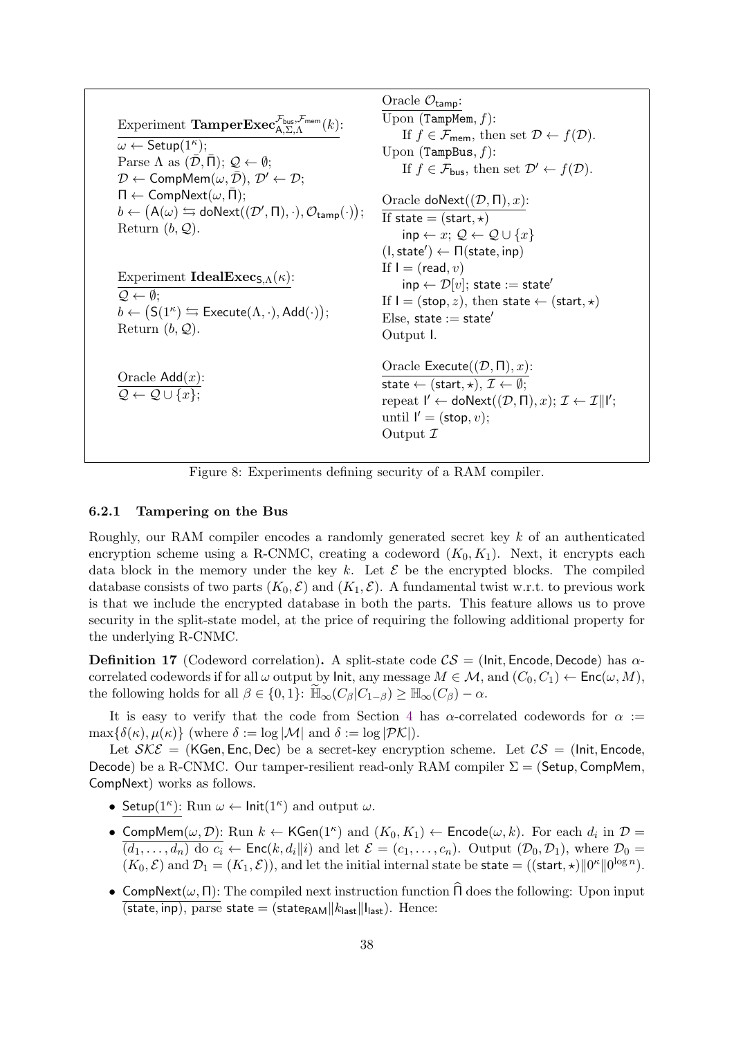Experiment $\mathbf{TamperExec}^{\mathcal{F}_{\mathsf{bus}},\mathcal{F}_{\mathsf{mem}}}_{\mathsf{A},\Sigma,\Lambda}(k)$:

$\omega \leftarrow \mathsf{Setup}(1^\kappa)$;
Parse $\Lambda$ as $(\bar{\mathcal{D}}, \bar{\Pi})$; $\mathcal{Q} \leftarrow \emptyset$;
$\mathcal{D} \leftarrow \mathsf{CompMem}(\omega, \bar{\mathcal{D}})$, $\mathcal{D}' \leftarrow \mathcal{D}$;
$\Pi \leftarrow \mathsf{CompNext}(\omega, \bar{\Pi})$;
$b \leftarrow \big(\mathsf{A}(\omega) \leftrightarrows \mathsf{doNext}((\mathcal{D}', \Pi), \cdot), \mathcal{O}_{\mathsf{tamp}}(\cdot)\big)$;
Return $(b, \mathcal{Q})$.

Experiment $\mathbf{IdealExec}_{\mathsf{S},\Lambda}(\kappa)$:

$\mathcal{Q} \leftarrow \emptyset$;
$b \leftarrow \big(\mathsf{S}(1^\kappa) \leftrightarrows \mathsf{Execute}(\Lambda, \cdot), \mathsf{Add}(\cdot)\big)$;
Return $(b, \mathcal{Q})$.

Oracle $\mathsf{Add}(x)$:

$\mathcal{Q} \leftarrow \mathcal{Q} \cup \{x\}$;

Oracle $\mathcal{O}_{\mathsf{tamp}}$:

Upon $(\texttt{TampMem}, f)$:
  If $f \in \mathcal{F}_{\mathsf{mem}}$, then set $\mathcal{D} \leftarrow f(\mathcal{D})$.
Upon $(\texttt{TampBus}, f)$:
  If $f \in \mathcal{F}_{\mathsf{bus}}$, then set $\mathcal{D}' \leftarrow f(\mathcal{D})$.

Oracle $\mathsf{doNext}((\mathcal{D}, \Pi), x)$:

If $\mathsf{state} = (\mathsf{start}, \star)$
  $\mathsf{inp} \leftarrow x$; $\mathcal{Q} \leftarrow \mathcal{Q} \cup \{x\}$
$(\mathsf{I}, \mathsf{state}') \leftarrow \Pi(\mathsf{state}, \mathsf{inp})$
If $\mathsf{I} = (\mathsf{read}, v)$
  $\mathsf{inp} \leftarrow \mathcal{D}[v]$; $\mathsf{state} := \mathsf{state}'$
If $\mathsf{I} = (\mathsf{stop}, z)$, then $\mathsf{state} \leftarrow (\mathsf{start}, \star)$
Else, $\mathsf{state} := \mathsf{state}'$
Output $\mathsf{I}$.

Oracle $\mathsf{Execute}((\mathcal{D}, \Pi), x)$:

$\mathsf{state} \leftarrow (\mathsf{start}, \star)$, $\mathcal{I} \leftarrow \emptyset$;
repeat $\mathsf{I}' \leftarrow \mathsf{doNext}((\mathcal{D}, \Pi), x)$; $\mathcal{I} \leftarrow \mathcal{I} \| \mathsf{I}'$;
until $\mathsf{I}' = (\mathsf{stop}, v)$;
Output $\mathcal{I}$

Figure 8: Experiments defining security of a RAM compiler.

### 6.2.1 Tampering on the Bus

Roughly, our RAM compiler encodes a randomly generated secret key $k$ of an authenticated encryption scheme using a R-CNMC, creating a codeword $(K_0, K_1)$. Next, it encrypts each data block in the memory under the key $k$. Let $\mathcal{E}$ be the encrypted blocks. The compiled database consists of two parts $(K_0, \mathcal{E})$ and $(K_1, \mathcal{E})$. A fundamental twist w.r.t. to previous work is that we include the encrypted database in both the parts. This feature allows us to prove security in the split-state model, at the price of requiring the following additional property for the underlying R-CNMC.

**Definition 17** (Codeword correlation)**.** A split-state code $\mathcal{CS} = (\mathsf{Init}, \mathsf{Encode}, \mathsf{Decode})$ has $\alpha$-correlated codewords if for all $\omega$ output by $\mathsf{Init}$, any message $M \in \mathcal{M}$, and $(C_0, C_1) \leftarrow \mathsf{Enc}(\omega, M)$, the following holds for all $\beta \in \{0,1\}$: $\widetilde{\mathbb{H}}_\infty(C_\beta | C_{1-\beta}) \geq \mathbb{H}_\infty(C_\beta) - \alpha$.

It is easy to verify that the code from Section 4 has $\alpha$-correlated codewords for $\alpha := \max\{\delta(\kappa), \mu(\kappa)\}$ (where $\delta := \log|\mathcal{M}|$ and $\delta := \log|\mathcal{PK}|$).

Let $\mathcal{SKE} = (\mathsf{KGen}, \mathsf{Enc}, \mathsf{Dec})$ be a secret-key encryption scheme. Let $\mathcal{CS} = (\mathsf{Init}, \mathsf{Encode}, \mathsf{Decode})$ be a R-CNMC. Our tamper-resilient read-only RAM compiler $\Sigma = (\mathsf{Setup}, \mathsf{CompMem}, \mathsf{CompNext})$ works as follows.

- $\underline{\mathsf{Setup}(1^\kappa)}$: Run $\omega \leftarrow \mathsf{Init}(1^\kappa)$ and output $\omega$.
- $\underline{\mathsf{CompMem}(\omega, \mathcal{D})}$: Run $k \leftarrow \mathsf{KGen}(1^\kappa)$ and $(K_0, K_1) \leftarrow \mathsf{Encode}(\omega, k)$. For each $d_i$ in $\mathcal{D} = (d_1, \ldots, d_n)$ do $c_i \leftarrow \mathsf{Enc}(k, d_i \| i)$ and let $\mathcal{E} = (c_1, \ldots, c_n)$. Output $(\mathcal{D}_0, \mathcal{D}_1)$, where $\mathcal{D}_0 = (K_0, \mathcal{E})$ and $\mathcal{D}_1 = (K_1, \mathcal{E})$), and let the initial internal state be $\mathsf{state} = ((\mathsf{start}, \star) \| 0^\kappa \| 0^{\log n})$.
- $\underline{\mathsf{CompNext}(\omega, \Pi)}$: The compiled next instruction function $\widehat{\Pi}$ does the following: Upon input $(\mathsf{state}, \mathsf{inp})$, parse $\mathsf{state} = (\mathsf{state}_{\mathsf{RAM}} \| k_{\mathsf{last}} \| \mathsf{I}_{\mathsf{last}})$. Hence: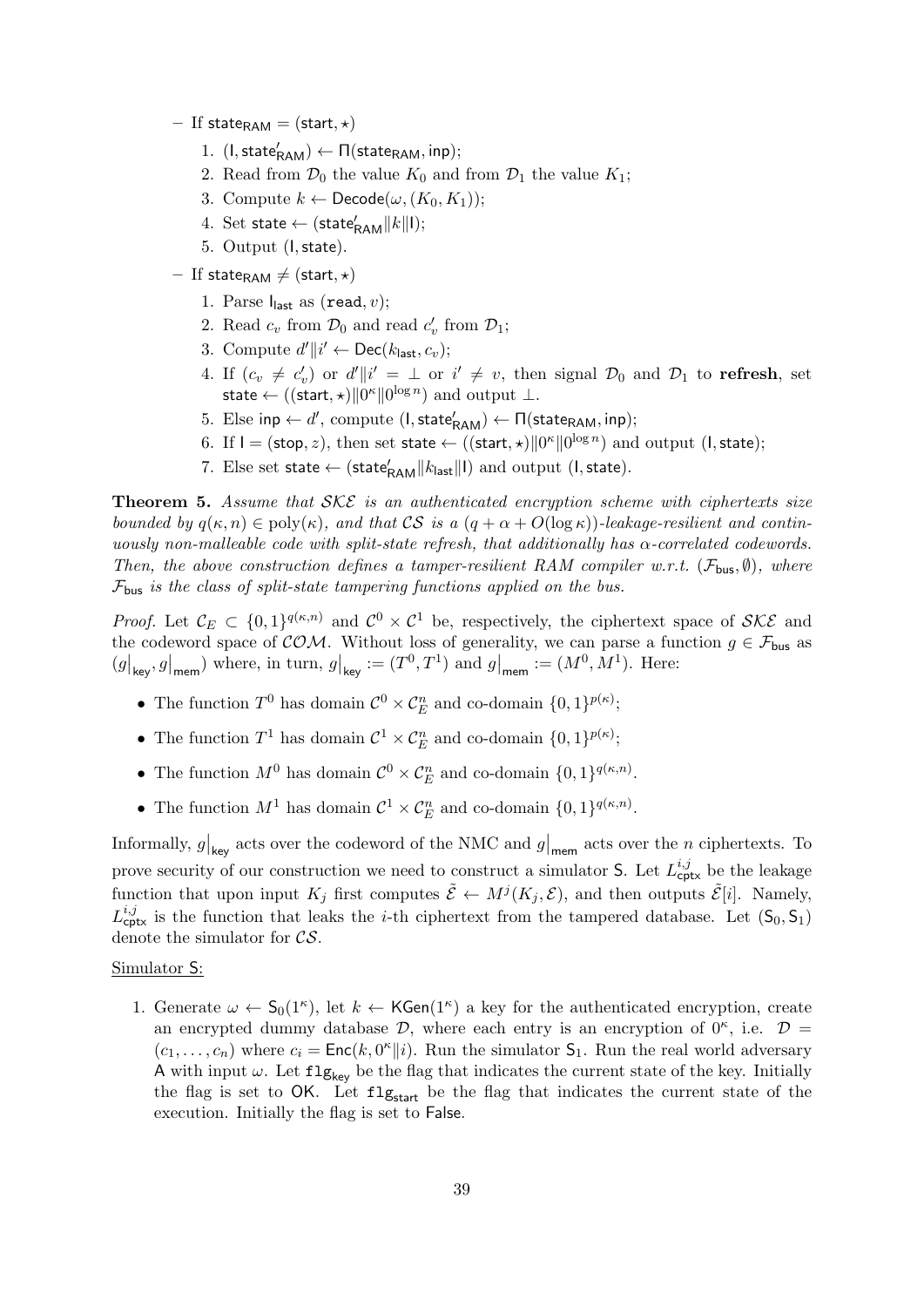– If $\mathsf{state}_{\mathsf{RAM}} = (\mathsf{start}, \star)$

1. $(\mathsf{I}, \mathsf{state}'_{\mathsf{RAM}}) \leftarrow \Pi(\mathsf{state}_{\mathsf{RAM}}, \mathsf{inp})$;
2. Read from $\mathcal{D}_0$ the value $K_0$ and from $\mathcal{D}_1$ the value $K_1$;
3. Compute $k \leftarrow \mathsf{Decode}(\omega, (K_0, K_1))$;
4. Set $\mathsf{state} \leftarrow (\mathsf{state}'_{\mathsf{RAM}} \| k \| \mathsf{I})$;
5. Output $(\mathsf{I}, \mathsf{state})$.

– If $\mathsf{state}_{\mathsf{RAM}} \neq (\mathsf{start}, \star)$

1. Parse $\mathsf{I}_{\mathsf{last}}$ as $(\mathtt{read}, v)$;
2. Read $c_v$ from $\mathcal{D}_0$ and read $c'_v$ from $\mathcal{D}_1$;
3. Compute $d' \| i' \leftarrow \mathsf{Dec}(k_{\mathsf{last}}, c_v)$;
4. If $(c_v \neq c'_v)$ or $d' \| i' = \perp$ or $i' \neq v$, then signal $\mathcal{D}_0$ and $\mathcal{D}_1$ to **refresh**, set $\mathsf{state} \leftarrow ((\mathsf{start}, \star) \| 0^\kappa \| 0^{\log n})$ and output $\perp$.
5. Else $\mathsf{inp} \leftarrow d'$, compute $(\mathsf{I}, \mathsf{state}'_{\mathsf{RAM}}) \leftarrow \Pi(\mathsf{state}_{\mathsf{RAM}}, \mathsf{inp})$;
6. If $\mathsf{I} = (\mathsf{stop}, z)$, then set $\mathsf{state} \leftarrow ((\mathsf{start}, \star) \| 0^\kappa \| 0^{\log n})$ and output $(\mathsf{I}, \mathsf{state})$;
7. Else set $\mathsf{state} \leftarrow (\mathsf{state}'_{\mathsf{RAM}} \| k_{\mathsf{last}} \| \mathsf{I})$ and output $(\mathsf{I}, \mathsf{state})$.

**Theorem 5.** *Assume that $\mathcal{SKE}$ is an authenticated encryption scheme with ciphertexts size bounded by $q(\kappa, n) \in \mathrm{poly}(\kappa)$, and that $\mathcal{CS}$ is a $(q + \alpha + O(\log \kappa))$-leakage-resilient and continuously non-malleable code with split-state refresh, that additionally has $\alpha$-correlated codewords. Then, the above construction defines a tamper-resilient RAM compiler w.r.t. $(\mathcal{F}_{\mathsf{bus}}, \emptyset)$, where $\mathcal{F}_{\mathsf{bus}}$ is the class of split-state tampering functions applied on the bus.*

*Proof.* Let $\mathcal{C}_E \subset \{0,1\}^{q(\kappa,n)}$ and $\mathcal{C}^0 \times \mathcal{C}^1$ be, respectively, the ciphertext space of $\mathcal{SKE}$ and the codeword space of $\mathcal{COM}$. Without loss of generality, we can parse a function $g \in \mathcal{F}_{\mathsf{bus}}$ as $(g\big|_{\mathsf{key}}, g\big|_{\mathsf{mem}})$ where, in turn, $g\big|_{\mathsf{key}} := (T^0, T^1)$ and $g\big|_{\mathsf{mem}} := (M^0, M^1)$. Here:

- The function $T^0$ has domain $\mathcal{C}^0 \times \mathcal{C}_E^n$ and co-domain $\{0,1\}^{p(\kappa)}$;
- The function $T^1$ has domain $\mathcal{C}^1 \times \mathcal{C}_E^n$ and co-domain $\{0,1\}^{p(\kappa)}$;
- The function $M^0$ has domain $\mathcal{C}^0 \times \mathcal{C}_E^n$ and co-domain $\{0,1\}^{q(\kappa,n)}$.
- The function $M^1$ has domain $\mathcal{C}^1 \times \mathcal{C}_E^n$ and co-domain $\{0,1\}^{q(\kappa,n)}$.

Informally, $g\big|_{\mathsf{key}}$ acts over the codeword of the NMC and $g\big|_{\mathsf{mem}}$ acts over the $n$ ciphertexts. To prove security of our construction we need to construct a simulator $\mathsf{S}$. Let $L^{i,j}_{\mathsf{cptx}}$ be the leakage function that upon input $K_j$ first computes $\tilde{\mathcal{E}} \leftarrow M^j(K_j, \mathcal{E})$, and then outputs $\tilde{\mathcal{E}}[i]$. Namely, $L^{i,j}_{\mathsf{cptx}}$ is the function that leaks the $i$-th ciphertext from the tampered database. Let $(\mathsf{S}_0, \mathsf{S}_1)$ denote the simulator for $\mathcal{CS}$.

Simulator $\mathsf{S}$:

1. Generate $\omega \leftarrow \mathsf{S}_0(1^\kappa)$, let $k \leftarrow \mathsf{KGen}(1^\kappa)$ a key for the authenticated encryption, create an encrypted dummy database $\mathcal{D}$, where each entry is an encryption of $0^\kappa$, i.e. $\mathcal{D} = (c_1, \ldots, c_n)$ where $c_i = \mathsf{Enc}(k, 0^\kappa \| i)$. Run the simulator $\mathsf{S}_1$. Run the real world adversary $\mathsf{A}$ with input $\omega$. Let $\mathtt{flg}_{\mathsf{key}}$ be the flag that indicates the current state of the key. Initially the flag is set to $\mathsf{OK}$. Let $\mathtt{flg}_{\mathsf{start}}$ be the flag that indicates the current state of the execution. Initially the flag is set to $\mathsf{False}$.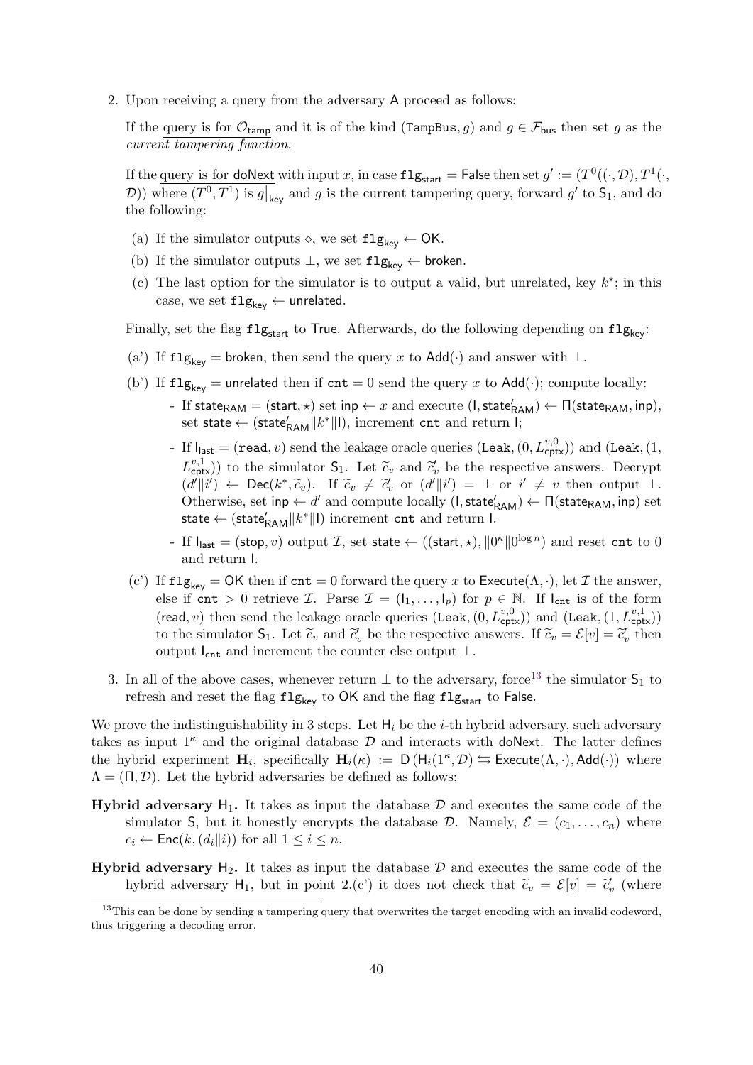2. Upon receiving a query from the adversary $\mathsf{A}$ proceed as follows:

   If the <u>query is for $\mathcal{O}_{\mathsf{tamp}}$</u> and it is of the kind $(\mathtt{TampBus}, g)$ and $g \in \mathcal{F}_{\mathsf{bus}}$ then set $g$ as the *current tampering function*.

   If the <u>query is for $\mathsf{doNext}$</u> with input $x$, in case $\mathtt{flg}_{\mathsf{start}} = \mathsf{False}$ then set $g' := (T^0((\cdot, \mathcal{D}), T^1(\cdot, \mathcal{D}))$ where $(T^0, T^1)$ is $g\big|_{\mathsf{key}}$ and $g$ is the current tampering query, forward $g'$ to $\mathsf{S}_1$, and do the following:

   (a) If the simulator outputs $\diamond$, we set $\mathtt{flg}_{\mathsf{key}} \leftarrow \mathsf{OK}$.

   (b) If the simulator outputs $\bot$, we set $\mathtt{flg}_{\mathsf{key}} \leftarrow \mathsf{broken}$.

   (c) The last option for the simulator is to output a valid, but unrelated, key $k^*$; in this case, we set $\mathtt{flg}_{\mathsf{key}} \leftarrow \mathsf{unrelated}$.

   Finally, set the flag $\mathtt{flg}_{\mathsf{start}}$ to $\mathsf{True}$. Afterwards, do the following depending on $\mathtt{flg}_{\mathsf{key}}$:

   (a') If $\mathtt{flg}_{\mathsf{key}} = \mathsf{broken}$, then send the query $x$ to $\mathsf{Add}(\cdot)$ and answer with $\bot$.

   (b') If $\mathtt{flg}_{\mathsf{key}} = \mathsf{unrelated}$ then if $\mathtt{cnt} = 0$ send the query $x$ to $\mathsf{Add}(\cdot)$; compute locally:

   - If $\mathsf{state}_{\mathsf{RAM}} = (\mathsf{start}, \star)$ set $\mathsf{inp} \leftarrow x$ and execute $(\mathsf{I}, \mathsf{state}'_{\mathsf{RAM}}) \leftarrow \Pi(\mathsf{state}_{\mathsf{RAM}}, \mathsf{inp})$, set $\mathsf{state} \leftarrow (\mathsf{state}'_{\mathsf{RAM}} \| k^* \| \mathsf{I})$, increment $\mathtt{cnt}$ and return $\mathsf{I}$;
   - If $\mathsf{I}_{\mathsf{last}} = (\mathtt{read}, v)$ send the leakage oracle queries $(\mathtt{Leak}, (0, L^{v,0}_{\mathsf{cptx}}))$ and $(\mathtt{Leak}, (1, L^{v,1}_{\mathsf{cptx}}))$ to the simulator $\mathsf{S}_1$. Let $\widetilde{c}_v$ and $\widetilde{c}'_v$ be the respective answers. Decrypt $(d'\|i') \leftarrow \mathsf{Dec}(k^*, \widetilde{c}_v)$. If $\widetilde{c}_v \neq \widetilde{c}'_v$ or $(d'\|i') = \bot$ or $i' \neq v$ then output $\bot$. Otherwise, set $\mathsf{inp} \leftarrow d'$ and compute locally $(\mathsf{I}, \mathsf{state}'_{\mathsf{RAM}}) \leftarrow \Pi(\mathsf{state}_{\mathsf{RAM}}, \mathsf{inp})$ set $\mathsf{state} \leftarrow (\mathsf{state}'_{\mathsf{RAM}} \| k^* \| \mathsf{I})$ increment $\mathtt{cnt}$ and return $\mathsf{I}$.
   - If $\mathsf{I}_{\mathsf{last}} = (\mathsf{stop}, v)$ output $\mathcal{I}$, set $\mathsf{state} \leftarrow ((\mathsf{start}, \star), \|0^\kappa\|0^{\log n})$ and reset $\mathtt{cnt}$ to 0 and return $\mathsf{I}$.

   (c') If $\mathtt{flg}_{\mathsf{key}} = \mathsf{OK}$ then if $\mathtt{cnt} = 0$ forward the query $x$ to $\mathsf{Execute}(\Lambda, \cdot)$, let $\mathcal{I}$ the answer, else if $\mathtt{cnt} > 0$ retrieve $\mathcal{I}$. Parse $\mathcal{I} = (\mathsf{I}_1, \ldots, \mathsf{I}_p)$ for $p \in \mathbb{N}$. If $\mathsf{I}_{\mathtt{cnt}}$ is of the form $(\mathsf{read}, v)$ then send the leakage oracle queries $(\mathtt{Leak}, (0, L^{v,0}_{\mathsf{cptx}}))$ and $(\mathtt{Leak}, (1, L^{v,1}_{\mathsf{cptx}}))$ to the simulator $\mathsf{S}_1$. Let $\widetilde{c}_v$ and $\widetilde{c}'_v$ be the respective answers. If $\widetilde{c}_v = \mathcal{E}[v] = \widetilde{c}'_v$ then output $\mathsf{I}_{\mathtt{cnt}}$ and increment the counter else output $\bot$.

3. In all of the above cases, whenever return $\bot$ to the adversary, force[13] the simulator $\mathsf{S}_1$ to refresh and reset the flag $\mathtt{flg}_{\mathsf{key}}$ to $\mathsf{OK}$ and the flag $\mathtt{flg}_{\mathsf{start}}$ to $\mathsf{False}$.

We prove the indistinguishability in 3 steps. Let $\mathsf{H}_i$ be the $i$-th hybrid adversary, such adversary takes as input $1^\kappa$ and the original database $\mathcal{D}$ and interacts with $\mathsf{doNext}$. The latter defines the hybrid experiment $\mathbf{H}_i$, specifically $\mathbf{H}_i(\kappa) := \mathsf{D}\left(\mathsf{H}_i(1^\kappa, \mathcal{D}) \leftrightarrows \mathsf{Execute}(\Lambda, \cdot), \mathsf{Add}(\cdot)\right)$ where $\Lambda = (\Pi, \mathcal{D})$. Let the hybrid adversaries be defined as follows:

**Hybrid adversary $\mathsf{H}_1$.** It takes as input the database $\mathcal{D}$ and executes the same code of the simulator $\mathsf{S}$, but it honestly encrypts the database $\mathcal{D}$. Namely, $\mathcal{E} = (c_1, \ldots, c_n)$ where $c_i \leftarrow \mathsf{Enc}(k, (d_i\|i))$ for all $1 \leq i \leq n$.

**Hybrid adversary $\mathsf{H}_2$.** It takes as input the database $\mathcal{D}$ and executes the same code of the hybrid adversary $\mathsf{H}_1$, but in point 2.(c') it does not check that $\widetilde{c}_v = \mathcal{E}[v] = \widetilde{c}'_v$ (where

[13] This can be done by sending a tampering query that overwrites the target encoding with an invalid codeword, thus triggering a decoding error.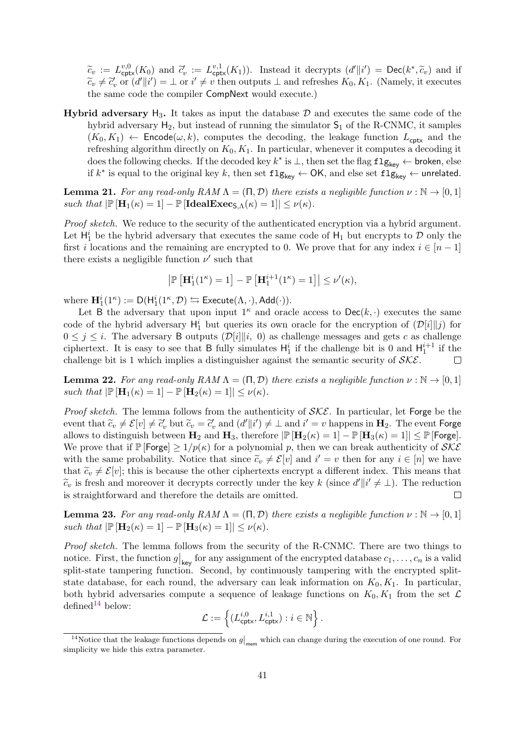$\widetilde{c}_v := L^{v,0}_{\mathsf{cptx}}(K_0)$ and $\widetilde{c}'_v := L^{v,1}_{\mathsf{cptx}}(K_1)$). Instead it decrypts $(d' \| i') = \mathsf{Dec}(k^*, \widetilde{c}_v)$ and if $\widetilde{c}_v \neq \widetilde{c}'_v$ or $(d' \| i') = \perp$ or $i' \neq v$ then outputs $\perp$ and refreshes $K_0, K_1$. (Namely, it executes the same code the compiler $\mathsf{CompNext}$ would execute.)

**Hybrid adversary $\mathsf{H}_3$.** It takes as input the database $\mathcal{D}$ and executes the same code of the hybrid adversary $\mathsf{H}_2$, but instead of running the simulator $\mathsf{S}_1$ of the R-CNMC, it samples $(K_0, K_1) \leftarrow \mathsf{Encode}(\omega, k)$, computes the decoding, the leakage function $L_{\mathsf{cptx}}$ and the refreshing algorithm directly on $K_0, K_1$. In particular, whenever it computes a decoding it does the following checks. If the decoded key $k^*$ is $\perp$, then set the flag $\mathtt{flg}_{\mathsf{key}} \leftarrow \mathsf{broken}$, else if $k^*$ is equal to the original key $k$, then set $\mathtt{flg}_{\mathsf{key}} \leftarrow \mathsf{OK}$, and else set $\mathtt{flg}_{\mathsf{key}} \leftarrow \mathsf{unrelated}$.

**Lemma 21.** *For any read-only RAM $\Lambda = (\Pi, \mathcal{D})$ there exists a negligible function $\nu : \mathbb{N} \to [0,1]$ such that $|\mathbb{P}[\mathbf{H}_1(\kappa) = 1] - \mathbb{P}[\mathbf{IdealExec}_{\mathsf{S},\Lambda}(\kappa) = 1]| \leq \nu(\kappa)$.*

*Proof sketch.* We reduce to the security of the authenticated encryption via a hybrid argument. Let $\mathsf{H}^i_1$ be the hybrid adversary that executes the same code of $\mathsf{H}_1$ but encrypts to $\mathcal{D}$ only the first $i$ locations and the remaining are encrypted to 0. We prove that for any index $i \in [n-1]$ there exists a negligible function $\nu'$ such that

$$\left|\mathbb{P}\left[\mathbf{H}^i_1(1^\kappa) = 1\right] - \mathbb{P}\left[\mathbf{H}^{i+1}_1(1^\kappa) = 1\right]\right| \leq \nu'(\kappa),$$

where $\mathbf{H}^i_1(1^\kappa) := \mathsf{D}(\mathsf{H}^i_1(1^\kappa, \mathcal{D}) \leftrightarrows \mathsf{Execute}(\Lambda, \cdot), \mathsf{Add}(\cdot))$.

Let $\mathsf{B}$ the adversary that upon input $1^\kappa$ and oracle access to $\mathsf{Dec}(k, \cdot)$ executes the same code of the hybrid adversary $\mathsf{H}^i_1$ but queries its own oracle for the encryption of $(\mathcal{D}[i] \| j)$ for $0 \leq j \leq i$. The adversary $\mathsf{B}$ outputs $(\mathcal{D}[i] \| i,\ 0)$ as challenge messages and gets $c$ as challenge ciphertext. It is easy to see that $\mathsf{B}$ fully simulates $\mathsf{H}^i_1$ if the challenge bit is 0 and $\mathsf{H}^{i+1}_1$ if the challenge bit is 1 which implies a distinguisher against the semantic security of $\mathcal{SKE}$. $\square$

**Lemma 22.** *For any read-only RAM $\Lambda = (\Pi, \mathcal{D})$ there exists a negligible function $\nu : \mathbb{N} \to [0,1]$ such that $|\mathbb{P}[\mathbf{H}_1(\kappa) = 1] - \mathbb{P}[\mathbf{H}_2(\kappa) = 1]| \leq \nu(\kappa)$.*

*Proof sketch.* The lemma follows from the authenticity of $\mathcal{SKE}$. In particular, let $\mathsf{Forge}$ be the event that $\widetilde{c}_v \neq \mathcal{E}[v] \neq \widetilde{c}'_v$ but $\widetilde{c}_v = \widetilde{c}'_v$ and $(d' \| i') \neq \perp$ and $i' = v$ happens in $\mathbf{H}_2$. The event $\mathsf{Forge}$ allows to distinguish between $\mathbf{H}_2$ and $\mathbf{H}_3$, therefore $|\mathbb{P}[\mathbf{H}_2(\kappa) = 1] - \mathbb{P}[\mathbf{H}_3(\kappa) = 1]| \leq \mathbb{P}[\mathsf{Forge}]$. We prove that if $\mathbb{P}[\mathsf{Forge}] \geq 1/p(\kappa)$ for a polynomial $p$, then we can break authenticity of $\mathcal{SKE}$ with the same probability. Notice that since $\widetilde{c}_v \neq \mathcal{E}[v]$ and $i' = v$ then for any $i \in [n]$ we have that $\widetilde{c}_v \neq \mathcal{E}[v]$; this is because the other ciphertexts encrypt a different index. This means that $\widetilde{c}_v$ is fresh and moreover it decrypts correctly under the key $k$ (since $d' \| i' \neq \perp$). The reduction is straightforward and therefore the details are omitted. $\square$

**Lemma 23.** *For any read-only RAM $\Lambda = (\Pi, \mathcal{D})$ there exists a negligible function $\nu : \mathbb{N} \to [0,1]$ such that $|\mathbb{P}[\mathbf{H}_2(\kappa) = 1] - \mathbb{P}[\mathbf{H}_3(\kappa) = 1]| \leq \nu(\kappa)$.*

*Proof sketch.* The lemma follows from the security of the R-CNMC. There are two things to notice. First, the function $g\big|_{\mathsf{key}}$ for any assignment of the encrypted database $c_1, \ldots, c_n$ is a valid split-state tampering function. Second, by continuously tampering with the encrypted split-state database, for each round, the adversary can leak information on $K_0, K_1$. In particular, both hybrid adversaries compute a sequence of leakage functions on $K_0, K_1$ from the set $\mathcal{L}$ defined[14] below:

$$\mathcal{L} := \left\{ (L^{i,0}_{\mathsf{cptx}}, L^{i,1}_{\mathsf{cptx}}) : i \in \mathbb{N} \right\}.$$

[14] Notice that the leakage functions depends on $g\big|_{\mathsf{mem}}$ which can change during the execution of one round. For simplicity we hide this extra parameter.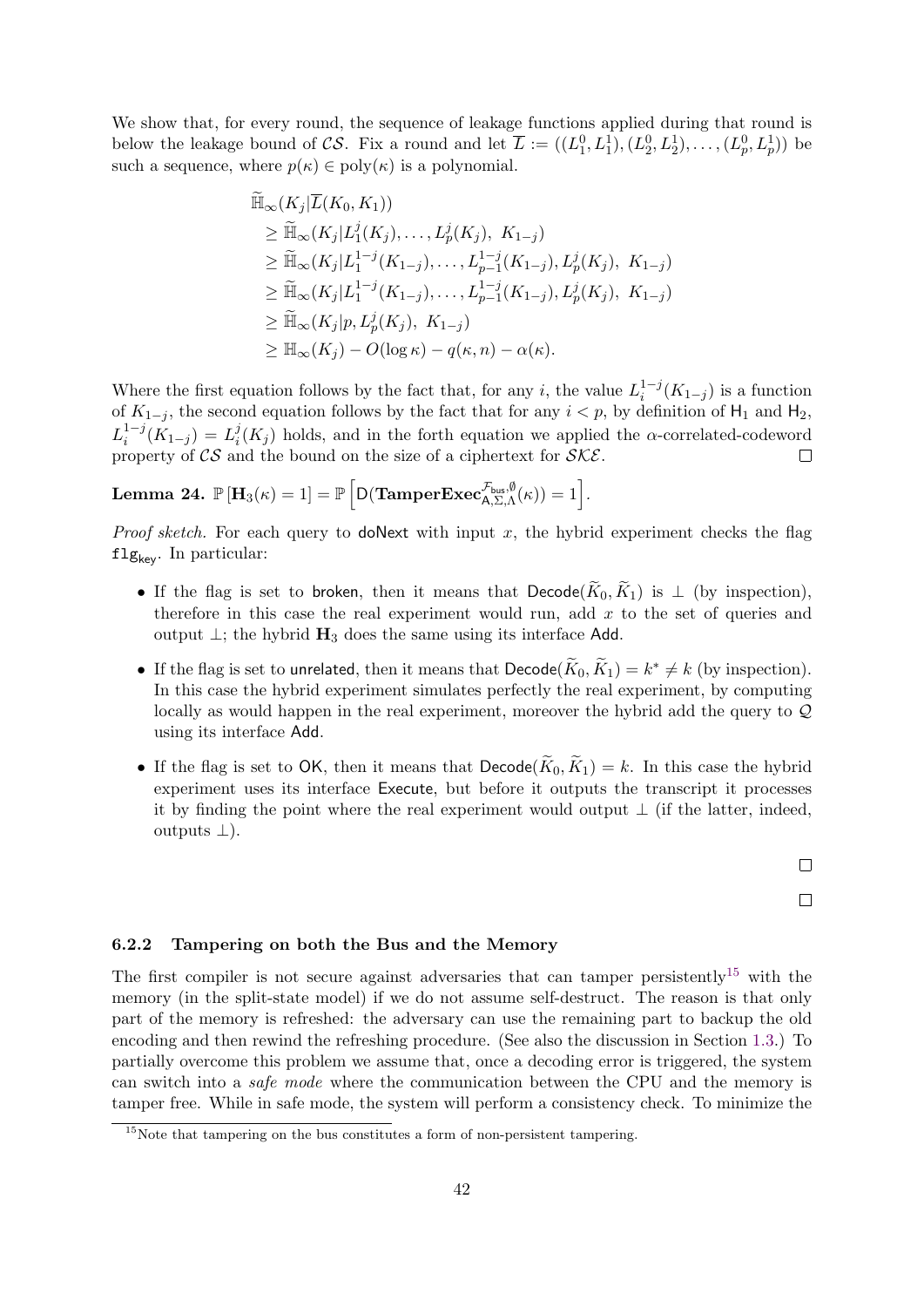We show that, for every round, the sequence of leakage functions applied during that round is below the leakage bound of $\mathcal{CS}$. Fix a round and let $\overline{L} := ((L_1^0, L_1^1), (L_2^0, L_2^1), \ldots, (L_p^0, L_p^1))$ be such a sequence, where $p(\kappa) \in \text{poly}(\kappa)$ is a polynomial.

$$
\begin{aligned}
&\widetilde{\mathbb{H}}_\infty(K_j | \overline{L}(K_0, K_1)) \\
&\quad \geq \widetilde{\mathbb{H}}_\infty(K_j | L_1^j(K_j), \ldots, L_p^j(K_j),\ K_{1-j}) \\
&\quad \geq \widetilde{\mathbb{H}}_\infty(K_j | L_1^{1-j}(K_{1-j}), \ldots, L_{p-1}^{1-j}(K_{1-j}), L_p^j(K_j),\ K_{1-j}) \\
&\quad \geq \widetilde{\mathbb{H}}_\infty(K_j | L_1^{1-j}(K_{1-j}), \ldots, L_{p-1}^{1-j}(K_{1-j}), L_p^j(K_j),\ K_{1-j}) \\
&\quad \geq \widetilde{\mathbb{H}}_\infty(K_j | p, L_p^j(K_j),\ K_{1-j}) \\
&\quad \geq \mathbb{H}_\infty(K_j) - O(\log \kappa) - q(\kappa, n) - \alpha(\kappa).
\end{aligned}
$$

Where the first equation follows by the fact that, for any $i$, the value $L_i^{1-j}(K_{1-j})$ is a function of $K_{1-j}$, the second equation follows by the fact that for any $i < p$, by definition of $\mathsf{H}_1$ and $\mathsf{H}_2$, $L_i^{1-j}(K_{1-j}) = L_i^j(K_j)$ holds, and in the forth equation we applied the $\alpha$-correlated-codeword property of $\mathcal{CS}$ and the bound on the size of a ciphertext for $\mathcal{SKE}$. $\square$

**Lemma 24.** $\mathbb{P}[\mathbf{H}_3(\kappa) = 1] = \mathbb{P}\left[\mathsf{D}(\mathbf{TamperExec}_{\mathsf{A},\Sigma,\Lambda}^{\mathcal{F}_{\mathsf{bus}},\emptyset}(\kappa)) = 1\right]$.

*Proof sketch.* For each query to $\mathsf{doNext}$ with input $x$, the hybrid experiment checks the flag $\mathtt{flg}_{\mathsf{key}}$. In particular:

- If the flag is set to $\mathsf{broken}$, then it means that $\mathsf{Decode}(\widetilde{K}_0, \widetilde{K}_1)$ is $\perp$ (by inspection), therefore in this case the real experiment would run, add $x$ to the set of queries and output $\perp$; the hybrid $\mathbf{H}_3$ does the same using its interface $\mathsf{Add}$.
- If the flag is set to $\mathsf{unrelated}$, then it means that $\mathsf{Decode}(\widetilde{K}_0, \widetilde{K}_1) = k^* \neq k$ (by inspection). In this case the hybrid experiment simulates perfectly the real experiment, by computing locally as would happen in the real experiment, moreover the hybrid add the query to $\mathcal{Q}$ using its interface $\mathsf{Add}$.
- If the flag is set to $\mathsf{OK}$, then it means that $\mathsf{Decode}(\widetilde{K}_0, \widetilde{K}_1) = k$. In this case the hybrid experiment uses its interface $\mathsf{Execute}$, but before it outputs the transcript it processes it by finding the point where the real experiment would output $\perp$ (if the latter, indeed, outputs $\perp$).

$\square$

$\square$

#### 6.2.2 Tampering on both the Bus and the Memory

The first compiler is not secure against adversaries that can tamper persistently[15] with the memory (in the split-state model) if we do not assume self-destruct. The reason is that only part of the memory is refreshed: the adversary can use the remaining part to backup the old encoding and then rewind the refreshing procedure. (See also the discussion in Section 1.3.) To partially overcome this problem we assume that, once a decoding error is triggered, the system can switch into a *safe mode* where the communication between the CPU and the memory is tamper free. While in safe mode, the system will perform a consistency check. To minimize the

[15] Note that tampering on the bus constitutes a form of non-persistent tampering.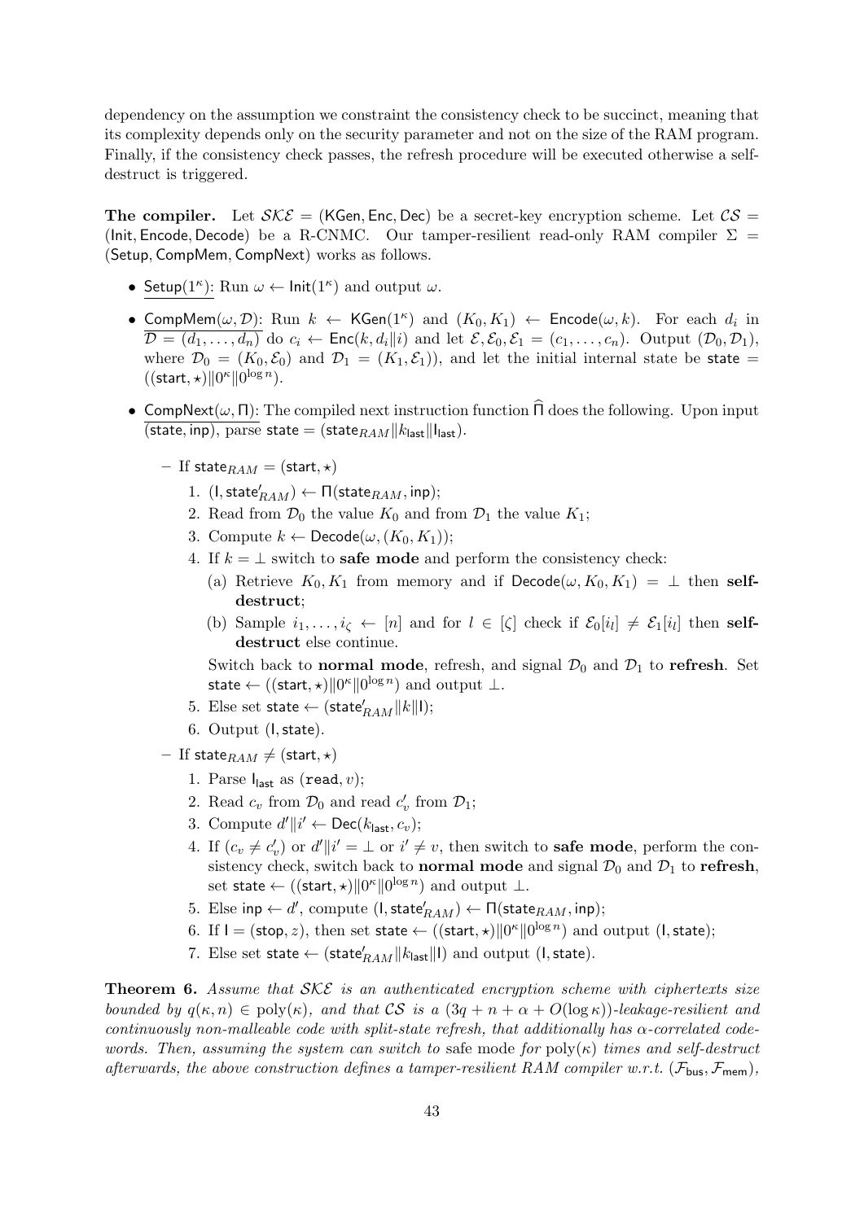dependency on the assumption we constraint the consistency check to be succinct, meaning that its complexity depends only on the security parameter and not on the size of the RAM program. Finally, if the consistency check passes, the refresh procedure will be executed otherwise a self-destruct is triggered.

**The compiler.** Let $\mathcal{SKE} = (\mathsf{KGen}, \mathsf{Enc}, \mathsf{Dec})$ be a secret-key encryption scheme. Let $\mathcal{CS} = (\mathsf{Init}, \mathsf{Encode}, \mathsf{Decode})$ be a R-CNMC. Our tamper-resilient read-only RAM compiler $\Sigma = (\mathsf{Setup}, \mathsf{CompMem}, \mathsf{CompNext})$ works as follows.

- $\underline{\mathsf{Setup}(1^\kappa)}$: Run $\omega \leftarrow \mathsf{Init}(1^\kappa)$ and output $\omega$.
- $\underline{\mathsf{CompMem}(\omega, \mathcal{D})}$: Run $k \leftarrow \mathsf{KGen}(1^\kappa)$ and $(K_0, K_1) \leftarrow \mathsf{Encode}(\omega, k)$. For each $d_i$ in $\mathcal{D} = (d_1, \ldots, d_n)$ do $c_i \leftarrow \mathsf{Enc}(k, d_i \| i)$ and let $\mathcal{E}, \mathcal{E}_0, \mathcal{E}_1 = (c_1, \ldots, c_n)$. Output $(\mathcal{D}_0, \mathcal{D}_1)$, where $\mathcal{D}_0 = (K_0, \mathcal{E}_0)$ and $\mathcal{D}_1 = (K_1, \mathcal{E}_1))$, and let the initial internal state be $\mathsf{state} = ((\mathsf{start}, \star) \| 0^\kappa \| 0^{\log n})$.
- $\underline{\mathsf{CompNext}(\omega, \mathsf{\Pi})}$: The compiled next instruction function $\widehat{\mathsf{\Pi}}$ does the following. Upon input $\overline{(\mathsf{state}, \mathsf{inp})}$, parse $\mathsf{state} = (\mathsf{state}_{RAM} \| k_{\mathsf{last}} \| \mathsf{I}_{\mathsf{last}})$.
  - If $\mathsf{state}_{RAM} = (\mathsf{start}, \star)$
    1. $(\mathsf{I}, \mathsf{state}'_{RAM}) \leftarrow \mathsf{\Pi}(\mathsf{state}_{RAM}, \mathsf{inp})$;
    2. Read from $\mathcal{D}_0$ the value $K_0$ and from $\mathcal{D}_1$ the value $K_1$;
    3. Compute $k \leftarrow \mathsf{Decode}(\omega, (K_0, K_1))$;
    4. If $k = \bot$ switch to **safe mode** and perform the consistency check:
       (a) Retrieve $K_0, K_1$ from memory and if $\mathsf{Decode}(\omega, K_0, K_1) = \bot$ then **self-destruct**;
       (b) Sample $i_1, \ldots, i_\zeta \leftarrow [n]$ and for $l \in [\zeta]$ check if $\mathcal{E}_0[i_l] \neq \mathcal{E}_1[i_l]$ then **self-destruct** else continue.

       Switch back to **normal mode**, refresh, and signal $\mathcal{D}_0$ and $\mathcal{D}_1$ to **refresh**. Set $\mathsf{state} \leftarrow ((\mathsf{start}, \star) \| 0^\kappa \| 0^{\log n})$ and output $\bot$.
    5. Else set $\mathsf{state} \leftarrow (\mathsf{state}'_{RAM} \| k \| \mathsf{I})$;
    6. Output $(\mathsf{I}, \mathsf{state})$.
  - If $\mathsf{state}_{RAM} \neq (\mathsf{start}, \star)$
    1. Parse $\mathsf{I}_{\mathsf{last}}$ as $(\mathtt{read}, v)$;
    2. Read $c_v$ from $\mathcal{D}_0$ and read $c'_v$ from $\mathcal{D}_1$;
    3. Compute $d' \| i' \leftarrow \mathsf{Dec}(k_{\mathsf{last}}, c_v)$;
    4. If $(c_v \neq c'_v)$ or $d' \| i' = \bot$ or $i' \neq v$, then switch to **safe mode**, perform the consistency check, switch back to **normal mode** and signal $\mathcal{D}_0$ and $\mathcal{D}_1$ to **refresh**, set $\mathsf{state} \leftarrow ((\mathsf{start}, \star) \| 0^\kappa \| 0^{\log n})$ and output $\bot$.
    5. Else $\mathsf{inp} \leftarrow d'$, compute $(\mathsf{I}, \mathsf{state}'_{RAM}) \leftarrow \mathsf{\Pi}(\mathsf{state}_{RAM}, \mathsf{inp})$;
    6. If $\mathsf{I} = (\mathsf{stop}, z)$, then set $\mathsf{state} \leftarrow ((\mathsf{start}, \star) \| 0^\kappa \| 0^{\log n})$ and output $(\mathsf{I}, \mathsf{state})$;
    7. Else set $\mathsf{state} \leftarrow (\mathsf{state}'_{RAM} \| k_{\mathsf{last}} \| \mathsf{I})$ and output $(\mathsf{I}, \mathsf{state})$.

**Theorem 6.** *Assume that $\mathcal{SKE}$ is an authenticated encryption scheme with ciphertexts size bounded by $q(\kappa, n) \in \mathrm{poly}(\kappa)$, and that $\mathcal{CS}$ is a $(3q + n + \alpha + O(\log \kappa))$-leakage-resilient and continuously non-malleable code with split-state refresh, that additionally has $\alpha$-correlated codewords. Then, assuming the system can switch to* safe mode *for $\mathrm{poly}(\kappa)$ times and self-destruct afterwards, the above construction defines a tamper-resilient RAM compiler w.r.t. $(\mathcal{F}_{\mathsf{bus}}, \mathcal{F}_{\mathsf{mem}})$,*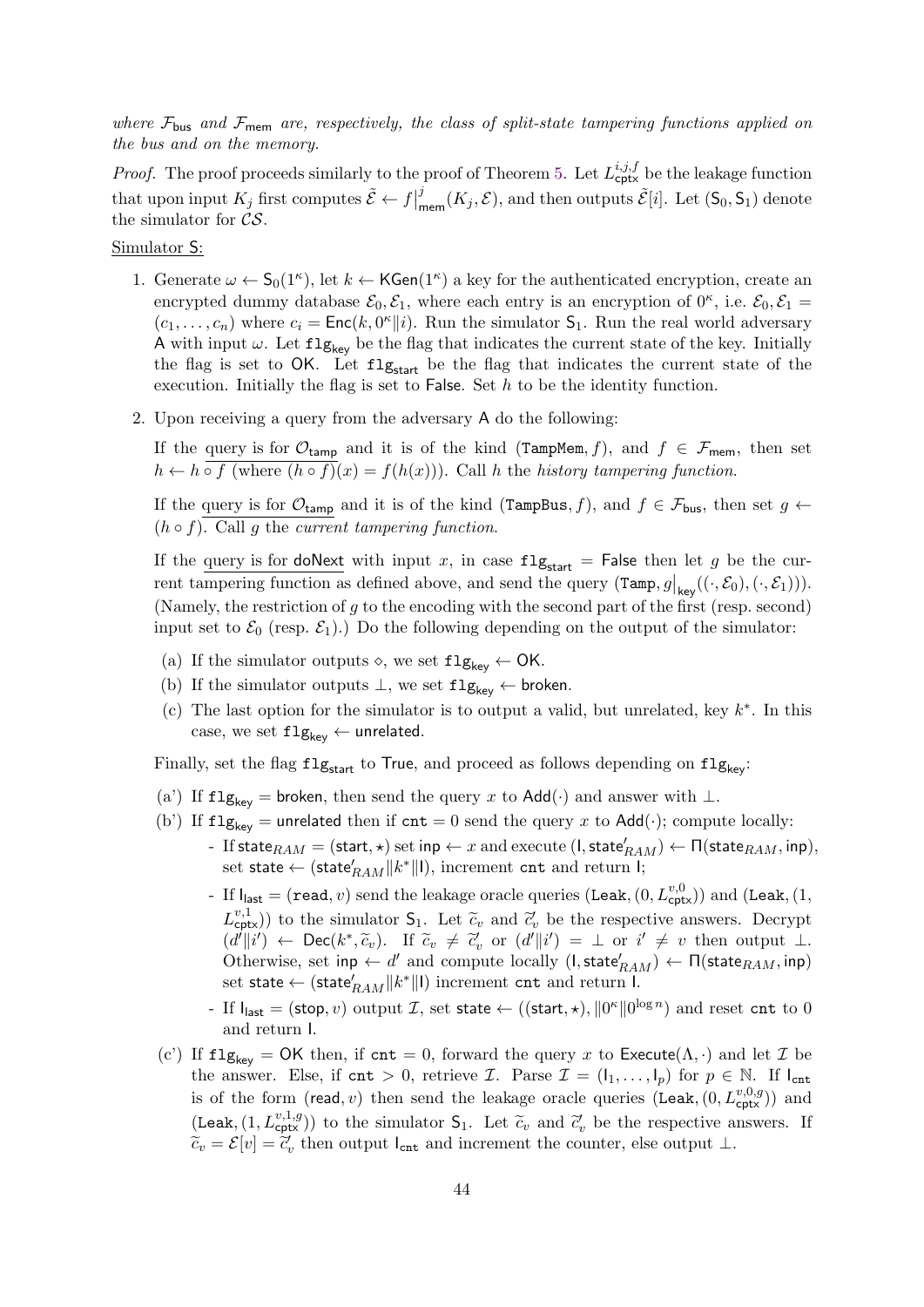*where $\mathcal{F}_{\mathsf{bus}}$ and $\mathcal{F}_{\mathsf{mem}}$ are, respectively, the class of split-state tampering functions applied on the bus and on the memory.*

*Proof.* The proof proceeds similarly to the proof of Theorem 5. Let $L^{i,j,f}_{\mathsf{cptx}}$ be the leakage function that upon input $K_j$ first computes $\tilde{\mathcal{E}} \leftarrow f\big|^{j}_{\mathsf{mem}}(K_j, \mathcal{E})$, and then outputs $\tilde{\mathcal{E}}[i]$. Let $(\mathsf{S}_0, \mathsf{S}_1)$ denote the simulator for $\mathcal{CS}$.

<u>Simulator $\mathsf{S}$:</u>

1. Generate $\omega \leftarrow \mathsf{S}_0(1^\kappa)$, let $k \leftarrow \mathsf{KGen}(1^\kappa)$ a key for the authenticated encryption, create an encrypted dummy database $\mathcal{E}_0, \mathcal{E}_1$, where each entry is an encryption of $0^\kappa$, i.e. $\mathcal{E}_0, \mathcal{E}_1 = (c_1, \dots, c_n)$ where $c_i = \mathsf{Enc}(k, 0^\kappa \| i)$. Run the simulator $\mathsf{S}_1$. Run the real world adversary $\mathsf{A}$ with input $\omega$. Let $\mathtt{flg}_{\mathsf{key}}$ be the flag that indicates the current state of the key. Initially the flag is set to $\mathsf{OK}$. Let $\mathtt{flg}_{\mathsf{start}}$ be the flag that indicates the current state of the execution. Initially the flag is set to $\mathsf{False}$. Set $h$ to be the identity function.

2. Upon receiving a query from the adversary $\mathsf{A}$ do the following:

   If the <u>query is for $\mathcal{O}_{\mathsf{tamp}}$</u> and it is of the kind $(\mathtt{TampMem}, f)$, and $f \in \mathcal{F}_{\mathsf{mem}}$, then set <u>$h \leftarrow h \circ f$ (where $(h \circ f)$</u>$(x) = f(h(x))$. Call $h$ the *history tampering function*.

   If the <u>query is for $\mathcal{O}_{\mathsf{tamp}}$</u> and it is of the kind $(\mathtt{TampBus}, f)$, and $f \in \mathcal{F}_{\mathsf{bus}}$, then set <u>$g \leftarrow (h \circ f)$</u>. Call $g$ the *current tampering function*.

   If the <u>query is for $\mathsf{doNext}$</u> with input $x$, in case $\mathtt{flg}_{\mathsf{start}} = \mathsf{False}$ then let $g$ be the current tampering function as defined above, and send the query $(\mathtt{Tamp}, g\big|_{\mathsf{key}}((\cdot, \mathcal{E}_0), (\cdot, \mathcal{E}_1)))$. (Namely, the restriction of $g$ to the encoding with the second part of the first (resp. second) input set to $\mathcal{E}_0$ (resp. $\mathcal{E}_1$).) Do the following depending on the output of the simulator:

   (a) If the simulator outputs $\diamond$, we set $\mathtt{flg}_{\mathsf{key}} \leftarrow \mathsf{OK}$.

   (b) If the simulator outputs $\perp$, we set $\mathtt{flg}_{\mathsf{key}} \leftarrow \mathsf{broken}$.

   (c) The last option for the simulator is to output a valid, but unrelated, key $k^*$. In this case, we set $\mathtt{flg}_{\mathsf{key}} \leftarrow \mathsf{unrelated}$.

   Finally, set the flag $\mathtt{flg}_{\mathsf{start}}$ to $\mathsf{True}$, and proceed as follows depending on $\mathtt{flg}_{\mathsf{key}}$:

   (a') If $\mathtt{flg}_{\mathsf{key}} = \mathsf{broken}$, then send the query $x$ to $\mathsf{Add}(\cdot)$ and answer with $\perp$.

   (b') If $\mathtt{flg}_{\mathsf{key}} = \mathsf{unrelated}$ then if $\mathtt{cnt} = 0$ send the query $x$ to $\mathsf{Add}(\cdot)$; compute locally:

   - If $\mathsf{state}_{RAM} = (\mathsf{start}, \star)$ set $\mathsf{inp} \leftarrow x$ and execute $(\mathsf{I}, \mathsf{state}'_{RAM}) \leftarrow \Pi(\mathsf{state}_{RAM}, \mathsf{inp})$, set $\mathsf{state} \leftarrow (\mathsf{state}'_{RAM} \| k^* \| \mathsf{I})$, increment $\mathtt{cnt}$ and return $\mathsf{I}$;
   - If $\mathsf{I}_{\mathsf{last}} = (\mathtt{read}, v)$ send the leakage oracle queries $(\mathtt{Leak}, (0, L^{v,0}_{\mathsf{cptx}}))$ and $(\mathtt{Leak}, (1, L^{v,1}_{\mathsf{cptx}}))$ to the simulator $\mathsf{S}_1$. Let $\widetilde{c}_v$ and $\widetilde{c}'_v$ be the respective answers. Decrypt $(d' \| i') \leftarrow \mathsf{Dec}(k^*, \widetilde{c}_v)$. If $\widetilde{c}_v \neq \widetilde{c}'_v$ or $(d' \| i') = \perp$ or $i' \neq v$ then output $\perp$. Otherwise, set $\mathsf{inp} \leftarrow d'$ and compute locally $(\mathsf{I}, \mathsf{state}'_{RAM}) \leftarrow \Pi(\mathsf{state}_{RAM}, \mathsf{inp})$ set $\mathsf{state} \leftarrow (\mathsf{state}'_{RAM} \| k^* \| \mathsf{I})$ increment $\mathtt{cnt}$ and return $\mathsf{I}$.
   - If $\mathsf{I}_{\mathsf{last}} = (\mathsf{stop}, v)$ output $\mathcal{I}$, set $\mathsf{state} \leftarrow ((\mathsf{start}, \star), \| 0^\kappa \| 0^{\log n})$ and reset $\mathtt{cnt}$ to $0$ and return $\mathsf{I}$.

   (c') If $\mathtt{flg}_{\mathsf{key}} = \mathsf{OK}$ then, if $\mathtt{cnt} = 0$, forward the query $x$ to $\mathsf{Execute}(\Lambda, \cdot)$ and let $\mathcal{I}$ be the answer. Else, if $\mathtt{cnt} > 0$, retrieve $\mathcal{I}$. Parse $\mathcal{I} = (\mathsf{I}_1, \dots, \mathsf{I}_p)$ for $p \in \mathbb{N}$. If $\mathsf{I}_{\mathtt{cnt}}$ is of the form $(\mathsf{read}, v)$ then send the leakage oracle queries $(\mathtt{Leak}, (0, L^{v,0,g}_{\mathsf{cptx}}))$ and $(\mathtt{Leak}, (1, L^{v,1,g}_{\mathsf{cptx}}))$ to the simulator $\mathsf{S}_1$. Let $\widetilde{c}_v$ and $\widetilde{c}'_v$ be the respective answers. If $\widetilde{c}_v = \mathcal{E}[v] = \widetilde{c}'_v$ then output $\mathsf{I}_{\mathtt{cnt}}$ and increment the counter, else output $\perp$.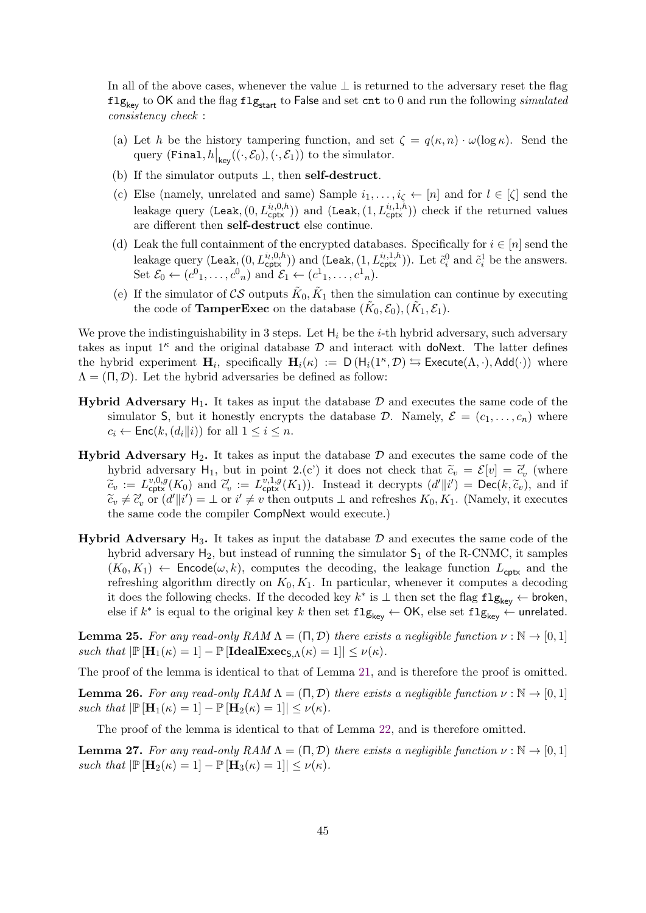In all of the above cases, whenever the value $\perp$ is returned to the adversary reset the flag $\mathtt{flg}_{\mathsf{key}}$ to $\mathsf{OK}$ and the flag $\mathtt{flg}_{\mathsf{start}}$ to $\mathsf{False}$ and set $\mathtt{cnt}$ to 0 and run the following *simulated consistency check* :

(a) Let $h$ be the history tampering function, and set $\zeta = q(\kappa, n) \cdot \omega(\log \kappa)$. Send the query $(\mathtt{Final}, h\big|_{\mathsf{key}}((\cdot, \mathcal{E}_0), (\cdot, \mathcal{E}_1))$ to the simulator.

(b) If the simulator outputs $\perp$, then **self-destruct**.

(c) Else (namely, unrelated and same) Sample $i_1, \dots, i_\zeta \leftarrow [n]$ and for $l \in [\zeta]$ send the leakage query $(\mathtt{Leak}, (0, L_{\mathsf{cptx}}^{i_l,0,h}))$ and $(\mathtt{Leak}, (1, L_{\mathsf{cptx}}^{i_l,1,h}))$ check if the returned values are different then **self-destruct** else continue.

(d) Leak the full containment of the encrypted databases. Specifically for $i \in [n]$ send the leakage query $(\mathtt{Leak}, (0, L_{\mathsf{cptx}}^{i_l,0,h}))$ and $(\mathtt{Leak}, (1, L_{\mathsf{cptx}}^{i_l,1,h}))$. Let $\tilde{c}_i^0$ and $\tilde{c}_i^1$ be the answers. Set $\mathcal{E}_0 \leftarrow ({c^0}_1, \dots, {c^0}_n)$ and $\mathcal{E}_1 \leftarrow ({c^1}_1, \dots, {c^1}_n)$.

(e) If the simulator of $\mathcal{CS}$ outputs $\tilde{K}_0, \tilde{K}_1$ then the simulation can continue by executing the code of **TamperExec** on the database $(\tilde{K}_0, \mathcal{E}_0), (\tilde{K}_1, \mathcal{E}_1)$.

We prove the indistinguishability in 3 steps. Let $\mathsf{H}_i$ be the $i$-th hybrid adversary, such adversary takes as input $1^\kappa$ and the original database $\mathcal{D}$ and interact with $\mathsf{doNext}$. The latter defines the hybrid experiment $\mathbf{H}_i$, specifically $\mathbf{H}_i(\kappa) := \mathsf{D}\left(\mathsf{H}_i(1^\kappa, \mathcal{D}) \leftrightarrows \mathsf{Execute}(\Lambda, \cdot), \mathsf{Add}(\cdot)\right)$ where $\Lambda = (\Pi, \mathcal{D})$. Let the hybrid adversaries be defined as follow:

**Hybrid Adversary $\mathsf{H}_1$.** It takes as input the database $\mathcal{D}$ and executes the same code of the simulator $\mathsf{S}$, but it honestly encrypts the database $\mathcal{D}$. Namely, $\mathcal{E} = (c_1, \dots, c_n)$ where $c_i \leftarrow \mathsf{Enc}(k, (d_i \| i))$ for all $1 \le i \le n$.

**Hybrid Adversary $\mathsf{H}_2$.** It takes as input the database $\mathcal{D}$ and executes the same code of the hybrid adversary $\mathsf{H}_1$, but in point 2.(c') it does not check that $\widetilde{c}_v = \mathcal{E}[v] = \widetilde{c}'_v$ (where $\widetilde{c}_v := L_{\mathsf{cptx}}^{v,0,g}(K_0)$ and $\widetilde{c}'_v := L_{\mathsf{cptx}}^{v,1,g}(K_1)$). Instead it decrypts $(d' \| i') = \mathsf{Dec}(k, \widetilde{c}_v)$, and if $\widetilde{c}_v \neq \widetilde{c}'_v$ or $(d' \| i') = \perp$ or $i' \neq v$ then outputs $\perp$ and refreshes $K_0, K_1$. (Namely, it executes the same code the compiler $\mathsf{CompNext}$ would execute.)

**Hybrid Adversary $\mathsf{H}_3$.** It takes as input the database $\mathcal{D}$ and executes the same code of the hybrid adversary $\mathsf{H}_2$, but instead of running the simulator $\mathsf{S}_1$ of the R-CNMC, it samples $(K_0, K_1) \leftarrow \mathsf{Encode}(\omega, k)$, computes the decoding, the leakage function $L_{\mathsf{cptx}}$ and the refreshing algorithm directly on $K_0, K_1$. In particular, whenever it computes a decoding it does the following checks. If the decoded key $k^*$ is $\perp$ then set the flag $\mathtt{flg}_{\mathsf{key}} \leftarrow \mathsf{broken}$, else if $k^*$ is equal to the original key $k$ then set $\mathtt{flg}_{\mathsf{key}} \leftarrow \mathsf{OK}$, else set $\mathtt{flg}_{\mathsf{key}} \leftarrow \mathsf{unrelated}$.

**Lemma 25.** *For any read-only RAM $\Lambda = (\Pi, \mathcal{D})$ there exists a negligible function $\nu : \mathbb{N} \to [0, 1]$ such that $|\mathbb{P}[\mathbf{H}_1(\kappa) = 1] - \mathbb{P}[\mathbf{IdealExec}_{\mathsf{S},\Lambda}(\kappa) = 1]| \le \nu(\kappa)$.*

The proof of the lemma is identical to that of Lemma 21, and is therefore the proof is omitted.

**Lemma 26.** *For any read-only RAM $\Lambda = (\Pi, \mathcal{D})$ there exists a negligible function $\nu : \mathbb{N} \to [0, 1]$ such that $|\mathbb{P}[\mathbf{H}_1(\kappa) = 1] - \mathbb{P}[\mathbf{H}_2(\kappa) = 1]| \le \nu(\kappa)$.*

The proof of the lemma is identical to that of Lemma 22, and is therefore omitted.

**Lemma 27.** *For any read-only RAM $\Lambda = (\Pi, \mathcal{D})$ there exists a negligible function $\nu : \mathbb{N} \to [0, 1]$ such that $|\mathbb{P}[\mathbf{H}_2(\kappa) = 1] - \mathbb{P}[\mathbf{H}_3(\kappa) = 1]| \le \nu(\kappa)$.*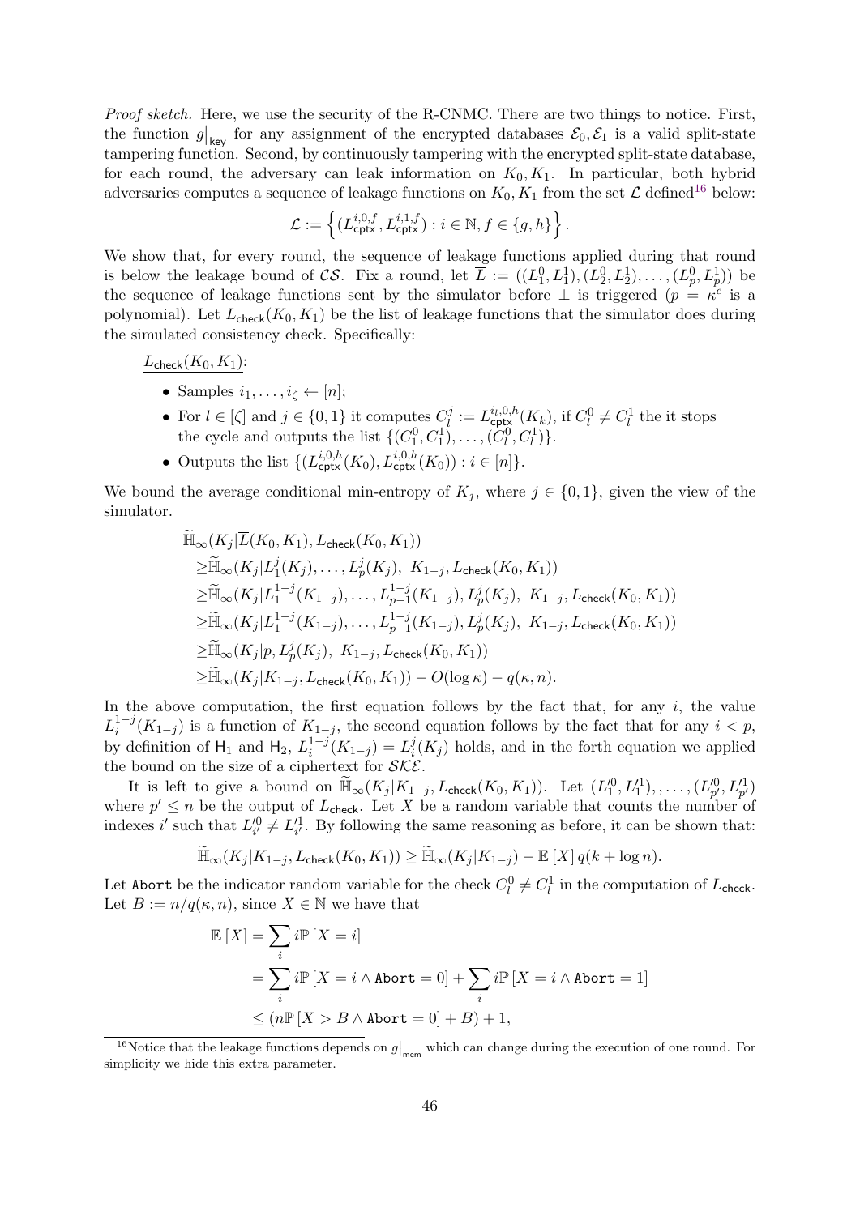*Proof sketch.* Here, we use the security of the R-CNMC. There are two things to notice. First, the function $g\big|_{\mathsf{key}}$ for any assignment of the encrypted databases $\mathcal{E}_0, \mathcal{E}_1$ is a valid split-state tampering function. Second, by continuously tampering with the encrypted split-state database, for each round, the adversary can leak information on $K_0, K_1$. In particular, both hybrid adversaries computes a sequence of leakage functions on $K_0, K_1$ from the set $\mathcal{L}$ defined[16] below:

$$\mathcal{L} := \left\{ (L^{i,0,f}_{\mathsf{cptx}}, L^{i,1,f}_{\mathsf{cptx}}) : i \in \mathbb{N}, f \in \{g, h\} \right\}.$$

We show that, for every round, the sequence of leakage functions applied during that round is below the leakage bound of $\mathcal{CS}$. Fix a round, let $\overline{L} := ((L^0_1, L^1_1), (L^0_2, L^1_2), \ldots, (L^0_p, L^1_p))$ be the sequence of leakage functions sent by the simulator before $\perp$ is triggered ($p = \kappa^c$ is a polynomial). Let $L_{\mathsf{check}}(K_0, K_1)$ be the list of leakage functions that the simulator does during the simulated consistency check. Specifically:

<u>$L_{\mathsf{check}}(K_0, K_1)$:</u>

- Samples $i_1, \ldots, i_\zeta \leftarrow [n]$;
- For $l \in [\zeta]$ and $j \in \{0, 1\}$ it computes $C^j_l := L^{i_l,0,h}_{\mathsf{cptx}}(K_k)$, if $C^0_l \neq C^1_l$ the it stops the cycle and outputs the list $\{(C^0_1, C^1_1), \ldots, (C^0_l, C^1_l)\}$.
- Outputs the list $\{(L^{i,0,h}_{\mathsf{cptx}}(K_0), L^{i,0,h}_{\mathsf{cptx}}(K_0)) : i \in [n]\}$.

We bound the average conditional min-entropy of $K_j$, where $j \in \{0, 1\}$, given the view of the simulator.

$$\begin{aligned}
&\widetilde{\mathbb{H}}_\infty(K_j | \overline{L}(K_0, K_1), L_{\mathsf{check}}(K_0, K_1)) \\
&\geq \widetilde{\mathbb{H}}_\infty(K_j | L^j_1(K_j), \ldots, L^j_p(K_j),\ K_{1-j}, L_{\mathsf{check}}(K_0, K_1)) \\
&\geq \widetilde{\mathbb{H}}_\infty(K_j | L^{1-j}_1(K_{1-j}), \ldots, L^{1-j}_{p-1}(K_{1-j}), L^j_p(K_j),\ K_{1-j}, L_{\mathsf{check}}(K_0, K_1)) \\
&\geq \widetilde{\mathbb{H}}_\infty(K_j | L^{1-j}_1(K_{1-j}), \ldots, L^{1-j}_{p-1}(K_{1-j}), L^j_p(K_j),\ K_{1-j}, L_{\mathsf{check}}(K_0, K_1)) \\
&\geq \widetilde{\mathbb{H}}_\infty(K_j | p, L^j_p(K_j),\ K_{1-j}, L_{\mathsf{check}}(K_0, K_1)) \\
&\geq \widetilde{\mathbb{H}}_\infty(K_j | K_{1-j}, L_{\mathsf{check}}(K_0, K_1)) - O(\log \kappa) - q(\kappa, n).
\end{aligned}$$

In the above computation, the first equation follows by the fact that, for any $i$, the value $L^{1-j}_i(K_{1-j})$ is a function of $K_{1-j}$, the second equation follows by the fact that for any $i < p$, by definition of $\mathsf{H}_1$ and $\mathsf{H}_2$, $L^{1-j}_i(K_{1-j}) = L^j_i(K_j)$ holds, and in the forth equation we applied the bound on the size of a ciphertext for $\mathcal{SKE}$.

It is left to give a bound on $\widetilde{\mathbb{H}}_\infty(K_j | K_{1-j}, L_{\mathsf{check}}(K_0, K_1))$. Let $(L'^0_1, L'^1_1), \ldots, (L'^0_{p'}, L'^1_{p'})$ where $p' \leq n$ be the output of $L_{\mathsf{check}}$. Let $X$ be a random variable that counts the number of indexes $i'$ such that $L'^0_{i'} \neq L'^1_{i'}$. By following the same reasoning as before, it can be shown that:

$$\widetilde{\mathbb{H}}_\infty(K_j | K_{1-j}, L_{\mathsf{check}}(K_0, K_1)) \geq \widetilde{\mathbb{H}}_\infty(K_j | K_{1-j}) - \mathbb{E}[X] \, q(k + \log n).$$

Let $\mathtt{Abort}$ be the indicator random variable for the check $C^0_l \neq C^1_l$ in the computation of $L_{\mathsf{check}}$. Let $B := n/q(\kappa, n)$, since $X \in \mathbb{N}$ we have that

$$\begin{aligned}
\mathbb{E}[X] &= \sum_i i \mathbb{P}[X = i] \\
&= \sum_i i \mathbb{P}[X = i \land \mathtt{Abort} = 0] + \sum_i i \mathbb{P}[X = i \land \mathtt{Abort} = 1] \\
&\leq (n \mathbb{P}[X > B \land \mathtt{Abort} = 0] + B) + 1,
\end{aligned}$$

[16] Notice that the leakage functions depends on $g\big|_{\mathsf{mem}}$ which can change during the execution of one round. For simplicity we hide this extra parameter.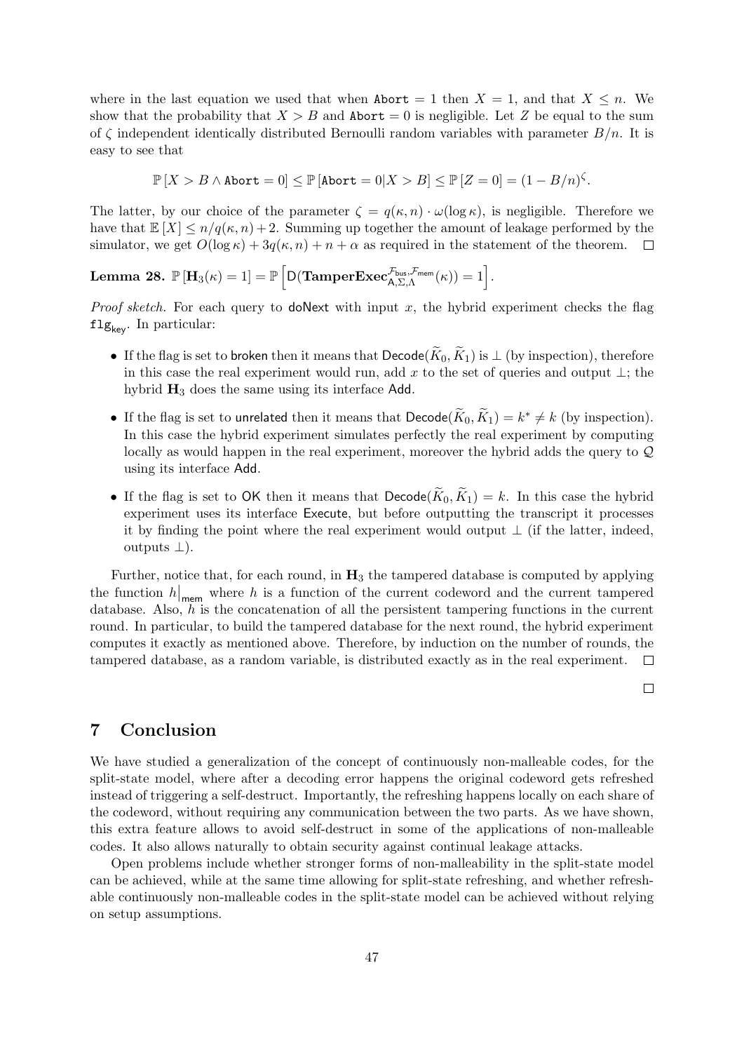where in the last equation we used that when $\texttt{Abort} = 1$ then $X = 1$, and that $X \leq n$. We show that the probability that $X > B$ and $\texttt{Abort} = 0$ is negligible. Let $Z$ be equal to the sum of $\zeta$ independent identically distributed Bernoulli random variables with parameter $B/n$. It is easy to see that

$$\mathbb{P}\left[X > B \wedge \texttt{Abort} = 0\right] \leq \mathbb{P}\left[\texttt{Abort} = 0 | X > B\right] \leq \mathbb{P}\left[Z = 0\right] = (1 - B/n)^{\zeta}.$$

The latter, by our choice of the parameter $\zeta = q(\kappa, n) \cdot \omega(\log \kappa)$, is negligible. Therefore we have that $\mathbb{E}\left[X\right] \leq n/q(\kappa, n) + 2$. Summing up together the amount of leakage performed by the simulator, we get $O(\log \kappa) + 3q(\kappa, n) + n + \alpha$ as required in the statement of the theorem. $\square$

**Lemma 28.** $\mathbb{P}\left[\mathbf{H}_3(\kappa) = 1\right] = \mathbb{P}\left[\mathsf{D}(\mathbf{TamperExec}^{\mathcal{F}_{\mathsf{bus}}, \mathcal{F}_{\mathsf{mem}}}_{\mathsf{A}, \Sigma, \Lambda}(\kappa)) = 1\right]$.

*Proof sketch.* For each query to $\mathsf{doNext}$ with input $x$, the hybrid experiment checks the flag $\texttt{flg}_{\mathsf{key}}$. In particular:

- If the flag is set to $\mathsf{broken}$ then it means that $\mathsf{Decode}(\widetilde{K}_0, \widetilde{K}_1)$ is $\perp$ (by inspection), therefore in this case the real experiment would run, add $x$ to the set of queries and output $\perp$; the hybrid $\mathbf{H}_3$ does the same using its interface $\mathsf{Add}$.
- If the flag is set to $\mathsf{unrelated}$ then it means that $\mathsf{Decode}(\widetilde{K}_0, \widetilde{K}_1) = k^* \neq k$ (by inspection). In this case the hybrid experiment simulates perfectly the real experiment by computing locally as would happen in the real experiment, moreover the hybrid adds the query to $\mathcal{Q}$ using its interface $\mathsf{Add}$.
- If the flag is set to $\mathsf{OK}$ then it means that $\mathsf{Decode}(\widetilde{K}_0, \widetilde{K}_1) = k$. In this case the hybrid experiment uses its interface $\mathsf{Execute}$, but before outputting the transcript it processes it by finding the point where the real experiment would output $\perp$ (if the latter, indeed, outputs $\perp$).

Further, notice that, for each round, in $\mathbf{H}_3$ the tampered database is computed by applying the function $h\big|_{\mathsf{mem}}$ where $h$ is a function of the current codeword and the current tampered database. Also, $h$ is the concatenation of all the persistent tampering functions in the current round. In particular, to build the tampered database for the next round, the hybrid experiment computes it exactly as mentioned above. Therefore, by induction on the number of rounds, the tampered database, as a random variable, is distributed exactly as in the real experiment. $\square$

$\square$

# 7 Conclusion

We have studied a generalization of the concept of continuously non-malleable codes, for the split-state model, where after a decoding error happens the original codeword gets refreshed instead of triggering a self-destruct. Importantly, the refreshing happens locally on each share of the codeword, without requiring any communication between the two parts. As we have shown, this extra feature allows to avoid self-destruct in some of the applications of non-malleable codes. It also allows naturally to obtain security against continual leakage attacks.

Open problems include whether stronger forms of non-malleability in the split-state model can be achieved, while at the same time allowing for split-state refreshing, and whether refreshable continuously non-malleable codes in the split-state model can be achieved without relying on setup assumptions.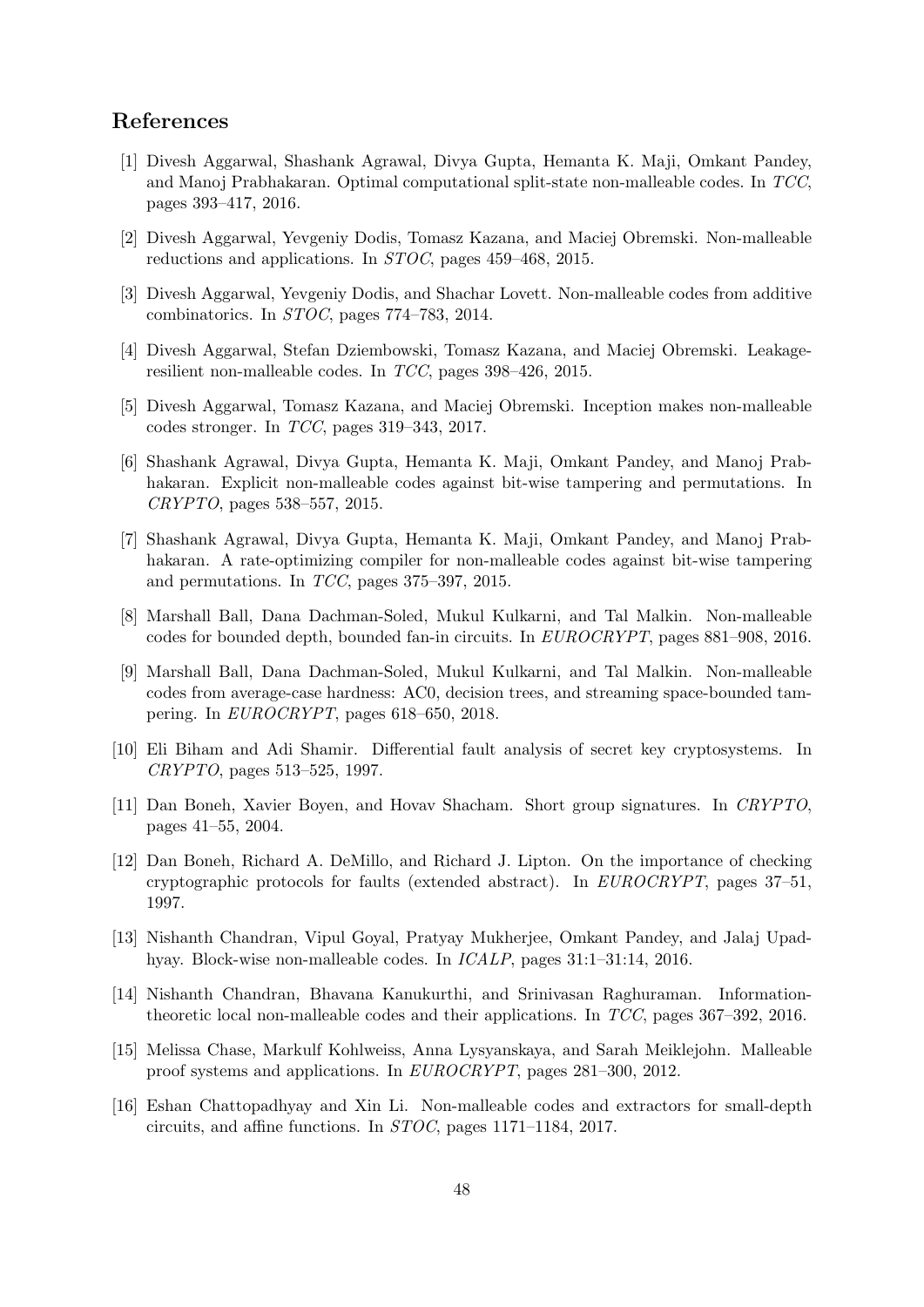## References

[1] Divesh Aggarwal, Shashank Agrawal, Divya Gupta, Hemanta K. Maji, Omkant Pandey, and Manoj Prabhakaran. Optimal computational split-state non-malleable codes. In *TCC*, pages 393–417, 2016.

[2] Divesh Aggarwal, Yevgeniy Dodis, Tomasz Kazana, and Maciej Obremski. Non-malleable reductions and applications. In *STOC*, pages 459–468, 2015.

[3] Divesh Aggarwal, Yevgeniy Dodis, and Shachar Lovett. Non-malleable codes from additive combinatorics. In *STOC*, pages 774–783, 2014.

[4] Divesh Aggarwal, Stefan Dziembowski, Tomasz Kazana, and Maciej Obremski. Leakage-resilient non-malleable codes. In *TCC*, pages 398–426, 2015.

[5] Divesh Aggarwal, Tomasz Kazana, and Maciej Obremski. Inception makes non-malleable codes stronger. In *TCC*, pages 319–343, 2017.

[6] Shashank Agrawal, Divya Gupta, Hemanta K. Maji, Omkant Pandey, and Manoj Prabhakaran. Explicit non-malleable codes against bit-wise tampering and permutations. In *CRYPTO*, pages 538–557, 2015.

[7] Shashank Agrawal, Divya Gupta, Hemanta K. Maji, Omkant Pandey, and Manoj Prabhakaran. A rate-optimizing compiler for non-malleable codes against bit-wise tampering and permutations. In *TCC*, pages 375–397, 2015.

[8] Marshall Ball, Dana Dachman-Soled, Mukul Kulkarni, and Tal Malkin. Non-malleable codes for bounded depth, bounded fan-in circuits. In *EUROCRYPT*, pages 881–908, 2016.

[9] Marshall Ball, Dana Dachman-Soled, Mukul Kulkarni, and Tal Malkin. Non-malleable codes from average-case hardness: AC0, decision trees, and streaming space-bounded tampering. In *EUROCRYPT*, pages 618–650, 2018.

[10] Eli Biham and Adi Shamir. Differential fault analysis of secret key cryptosystems. In *CRYPTO*, pages 513–525, 1997.

[11] Dan Boneh, Xavier Boyen, and Hovav Shacham. Short group signatures. In *CRYPTO*, pages 41–55, 2004.

[12] Dan Boneh, Richard A. DeMillo, and Richard J. Lipton. On the importance of checking cryptographic protocols for faults (extended abstract). In *EUROCRYPT*, pages 37–51, 1997.

[13] Nishanth Chandran, Vipul Goyal, Pratyay Mukherjee, Omkant Pandey, and Jalaj Upadhyay. Block-wise non-malleable codes. In *ICALP*, pages 31:1–31:14, 2016.

[14] Nishanth Chandran, Bhavana Kanukurthi, and Srinivasan Raghuraman. Information-theoretic local non-malleable codes and their applications. In *TCC*, pages 367–392, 2016.

[15] Melissa Chase, Markulf Kohlweiss, Anna Lysyanskaya, and Sarah Meiklejohn. Malleable proof systems and applications. In *EUROCRYPT*, pages 281–300, 2012.

[16] Eshan Chattopadhyay and Xin Li. Non-malleable codes and extractors for small-depth circuits, and affine functions. In *STOC*, pages 1171–1184, 2017.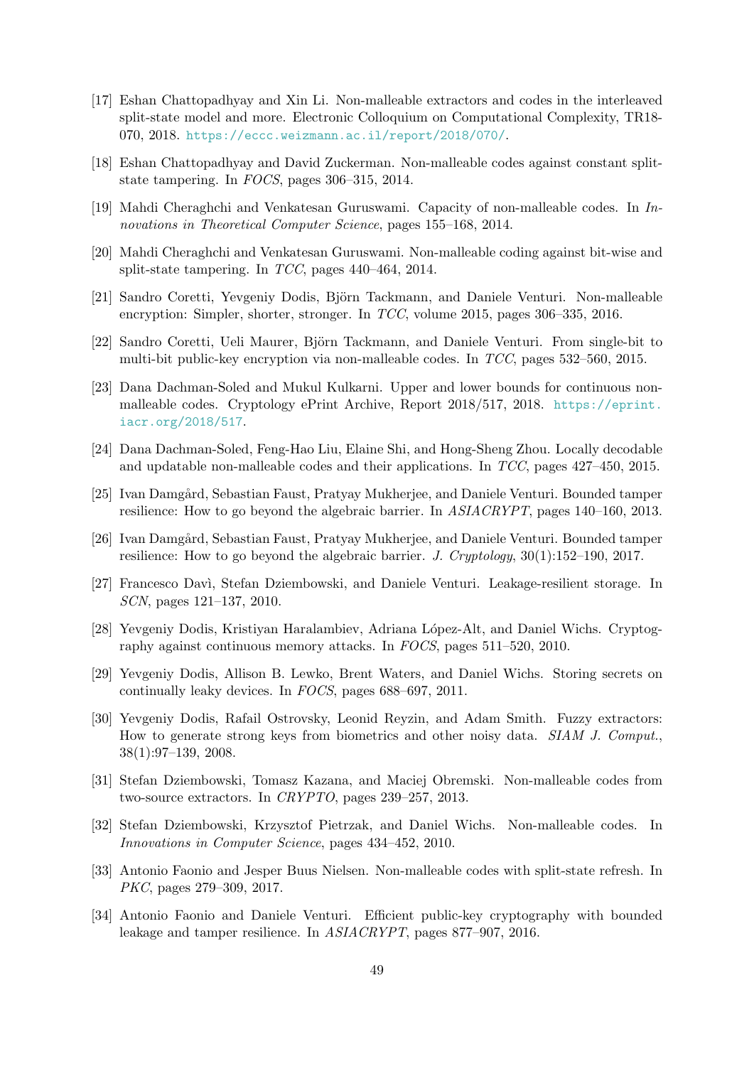[17] Eshan Chattopadhyay and Xin Li. Non-malleable extractors and codes in the interleaved split-state model and more. Electronic Colloquium on Computational Complexity, TR18-070, 2018. https://eccc.weizmann.ac.il/report/2018/070/.

[18] Eshan Chattopadhyay and David Zuckerman. Non-malleable codes against constant split-state tampering. In *FOCS*, pages 306–315, 2014.

[19] Mahdi Cheraghchi and Venkatesan Guruswami. Capacity of non-malleable codes. In *Innovations in Theoretical Computer Science*, pages 155–168, 2014.

[20] Mahdi Cheraghchi and Venkatesan Guruswami. Non-malleable coding against bit-wise and split-state tampering. In *TCC*, pages 440–464, 2014.

[21] Sandro Coretti, Yevgeniy Dodis, Björn Tackmann, and Daniele Venturi. Non-malleable encryption: Simpler, shorter, stronger. In *TCC*, volume 2015, pages 306–335, 2016.

[22] Sandro Coretti, Ueli Maurer, Björn Tackmann, and Daniele Venturi. From single-bit to multi-bit public-key encryption via non-malleable codes. In *TCC*, pages 532–560, 2015.

[23] Dana Dachman-Soled and Mukul Kulkarni. Upper and lower bounds for continuous non-malleable codes. Cryptology ePrint Archive, Report 2018/517, 2018. https://eprint.iacr.org/2018/517.

[24] Dana Dachman-Soled, Feng-Hao Liu, Elaine Shi, and Hong-Sheng Zhou. Locally decodable and updatable non-malleable codes and their applications. In *TCC*, pages 427–450, 2015.

[25] Ivan Damgård, Sebastian Faust, Pratyay Mukherjee, and Daniele Venturi. Bounded tamper resilience: How to go beyond the algebraic barrier. In *ASIACRYPT*, pages 140–160, 2013.

[26] Ivan Damgård, Sebastian Faust, Pratyay Mukherjee, and Daniele Venturi. Bounded tamper resilience: How to go beyond the algebraic barrier. *J. Cryptology*, 30(1):152–190, 2017.

[27] Francesco Davì, Stefan Dziembowski, and Daniele Venturi. Leakage-resilient storage. In *SCN*, pages 121–137, 2010.

[28] Yevgeniy Dodis, Kristiyan Haralambiev, Adriana López-Alt, and Daniel Wichs. Cryptography against continuous memory attacks. In *FOCS*, pages 511–520, 2010.

[29] Yevgeniy Dodis, Allison B. Lewko, Brent Waters, and Daniel Wichs. Storing secrets on continually leaky devices. In *FOCS*, pages 688–697, 2011.

[30] Yevgeniy Dodis, Rafail Ostrovsky, Leonid Reyzin, and Adam Smith. Fuzzy extractors: How to generate strong keys from biometrics and other noisy data. *SIAM J. Comput.*, 38(1):97–139, 2008.

[31] Stefan Dziembowski, Tomasz Kazana, and Maciej Obremski. Non-malleable codes from two-source extractors. In *CRYPTO*, pages 239–257, 2013.

[32] Stefan Dziembowski, Krzysztof Pietrzak, and Daniel Wichs. Non-malleable codes. In *Innovations in Computer Science*, pages 434–452, 2010.

[33] Antonio Faonio and Jesper Buus Nielsen. Non-malleable codes with split-state refresh. In *PKC*, pages 279–309, 2017.

[34] Antonio Faonio and Daniele Venturi. Efficient public-key cryptography with bounded leakage and tamper resilience. In *ASIACRYPT*, pages 877–907, 2016.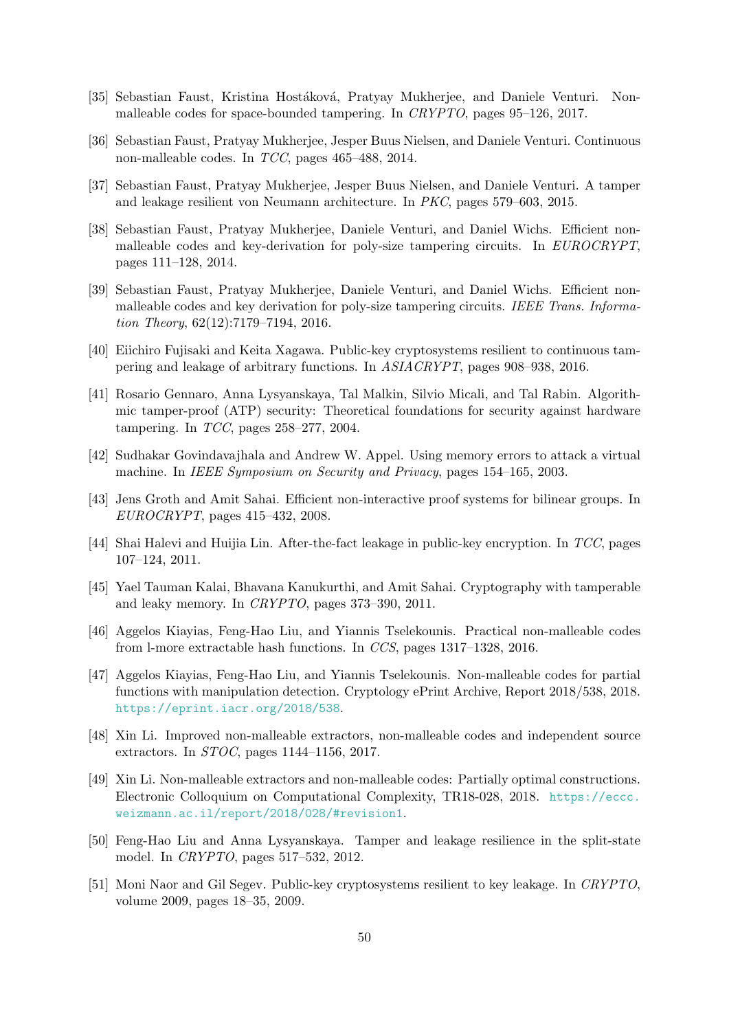[35] Sebastian Faust, Kristina Hostáková, Pratyay Mukherjee, and Daniele Venturi. Non-malleable codes for space-bounded tampering. In *CRYPTO*, pages 95–126, 2017.

[36] Sebastian Faust, Pratyay Mukherjee, Jesper Buus Nielsen, and Daniele Venturi. Continuous non-malleable codes. In *TCC*, pages 465–488, 2014.

[37] Sebastian Faust, Pratyay Mukherjee, Jesper Buus Nielsen, and Daniele Venturi. A tamper and leakage resilient von Neumann architecture. In *PKC*, pages 579–603, 2015.

[38] Sebastian Faust, Pratyay Mukherjee, Daniele Venturi, and Daniel Wichs. Efficient non-malleable codes and key-derivation for poly-size tampering circuits. In *EUROCRYPT*, pages 111–128, 2014.

[39] Sebastian Faust, Pratyay Mukherjee, Daniele Venturi, and Daniel Wichs. Efficient non-malleable codes and key derivation for poly-size tampering circuits. *IEEE Trans. Information Theory*, 62(12):7179–7194, 2016.

[40] Eiichiro Fujisaki and Keita Xagawa. Public-key cryptosystems resilient to continuous tampering and leakage of arbitrary functions. In *ASIACRYPT*, pages 908–938, 2016.

[41] Rosario Gennaro, Anna Lysyanskaya, Tal Malkin, Silvio Micali, and Tal Rabin. Algorithmic tamper-proof (ATP) security: Theoretical foundations for security against hardware tampering. In *TCC*, pages 258–277, 2004.

[42] Sudhakar Govindavajhala and Andrew W. Appel. Using memory errors to attack a virtual machine. In *IEEE Symposium on Security and Privacy*, pages 154–165, 2003.

[43] Jens Groth and Amit Sahai. Efficient non-interactive proof systems for bilinear groups. In *EUROCRYPT*, pages 415–432, 2008.

[44] Shai Halevi and Huijia Lin. After-the-fact leakage in public-key encryption. In *TCC*, pages 107–124, 2011.

[45] Yael Tauman Kalai, Bhavana Kanukurthi, and Amit Sahai. Cryptography with tamperable and leaky memory. In *CRYPTO*, pages 373–390, 2011.

[46] Aggelos Kiayias, Feng-Hao Liu, and Yiannis Tselekounis. Practical non-malleable codes from l-more extractable hash functions. In *CCS*, pages 1317–1328, 2016.

[47] Aggelos Kiayias, Feng-Hao Liu, and Yiannis Tselekounis. Non-malleable codes for partial functions with manipulation detection. Cryptology ePrint Archive, Report 2018/538, 2018. https://eprint.iacr.org/2018/538.

[48] Xin Li. Improved non-malleable extractors, non-malleable codes and independent source extractors. In *STOC*, pages 1144–1156, 2017.

[49] Xin Li. Non-malleable extractors and non-malleable codes: Partially optimal constructions. Electronic Colloquium on Computational Complexity, TR18-028, 2018. https://eccc.weizmann.ac.il/report/2018/028/#revision1.

[50] Feng-Hao Liu and Anna Lysyanskaya. Tamper and leakage resilience in the split-state model. In *CRYPTO*, pages 517–532, 2012.

[51] Moni Naor and Gil Segev. Public-key cryptosystems resilient to key leakage. In *CRYPTO*, volume 2009, pages 18–35, 2009.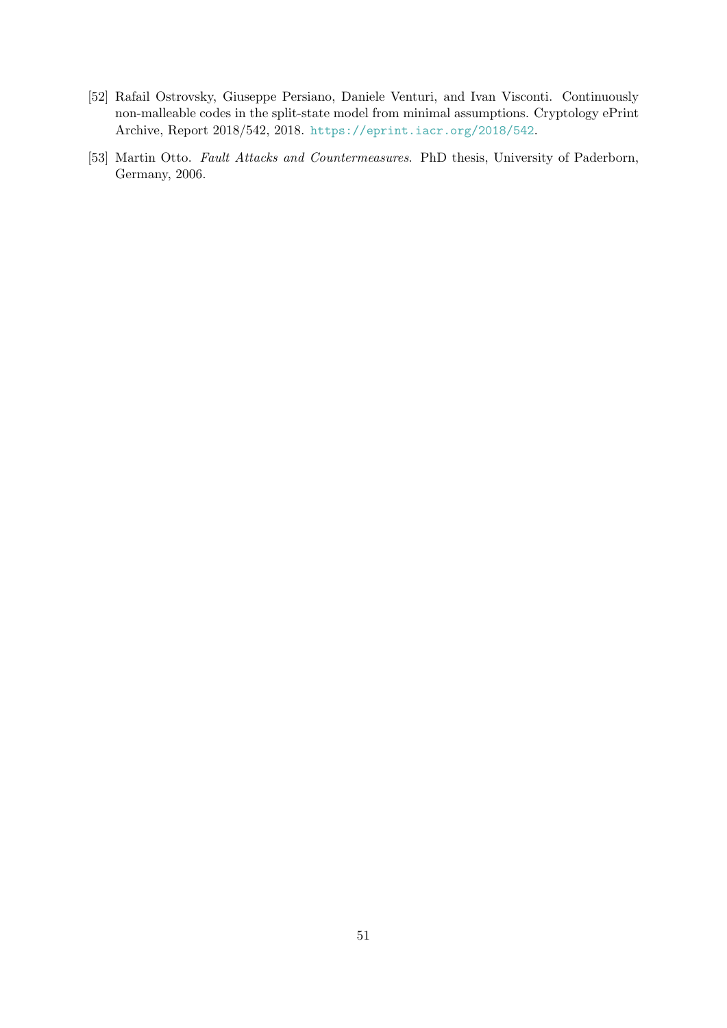[52] Rafail Ostrovsky, Giuseppe Persiano, Daniele Venturi, and Ivan Visconti. Continuously non-malleable codes in the split-state model from minimal assumptions. Cryptology ePrint Archive, Report 2018/542, 2018. https://eprint.iacr.org/2018/542.

[53] Martin Otto. *Fault Attacks and Countermeasures*. PhD thesis, University of Paderborn, Germany, 2006.